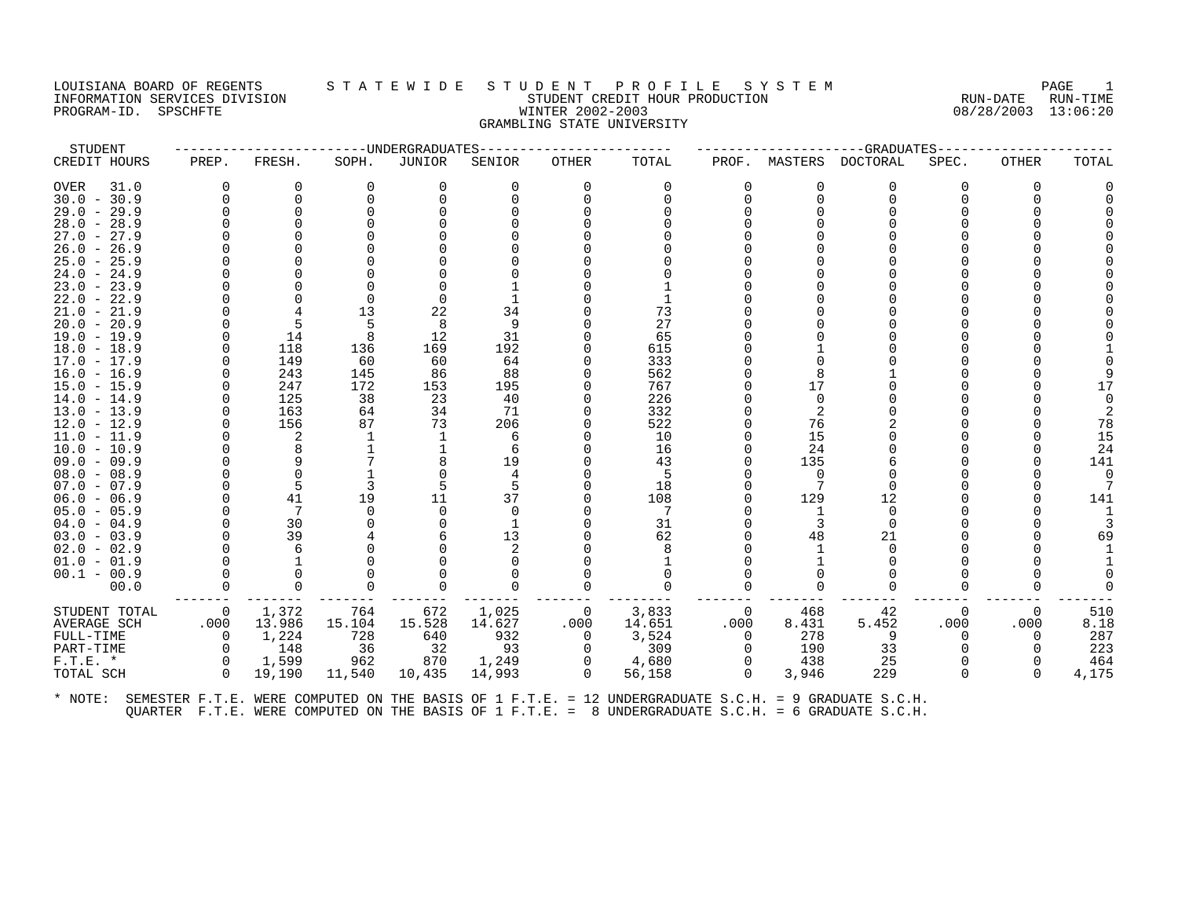LOUISIANA BOARD OF REGENTS — STATEWIDE STUDENT PROFILE SYSTEM
INFORMATION SERVICES DIVISION — STUDENT CREDIT HOUR PRODUCTION — RUN-DATE 08/28/2003 RUN-TIME 13:06:20
PROGRAM-ID. SPSCHFTE — WINTER 2002-2003

GRAMBLING STATE UNIVERSITY

| STUDENT | UNDERGRADUATES | | | | | | | GRADUATES | | | | | | |
|---|---|---|---|---|---|---|---|---|---|---|---|---|---|---|
| CREDIT HOURS | PREP. | FRESH. | SOPH. | JUNIOR | SENIOR | OTHER | TOTAL | PROF. | MASTERS | DOCTORAL | SPEC. | OTHER | TOTAL |
| OVER 31.0 | 0 | 0 | 0 | 0 | 0 | 0 | 0 | 0 | 0 | 0 | 0 | 0 | 0 |
| 30.0 - 30.9 | 0 | 0 | 0 | 0 | 0 | 0 | 0 | 0 | 0 | 0 | 0 | 0 | 0 |
| 29.0 - 29.9 | 0 | 0 | 0 | 0 | 0 | 0 | 0 | 0 | 0 | 0 | 0 | 0 | 0 |
| 28.0 - 28.9 | 0 | 0 | 0 | 0 | 0 | 0 | 0 | 0 | 0 | 0 | 0 | 0 | 0 |
| 27.0 - 27.9 | 0 | 0 | 0 | 0 | 0 | 0 | 0 | 0 | 0 | 0 | 0 | 0 | 0 |
| 26.0 - 26.9 | 0 | 0 | 0 | 0 | 0 | 0 | 0 | 0 | 0 | 0 | 0 | 0 | 0 |
| 25.0 - 25.9 | 0 | 0 | 0 | 0 | 0 | 0 | 0 | 0 | 0 | 0 | 0 | 0 | 0 |
| 24.0 - 24.9 | 0 | 0 | 0 | 0 | 0 | 0 | 0 | 0 | 0 | 0 | 0 | 0 | 0 |
| 23.0 - 23.9 | 0 | 0 | 0 | 0 | 1 | 0 | 1 | 0 | 0 | 0 | 0 | 0 | 0 |
| 22.0 - 22.9 | 0 | 0 | 0 | 0 | 1 | 0 | 1 | 0 | 0 | 0 | 0 | 0 | 0 |
| 21.0 - 21.9 | 0 | 4 | 13 | 22 | 34 | 0 | 73 | 0 | 0 | 0 | 0 | 0 | 0 |
| 20.0 - 20.9 | 0 | 5 | 5 | 8 | 9 | 0 | 27 | 0 | 0 | 0 | 0 | 0 | 0 |
| 19.0 - 19.9 | 0 | 14 | 8 | 12 | 31 | 0 | 65 | 0 | 0 | 0 | 0 | 0 | 0 |
| 18.0 - 18.9 | 0 | 118 | 136 | 169 | 192 | 0 | 615 | 0 | 1 | 0 | 0 | 0 | 1 |
| 17.0 - 17.9 | 0 | 149 | 60 | 60 | 64 | 0 | 333 | 0 | 0 | 0 | 0 | 0 | 0 |
| 16.0 - 16.9 | 0 | 243 | 145 | 86 | 88 | 0 | 562 | 0 | 8 | 1 | 0 | 0 | 9 |
| 15.0 - 15.9 | 0 | 247 | 172 | 153 | 195 | 0 | 767 | 0 | 17 | 0 | 0 | 0 | 17 |
| 14.0 - 14.9 | 0 | 125 | 38 | 23 | 40 | 0 | 226 | 0 | 0 | 0 | 0 | 0 | 0 |
| 13.0 - 13.9 | 0 | 163 | 64 | 34 | 71 | 0 | 332 | 0 | 2 | 0 | 0 | 0 | 2 |
| 12.0 - 12.9 | 0 | 156 | 87 | 73 | 206 | 0 | 522 | 0 | 76 | 2 | 0 | 0 | 78 |
| 11.0 - 11.9 | 0 | 2 | 1 | 1 | 6 | 0 | 10 | 0 | 15 | 0 | 0 | 0 | 15 |
| 10.0 - 10.9 | 0 | 8 | 1 | 1 | 6 | 0 | 16 | 0 | 24 | 0 | 0 | 0 | 24 |
| 09.0 - 09.9 | 0 | 9 | 7 | 8 | 19 | 0 | 43 | 0 | 135 | 6 | 0 | 0 | 141 |
| 08.0 - 08.9 | 0 | 0 | 1 | 0 | 4 | 0 | 5 | 0 | 0 | 0 | 0 | 0 | 0 |
| 07.0 - 07.9 | 0 | 5 | 3 | 5 | 5 | 0 | 18 | 0 | 7 | 0 | 0 | 0 | 7 |
| 06.0 - 06.9 | 0 | 41 | 19 | 11 | 37 | 0 | 108 | 0 | 129 | 12 | 0 | 0 | 141 |
| 05.0 - 05.9 | 0 | 7 | 0 | 0 | 0 | 0 | 7 | 0 | 1 | 0 | 0 | 0 | 1 |
| 04.0 - 04.9 | 0 | 30 | 0 | 0 | 1 | 0 | 31 | 0 | 3 | 0 | 0 | 0 | 3 |
| 03.0 - 03.9 | 0 | 39 | 4 | 6 | 13 | 0 | 62 | 0 | 48 | 21 | 0 | 0 | 69 |
| 02.0 - 02.9 | 0 | 6 | 0 | 0 | 2 | 0 | 8 | 0 | 1 | 0 | 0 | 0 | 1 |
| 01.0 - 01.9 | 0 | 1 | 0 | 0 | 0 | 0 | 1 | 0 | 1 | 0 | 0 | 0 | 1 |
| 00.1 - 00.9 | 0 | 0 | 0 | 0 | 0 | 0 | 0 | 0 | 0 | 0 | 0 | 0 | 0 |
| 00.0 | 0 | 0 | 0 | 0 | 0 | 0 | 0 | 0 | 0 | 0 | 0 | 0 | 0 |
| STUDENT TOTAL | 0 | 1,372 | 764 | 672 | 1,025 | 0 | 3,833 | 0 | 468 | 42 | 0 | 0 | 510 |
| AVERAGE SCH | .000 | 13.986 | 15.104 | 15.528 | 14.627 | .000 | 14.651 | .000 | 8.431 | 5.452 | .000 | .000 | 8.18 |
| FULL-TIME | 0 | 1,224 | 728 | 640 | 932 | 0 | 3,524 | 0 | 278 | 9 | 0 | 0 | 287 |
| PART-TIME | 0 | 148 | 36 | 32 | 93 | 0 | 309 | 0 | 190 | 33 | 0 | 0 | 223 |
| F.T.E. * | 0 | 1,599 | 962 | 870 | 1,249 | 0 | 4,680 | 0 | 438 | 25 | 0 | 0 | 464 |
| TOTAL SCH | 0 | 19,190 | 11,540 | 10,435 | 14,993 | 0 | 56,158 | 0 | 3,946 | 229 | 0 | 0 | 4,175 |

* NOTE: SEMESTER F.T.E. WERE COMPUTED ON THE BASIS OF 1 F.T.E. = 12 UNDERGRADUATE S.C.H. = 9 GRADUATE S.C.H.
QUARTER F.T.E. WERE COMPUTED ON THE BASIS OF 1 F.T.E. = 8 UNDERGRADUATE S.C.H. = 6 GRADUATE S.C.H.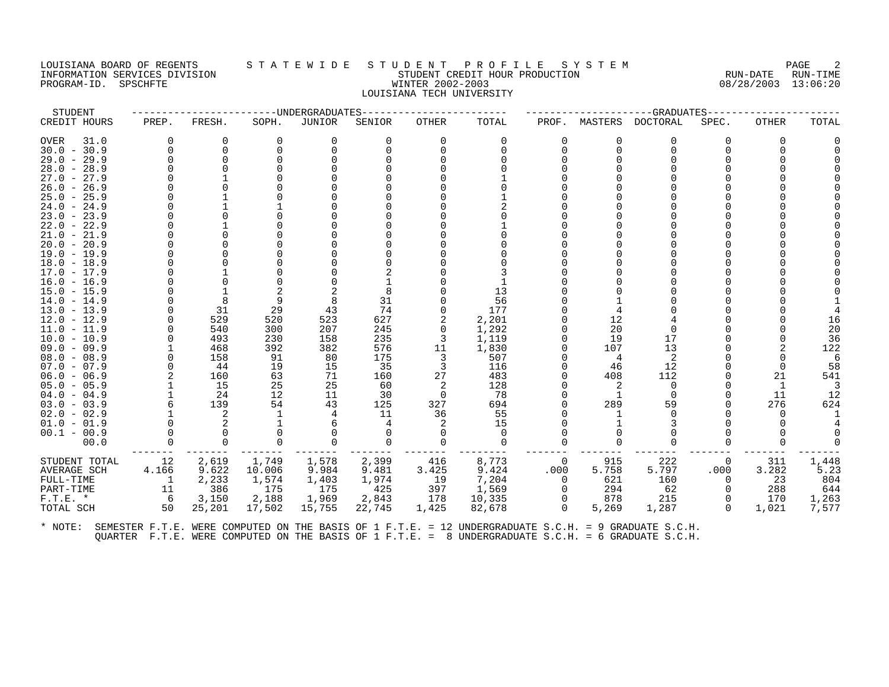LOUISIANA BOARD OF REGENTS — STATEWIDE STUDENT PROFILE SYSTEM
INFORMATION SERVICES DIVISION — STUDENT CREDIT HOUR PRODUCTION — RUN-DATE 08/28/2003 RUN-TIME 13:06:20
PROGRAM-ID. SPSCHFTE — WINTER 2002-2003

LOUISIANA TECH UNIVERSITY

| STUDENT | UNDERGRADUATES | | | | | | | GRADUATES | | | | | |
|---|---|---|---|---|---|---|---|---|---|---|---|---|---|
| CREDIT HOURS | PREP. | FRESH. | SOPH. | JUNIOR | SENIOR | OTHER | TOTAL | PROF. | MASTERS | DOCTORAL | SPEC. | OTHER | TOTAL |
| OVER 31.0 | 0 | 0 | 0 | 0 | 0 | 0 | 0 | 0 | 0 | 0 | 0 | 0 | 0 |
| 30.0 - 30.9 | 0 | 0 | 0 | 0 | 0 | 0 | 0 | 0 | 0 | 0 | 0 | 0 | 0 |
| 29.0 - 29.9 | 0 | 0 | 0 | 0 | 0 | 0 | 0 | 0 | 0 | 0 | 0 | 0 | 0 |
| 28.0 - 28.9 | 0 | 0 | 0 | 0 | 0 | 0 | 0 | 0 | 0 | 0 | 0 | 0 | 0 |
| 27.0 - 27.9 | 0 | 1 | 0 | 0 | 0 | 0 | 1 | 0 | 0 | 0 | 0 | 0 | 0 |
| 26.0 - 26.9 | 0 | 0 | 0 | 0 | 0 | 0 | 0 | 0 | 0 | 0 | 0 | 0 | 0 |
| 25.0 - 25.9 | 0 | 1 | 0 | 0 | 0 | 0 | 1 | 0 | 0 | 0 | 0 | 0 | 0 |
| 24.0 - 24.9 | 0 | 1 | 1 | 0 | 0 | 0 | 2 | 0 | 0 | 0 | 0 | 0 | 0 |
| 23.0 - 23.9 | 0 | 0 | 0 | 0 | 0 | 0 | 0 | 0 | 0 | 0 | 0 | 0 | 0 |
| 22.0 - 22.9 | 0 | 1 | 0 | 0 | 0 | 0 | 1 | 0 | 0 | 0 | 0 | 0 | 0 |
| 21.0 - 21.9 | 0 | 0 | 0 | 0 | 0 | 0 | 0 | 0 | 0 | 0 | 0 | 0 | 0 |
| 20.0 - 20.9 | 0 | 0 | 0 | 0 | 0 | 0 | 0 | 0 | 0 | 0 | 0 | 0 | 0 |
| 19.0 - 19.9 | 0 | 0 | 0 | 0 | 0 | 0 | 0 | 0 | 0 | 0 | 0 | 0 | 0 |
| 18.0 - 18.9 | 0 | 0 | 0 | 0 | 0 | 0 | 0 | 0 | 0 | 0 | 0 | 0 | 0 |
| 17.0 - 17.9 | 0 | 1 | 0 | 0 | 2 | 0 | 3 | 0 | 0 | 0 | 0 | 0 | 0 |
| 16.0 - 16.9 | 0 | 0 | 0 | 0 | 1 | 0 | 1 | 0 | 0 | 0 | 0 | 0 | 0 |
| 15.0 - 15.9 | 0 | 1 | 2 | 2 | 8 | 0 | 13 | 0 | 0 | 0 | 0 | 0 | 0 |
| 14.0 - 14.9 | 0 | 8 | 9 | 8 | 31 | 0 | 56 | 0 | 1 | 0 | 0 | 0 | 1 |
| 13.0 - 13.9 | 0 | 31 | 29 | 43 | 74 | 0 | 177 | 0 | 4 | 0 | 0 | 0 | 4 |
| 12.0 - 12.9 | 0 | 529 | 520 | 523 | 627 | 2 | 2,201 | 0 | 12 | 4 | 0 | 0 | 16 |
| 11.0 - 11.9 | 0 | 540 | 300 | 207 | 245 | 0 | 1,292 | 0 | 20 | 0 | 0 | 0 | 20 |
| 10.0 - 10.9 | 0 | 493 | 230 | 158 | 235 | 3 | 1,119 | 0 | 19 | 17 | 0 | 0 | 36 |
| 09.0 - 09.9 | 1 | 468 | 392 | 382 | 576 | 11 | 1,830 | 0 | 107 | 13 | 0 | 2 | 122 |
| 08.0 - 08.9 | 0 | 158 | 91 | 80 | 175 | 3 | 507 | 0 | 4 | 2 | 0 | 0 | 6 |
| 07.0 - 07.9 | 0 | 44 | 19 | 15 | 35 | 3 | 116 | 0 | 46 | 12 | 0 | 0 | 58 |
| 06.0 - 06.9 | 2 | 160 | 63 | 71 | 160 | 27 | 483 | 0 | 408 | 112 | 0 | 21 | 541 |
| 05.0 - 05.9 | 1 | 15 | 25 | 25 | 60 | 2 | 128 | 0 | 2 | 0 | 0 | 1 | 3 |
| 04.0 - 04.9 | 1 | 24 | 12 | 11 | 30 | 0 | 78 | 0 | 1 | 0 | 0 | 11 | 12 |
| 03.0 - 03.9 | 6 | 139 | 54 | 43 | 125 | 327 | 694 | 0 | 289 | 59 | 0 | 276 | 624 |
| 02.0 - 02.9 | 1 | 2 | 1 | 4 | 11 | 36 | 55 | 0 | 1 | 0 | 0 | 0 | 1 |
| 01.0 - 01.9 | 0 | 2 | 1 | 6 | 4 | 2 | 15 | 0 | 1 | 3 | 0 | 0 | 4 |
| 00.1 - 00.9 | 0 | 0 | 0 | 0 | 0 | 0 | 0 | 0 | 0 | 0 | 0 | 0 | 0 |
| 00.0 | 0 | 0 | 0 | 0 | 0 | 0 | 0 | 0 | 0 | 0 | 0 | 0 | 0 |
| STUDENT TOTAL | 12 | 2,619 | 1,749 | 1,578 | 2,399 | 416 | 8,773 | 0 | 915 | 222 | 0 | 311 | 1,448 |
| AVERAGE SCH | 4.166 | 9.622 | 10.006 | 9.984 | 9.481 | 3.425 | 9.424 | .000 | 5.758 | 5.797 | .000 | 3.282 | 5.23 |
| FULL-TIME | 1 | 2,233 | 1,574 | 1,403 | 1,974 | 19 | 7,204 | 0 | 621 | 160 | 0 | 23 | 804 |
| PART-TIME | 11 | 386 | 175 | 175 | 425 | 397 | 1,569 | 0 | 294 | 62 | 0 | 288 | 644 |
| F.T.E. * | 6 | 3,150 | 2,188 | 1,969 | 2,843 | 178 | 10,335 | 0 | 878 | 215 | 0 | 170 | 1,263 |
| TOTAL SCH | 50 | 25,201 | 17,502 | 15,755 | 22,745 | 1,425 | 82,678 | 0 | 5,269 | 1,287 | 0 | 1,021 | 7,577 |

* NOTE: SEMESTER F.T.E. WERE COMPUTED ON THE BASIS OF 1 F.T.E. = 12 UNDERGRADUATE S.C.H. = 9 GRADUATE S.C.H.
QUARTER F.T.E. WERE COMPUTED ON THE BASIS OF 1 F.T.E. = 8 UNDERGRADUATE S.C.H. = 6 GRADUATE S.C.H.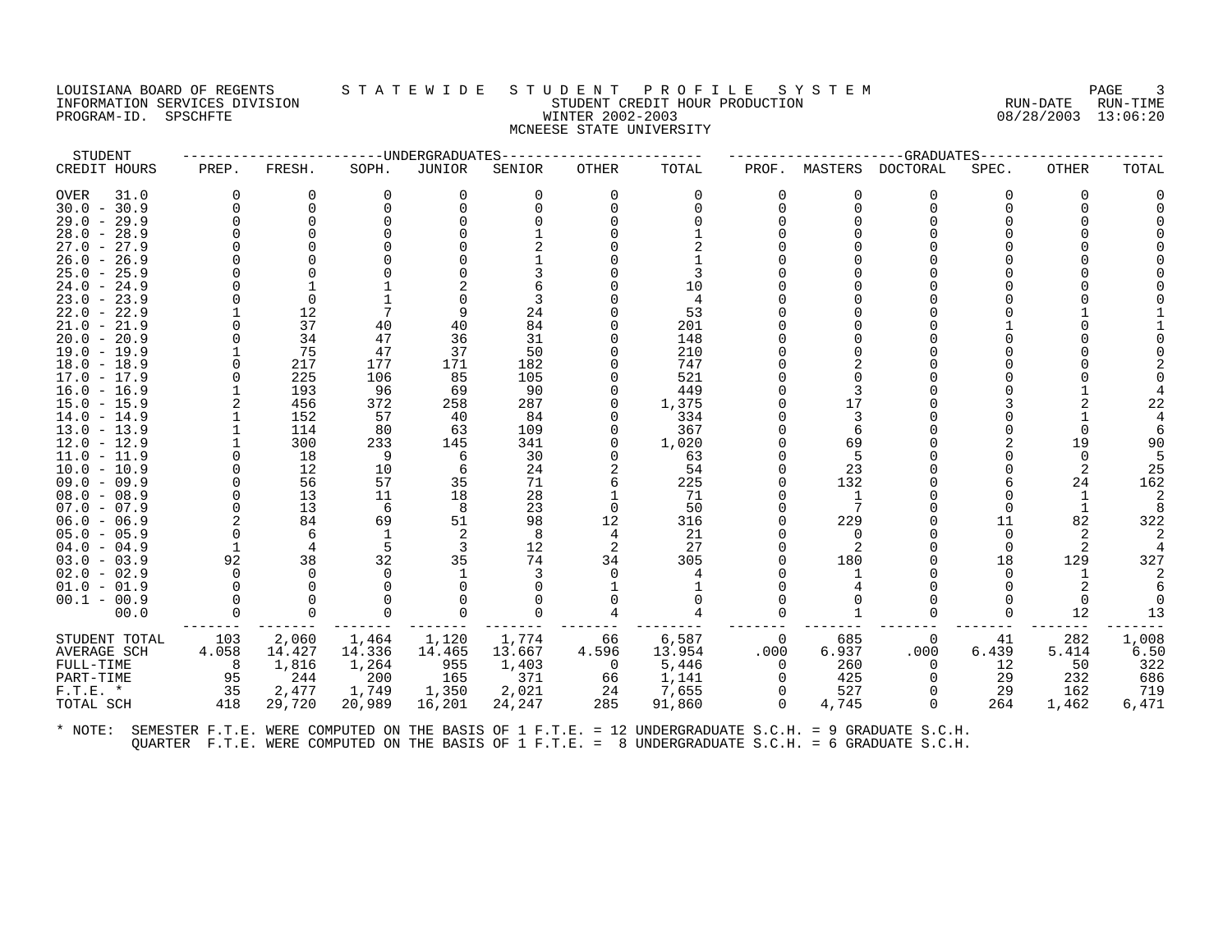LOUISIANA BOARD OF REGENTS — STATEWIDE STUDENT PROFILE SYSTEM
INFORMATION SERVICES DIVISION — STUDENT CREDIT HOUR PRODUCTION — RUN-DATE 08/28/2003 RUN-TIME 13:06:20
PROGRAM-ID. SPSCHFTE — WINTER 2002-2003

MCNEESE STATE UNIVERSITY

| STUDENT CREDIT HOURS | UNDERGRADUATES PREP. | FRESH. | SOPH. | JUNIOR | SENIOR | OTHER | TOTAL | GRADUATES PROF. | MASTERS | DOCTORAL | SPEC. | OTHER | TOTAL |
|---|---|---|---|---|---|---|---|---|---|---|---|---|---|
| OVER 31.0 | 0 | 0 | 0 | 0 | 0 | 0 | 0 | 0 | 0 | 0 | 0 | 0 | 0 |
| 30.0 - 30.9 | 0 | 0 | 0 | 0 | 0 | 0 | 0 | 0 | 0 | 0 | 0 | 0 | 0 |
| 29.0 - 29.9 | 0 | 0 | 0 | 0 | 0 | 0 | 0 | 0 | 0 | 0 | 0 | 0 | 0 |
| 28.0 - 28.9 | 0 | 0 | 0 | 0 | 1 | 0 | 1 | 0 | 0 | 0 | 0 | 0 | 0 |
| 27.0 - 27.9 | 0 | 0 | 0 | 0 | 2 | 0 | 2 | 0 | 0 | 0 | 0 | 0 | 0 |
| 26.0 - 26.9 | 0 | 0 | 0 | 0 | 1 | 0 | 1 | 0 | 0 | 0 | 0 | 0 | 0 |
| 25.0 - 25.9 | 0 | 0 | 0 | 0 | 3 | 0 | 3 | 0 | 0 | 0 | 0 | 0 | 0 |
| 24.0 - 24.9 | 0 | 1 | 1 | 2 | 6 | 0 | 10 | 0 | 0 | 0 | 0 | 0 | 0 |
| 23.0 - 23.9 | 0 | 0 | 1 | 0 | 3 | 0 | 4 | 0 | 0 | 0 | 0 | 0 | 0 |
| 22.0 - 22.9 | 1 | 12 | 7 | 9 | 24 | 0 | 53 | 0 | 0 | 0 | 0 | 1 | 1 |
| 21.0 - 21.9 | 0 | 37 | 40 | 40 | 84 | 0 | 201 | 0 | 0 | 0 | 1 | 0 | 1 |
| 20.0 - 20.9 | 0 | 34 | 47 | 36 | 31 | 0 | 148 | 0 | 0 | 0 | 0 | 0 | 0 |
| 19.0 - 19.9 | 1 | 75 | 47 | 37 | 50 | 0 | 210 | 0 | 0 | 0 | 0 | 0 | 0 |
| 18.0 - 18.9 | 0 | 217 | 177 | 171 | 182 | 0 | 747 | 0 | 2 | 0 | 0 | 0 | 2 |
| 17.0 - 17.9 | 0 | 225 | 106 | 85 | 105 | 0 | 521 | 0 | 0 | 0 | 0 | 0 | 0 |
| 16.0 - 16.9 | 1 | 193 | 96 | 69 | 90 | 0 | 449 | 0 | 3 | 0 | 0 | 1 | 4 |
| 15.0 - 15.9 | 2 | 456 | 372 | 258 | 287 | 0 | 1,375 | 0 | 17 | 0 | 3 | 2 | 22 |
| 14.0 - 14.9 | 1 | 152 | 57 | 40 | 84 | 0 | 334 | 0 | 3 | 0 | 0 | 1 | 4 |
| 13.0 - 13.9 | 1 | 114 | 80 | 63 | 109 | 0 | 367 | 0 | 6 | 0 | 0 | 0 | 6 |
| 12.0 - 12.9 | 1 | 300 | 233 | 145 | 341 | 0 | 1,020 | 0 | 69 | 0 | 2 | 19 | 90 |
| 11.0 - 11.9 | 0 | 18 | 9 | 6 | 30 | 0 | 63 | 0 | 5 | 0 | 0 | 0 | 5 |
| 10.0 - 10.9 | 0 | 12 | 10 | 6 | 24 | 2 | 54 | 0 | 23 | 0 | 0 | 2 | 25 |
| 09.0 - 09.9 | 0 | 56 | 57 | 35 | 71 | 6 | 225 | 0 | 132 | 0 | 6 | 24 | 162 |
| 08.0 - 08.9 | 0 | 13 | 11 | 18 | 28 | 1 | 71 | 0 | 1 | 0 | 0 | 1 | 2 |
| 07.0 - 07.9 | 0 | 13 | 6 | 8 | 23 | 0 | 50 | 0 | 7 | 0 | 0 | 1 | 8 |
| 06.0 - 06.9 | 2 | 84 | 69 | 51 | 98 | 12 | 316 | 0 | 229 | 0 | 11 | 82 | 322 |
| 05.0 - 05.9 | 0 | 6 | 1 | 2 | 8 | 4 | 21 | 0 | 0 | 0 | 0 | 2 | 2 |
| 04.0 - 04.9 | 1 | 4 | 5 | 3 | 12 | 2 | 27 | 0 | 2 | 0 | 0 | 2 | 4 |
| 03.0 - 03.9 | 92 | 38 | 32 | 35 | 74 | 34 | 305 | 0 | 180 | 0 | 18 | 129 | 327 |
| 02.0 - 02.9 | 0 | 0 | 0 | 1 | 3 | 0 | 4 | 0 | 1 | 0 | 0 | 1 | 2 |
| 01.0 - 01.9 | 0 | 0 | 0 | 0 | 0 | 1 | 1 | 0 | 4 | 0 | 0 | 2 | 6 |
| 00.1 - 00.9 | 0 | 0 | 0 | 0 | 0 | 0 | 0 | 0 | 0 | 0 | 0 | 0 | 0 |
| 00.0 | 0 | 0 | 0 | 0 | 0 | 4 | 4 | 0 | 1 | 0 | 0 | 12 | 13 |
| STUDENT TOTAL | 103 | 2,060 | 1,464 | 1,120 | 1,774 | 66 | 6,587 | 0 | 685 | 0 | 41 | 282 | 1,008 |
| AVERAGE SCH | 4.058 | 14.427 | 14.336 | 14.465 | 13.667 | 4.596 | 13.954 | .000 | 6.937 | .000 | 6.439 | 5.414 | 6.50 |
| FULL-TIME | 8 | 1,816 | 1,264 | 955 | 1,403 | 0 | 5,446 | 0 | 260 | 0 | 12 | 50 | 322 |
| PART-TIME | 95 | 244 | 200 | 165 | 371 | 66 | 1,141 | 0 | 425 | 0 | 29 | 232 | 686 |
| F.T.E. * | 35 | 2,477 | 1,749 | 1,350 | 2,021 | 24 | 7,655 | 0 | 527 | 0 | 29 | 162 | 719 |
| TOTAL SCH | 418 | 29,720 | 20,989 | 16,201 | 24,247 | 285 | 91,860 | 0 | 4,745 | 0 | 264 | 1,462 | 6,471 |

* NOTE: SEMESTER F.T.E. WERE COMPUTED ON THE BASIS OF 1 F.T.E. = 12 UNDERGRADUATE S.C.H. = 9 GRADUATE S.C.H.
QUARTER F.T.E. WERE COMPUTED ON THE BASIS OF 1 F.T.E. = 8 UNDERGRADUATE S.C.H. = 6 GRADUATE S.C.H.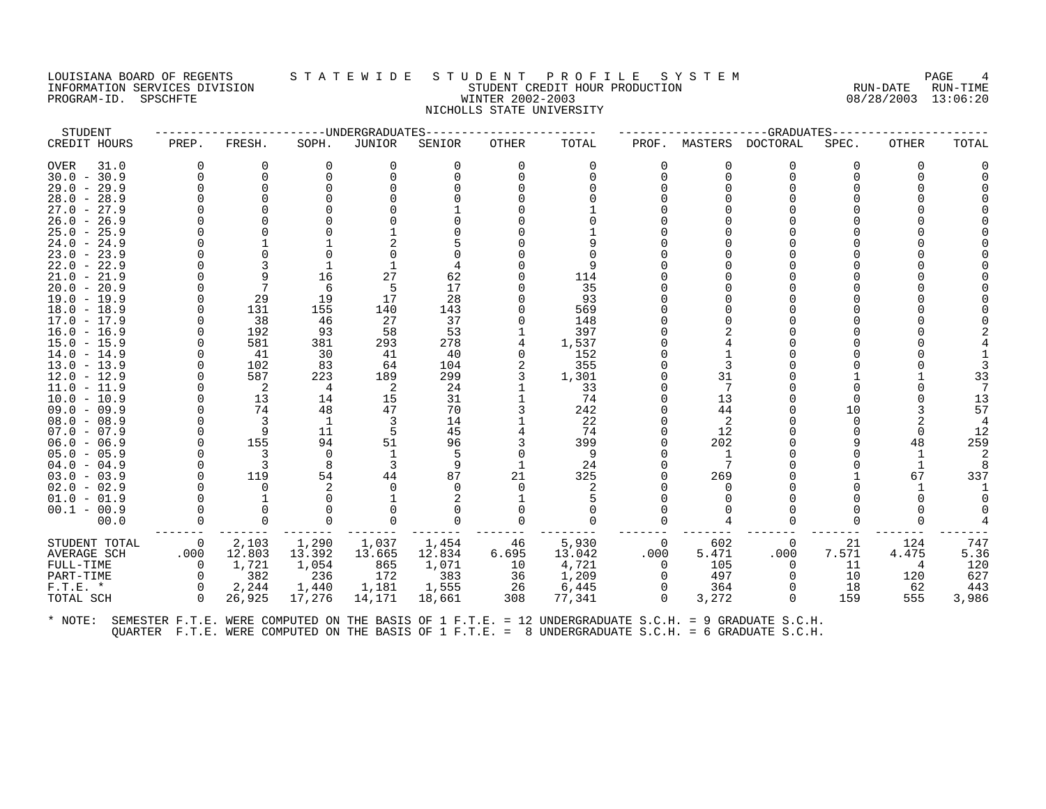LOUISIANA BOARD OF REGENTS — STATEWIDE STUDENT PROFILE SYSTEM
INFORMATION SERVICES DIVISION — STUDENT CREDIT HOUR PRODUCTION — RUN-DATE 08/28/2003 RUN-TIME 13:06:20
PROGRAM-ID. SPSCHFTE — WINTER 2002-2003

NICHOLLS STATE UNIVERSITY

| STUDENT CREDIT HOURS | UNDERGRADUATES PREP. | FRESH. | SOPH. | JUNIOR | SENIOR | OTHER | TOTAL | GRADUATES PROF. | MASTERS | DOCTORAL | SPEC. | OTHER | TOTAL |
|---|---|---|---|---|---|---|---|---|---|---|---|---|---|
| OVER 31.0 | 0 | 0 | 0 | 0 | 0 | 0 | 0 | 0 | 0 | 0 | 0 | 0 | 0 |
| 30.0 - 30.9 | 0 | 0 | 0 | 0 | 0 | 0 | 0 | 0 | 0 | 0 | 0 | 0 | 0 |
| 29.0 - 29.9 | 0 | 0 | 0 | 0 | 0 | 0 | 0 | 0 | 0 | 0 | 0 | 0 | 0 |
| 28.0 - 28.9 | 0 | 0 | 0 | 0 | 0 | 0 | 0 | 0 | 0 | 0 | 0 | 0 | 0 |
| 27.0 - 27.9 | 0 | 0 | 0 | 0 | 1 | 0 | 1 | 0 | 0 | 0 | 0 | 0 | 0 |
| 26.0 - 26.9 | 0 | 0 | 0 | 0 | 0 | 0 | 0 | 0 | 0 | 0 | 0 | 0 | 0 |
| 25.0 - 25.9 | 0 | 0 | 0 | 1 | 0 | 0 | 1 | 0 | 0 | 0 | 0 | 0 | 0 |
| 24.0 - 24.9 | 0 | 1 | 1 | 2 | 5 | 0 | 9 | 0 | 0 | 0 | 0 | 0 | 0 |
| 23.0 - 23.9 | 0 | 0 | 0 | 0 | 0 | 0 | 0 | 0 | 0 | 0 | 0 | 0 | 0 |
| 22.0 - 22.9 | 0 | 3 | 1 | 1 | 4 | 0 | 9 | 0 | 0 | 0 | 0 | 0 | 0 |
| 21.0 - 21.9 | 0 | 9 | 16 | 27 | 62 | 0 | 114 | 0 | 0 | 0 | 0 | 0 | 0 |
| 20.0 - 20.9 | 0 | 7 | 6 | 5 | 17 | 0 | 35 | 0 | 0 | 0 | 0 | 0 | 0 |
| 19.0 - 19.9 | 0 | 29 | 19 | 17 | 28 | 0 | 93 | 0 | 0 | 0 | 0 | 0 | 0 |
| 18.0 - 18.9 | 0 | 131 | 155 | 140 | 143 | 0 | 569 | 0 | 0 | 0 | 0 | 0 | 0 |
| 17.0 - 17.9 | 0 | 38 | 46 | 27 | 37 | 0 | 148 | 0 | 0 | 0 | 0 | 0 | 0 |
| 16.0 - 16.9 | 0 | 192 | 93 | 58 | 53 | 1 | 397 | 0 | 2 | 0 | 0 | 0 | 2 |
| 15.0 - 15.9 | 0 | 581 | 381 | 293 | 278 | 4 | 1,537 | 0 | 4 | 0 | 0 | 0 | 4 |
| 14.0 - 14.9 | 0 | 41 | 30 | 41 | 40 | 0 | 152 | 0 | 1 | 0 | 0 | 0 | 1 |
| 13.0 - 13.9 | 0 | 102 | 83 | 64 | 104 | 2 | 355 | 0 | 3 | 0 | 0 | 0 | 3 |
| 12.0 - 12.9 | 0 | 587 | 223 | 189 | 299 | 3 | 1,301 | 0 | 31 | 0 | 1 | 1 | 33 |
| 11.0 - 11.9 | 0 | 2 | 4 | 2 | 24 | 1 | 33 | 0 | 7 | 0 | 0 | 0 | 7 |
| 10.0 - 10.9 | 0 | 13 | 14 | 15 | 31 | 1 | 74 | 0 | 13 | 0 | 0 | 0 | 13 |
| 09.0 - 09.9 | 0 | 74 | 48 | 47 | 70 | 3 | 242 | 0 | 44 | 0 | 10 | 3 | 57 |
| 08.0 - 08.9 | 0 | 3 | 1 | 3 | 14 | 1 | 22 | 0 | 2 | 0 | 0 | 2 | 4 |
| 07.0 - 07.9 | 0 | 9 | 11 | 5 | 45 | 4 | 74 | 0 | 12 | 0 | 0 | 0 | 12 |
| 06.0 - 06.9 | 0 | 155 | 94 | 51 | 96 | 3 | 399 | 0 | 202 | 0 | 9 | 48 | 259 |
| 05.0 - 05.9 | 0 | 3 | 0 | 1 | 5 | 0 | 9 | 0 | 1 | 0 | 0 | 1 | 2 |
| 04.0 - 04.9 | 0 | 3 | 8 | 3 | 9 | 1 | 24 | 0 | 7 | 0 | 0 | 1 | 8 |
| 03.0 - 03.9 | 0 | 119 | 54 | 44 | 87 | 21 | 325 | 0 | 269 | 0 | 1 | 67 | 337 |
| 02.0 - 02.9 | 0 | 0 | 2 | 0 | 0 | 0 | 2 | 0 | 0 | 0 | 0 | 1 | 1 |
| 01.0 - 01.9 | 0 | 1 | 0 | 1 | 2 | 1 | 5 | 0 | 0 | 0 | 0 | 0 | 0 |
| 00.1 - 00.9 | 0 | 0 | 0 | 0 | 0 | 0 | 0 | 0 | 0 | 0 | 0 | 0 | 0 |
| 00.0 | 0 | 0 | 0 | 0 | 0 | 0 | 0 | 0 | 4 | 0 | 0 | 0 | 4 |
| STUDENT TOTAL | 0 | 2,103 | 1,290 | 1,037 | 1,454 | 46 | 5,930 | 0 | 602 | 0 | 21 | 124 | 747 |
| AVERAGE SCH | .000 | 12.803 | 13.392 | 13.665 | 12.834 | 6.695 | 13.042 | .000 | 5.471 | .000 | 7.571 | 4.475 | 5.36 |
| FULL-TIME | 0 | 1,721 | 1,054 | 865 | 1,071 | 10 | 4,721 | 0 | 105 | 0 | 11 | 4 | 120 |
| PART-TIME | 0 | 382 | 236 | 172 | 383 | 36 | 1,209 | 0 | 497 | 0 | 10 | 120 | 627 |
| F.T.E. * | 0 | 2,244 | 1,440 | 1,181 | 1,555 | 26 | 6,445 | 0 | 364 | 0 | 18 | 62 | 443 |
| TOTAL SCH | 0 | 26,925 | 17,276 | 14,171 | 18,661 | 308 | 77,341 | 0 | 3,272 | 0 | 159 | 555 | 3,986 |

* NOTE: SEMESTER F.T.E. WERE COMPUTED ON THE BASIS OF 1 F.T.E. = 12 UNDERGRADUATE S.C.H. = 9 GRADUATE S.C.H.
QUARTER F.T.E. WERE COMPUTED ON THE BASIS OF 1 F.T.E. = 8 UNDERGRADUATE S.C.H. = 6 GRADUATE S.C.H.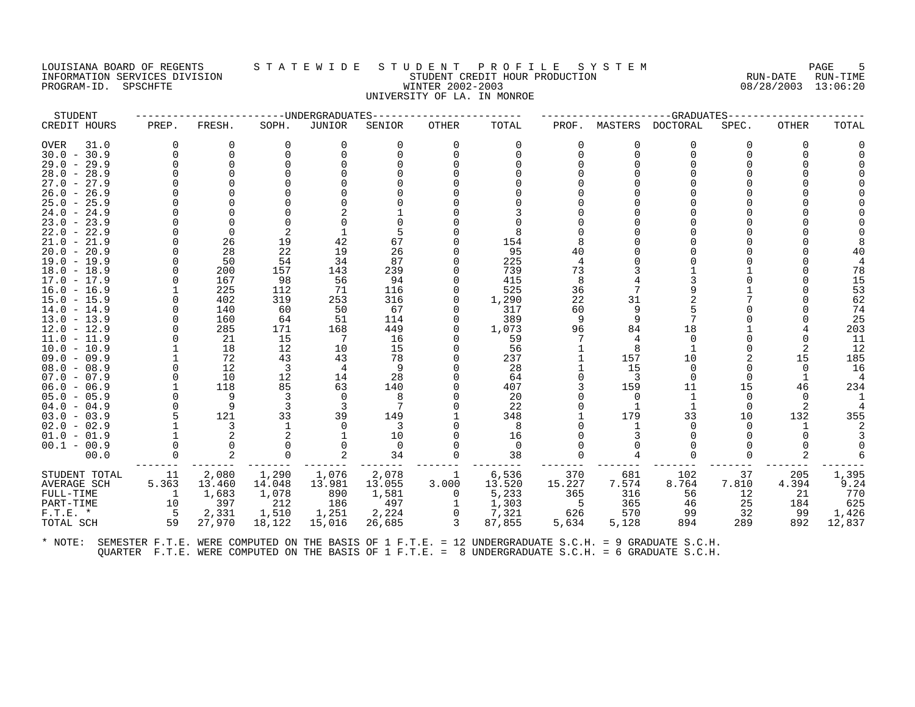LOUISIANA BOARD OF REGENTS
INFORMATION SERVICES DIVISION
PROGRAM-ID. SPSCHFTE

# S T A T E W I D E   S T U D E N T   P R O F I L E   S Y S T E M

STUDENT CREDIT HOUR PRODUCTION
WINTER 2002-2003
UNIVERSITY OF LA. IN MONROE

RUN-DATE 08/28/2003 RUN-TIME 13:06:20

| STUDENT CREDIT HOURS | UNDERGRADUATES PREP. | FRESH. | SOPH. | JUNIOR | SENIOR | OTHER | TOTAL | GRADUATES PROF. | MASTERS | DOCTORAL | SPEC. | OTHER | TOTAL |
|---|---|---|---|---|---|---|---|---|---|---|---|---|---|
| OVER 31.0 | 0 | 0 | 0 | 0 | 0 | 0 | 0 | 0 | 0 | 0 | 0 | 0 | 0 |
| 30.0 - 30.9 | 0 | 0 | 0 | 0 | 0 | 0 | 0 | 0 | 0 | 0 | 0 | 0 | 0 |
| 29.0 - 29.9 | 0 | 0 | 0 | 0 | 0 | 0 | 0 | 0 | 0 | 0 | 0 | 0 | 0 |
| 28.0 - 28.9 | 0 | 0 | 0 | 0 | 0 | 0 | 0 | 0 | 0 | 0 | 0 | 0 | 0 |
| 27.0 - 27.9 | 0 | 0 | 0 | 0 | 0 | 0 | 0 | 0 | 0 | 0 | 0 | 0 | 0 |
| 26.0 - 26.9 | 0 | 0 | 0 | 0 | 0 | 0 | 0 | 0 | 0 | 0 | 0 | 0 | 0 |
| 25.0 - 25.9 | 0 | 0 | 0 | 0 | 0 | 0 | 0 | 0 | 0 | 0 | 0 | 0 | 0 |
| 24.0 - 24.9 | 0 | 0 | 0 | 2 | 1 | 0 | 3 | 0 | 0 | 0 | 0 | 0 | 0 |
| 23.0 - 23.9 | 0 | 0 | 0 | 0 | 0 | 0 | 0 | 0 | 0 | 0 | 0 | 0 | 0 |
| 22.0 - 22.9 | 0 | 0 | 2 | 1 | 5 | 0 | 8 | 0 | 0 | 0 | 0 | 0 | 0 |
| 21.0 - 21.9 | 0 | 26 | 19 | 42 | 67 | 0 | 154 | 8 | 0 | 0 | 0 | 0 | 8 |
| 20.0 - 20.9 | 0 | 28 | 22 | 19 | 26 | 0 | 95 | 40 | 0 | 0 | 0 | 0 | 40 |
| 19.0 - 19.9 | 0 | 50 | 54 | 34 | 87 | 0 | 225 | 4 | 0 | 0 | 0 | 0 | 4 |
| 18.0 - 18.9 | 0 | 200 | 157 | 143 | 239 | 0 | 739 | 73 | 3 | 1 | 1 | 0 | 78 |
| 17.0 - 17.9 | 0 | 167 | 98 | 56 | 94 | 0 | 415 | 8 | 4 | 3 | 0 | 0 | 15 |
| 16.0 - 16.9 | 1 | 225 | 112 | 71 | 116 | 0 | 525 | 36 | 7 | 9 | 1 | 0 | 53 |
| 15.0 - 15.9 | 0 | 402 | 319 | 253 | 316 | 0 | 1,290 | 22 | 31 | 2 | 7 | 0 | 62 |
| 14.0 - 14.9 | 0 | 140 | 60 | 50 | 67 | 0 | 317 | 60 | 9 | 5 | 0 | 0 | 74 |
| 13.0 - 13.9 | 0 | 160 | 64 | 51 | 114 | 0 | 389 | 9 | 9 | 7 | 0 | 0 | 25 |
| 12.0 - 12.9 | 0 | 285 | 171 | 168 | 449 | 0 | 1,073 | 96 | 84 | 18 | 1 | 4 | 203 |
| 11.0 - 11.9 | 0 | 21 | 15 | 7 | 16 | 0 | 59 | 7 | 4 | 0 | 0 | 0 | 11 |
| 10.0 - 10.9 | 1 | 18 | 12 | 10 | 15 | 0 | 56 | 1 | 8 | 1 | 0 | 2 | 12 |
| 09.0 - 09.9 | 1 | 72 | 43 | 43 | 78 | 0 | 237 | 1 | 157 | 10 | 2 | 15 | 185 |
| 08.0 - 08.9 | 0 | 12 | 3 | 4 | 9 | 0 | 28 | 1 | 15 | 0 | 0 | 0 | 16 |
| 07.0 - 07.9 | 0 | 10 | 12 | 14 | 28 | 0 | 64 | 0 | 3 | 0 | 0 | 1 | 4 |
| 06.0 - 06.9 | 1 | 118 | 85 | 63 | 140 | 0 | 407 | 3 | 159 | 11 | 15 | 46 | 234 |
| 05.0 - 05.9 | 0 | 9 | 3 | 0 | 8 | 0 | 20 | 0 | 0 | 1 | 0 | 0 | 1 |
| 04.0 - 04.9 | 0 | 9 | 3 | 3 | 7 | 0 | 22 | 0 | 1 | 1 | 0 | 2 | 4 |
| 03.0 - 03.9 | 5 | 121 | 33 | 39 | 149 | 1 | 348 | 1 | 179 | 33 | 10 | 132 | 355 |
| 02.0 - 02.9 | 1 | 3 | 1 | 0 | 3 | 0 | 8 | 0 | 1 | 0 | 0 | 1 | 2 |
| 01.0 - 01.9 | 1 | 2 | 2 | 1 | 10 | 0 | 16 | 0 | 3 | 0 | 0 | 0 | 3 |
| 00.1 - 00.9 | 0 | 0 | 0 | 0 | 0 | 0 | 0 | 0 | 0 | 0 | 0 | 0 | 0 |
| 00.0 | 0 | 2 | 0 | 2 | 34 | 0 | 38 | 0 | 4 | 0 | 0 | 2 | 6 |
| STUDENT TOTAL | 11 | 2,080 | 1,290 | 1,076 | 2,078 | 1 | 6,536 | 370 | 681 | 102 | 37 | 205 | 1,395 |
| AVERAGE SCH | 5.363 | 13.460 | 14.048 | 13.981 | 13.055 | 3.000 | 13.520 | 15.227 | 7.574 | 8.764 | 7.810 | 4.394 | 9.24 |
| FULL-TIME | 1 | 1,683 | 1,078 | 890 | 1,581 | 0 | 5,233 | 365 | 316 | 56 | 12 | 21 | 770 |
| PART-TIME | 10 | 397 | 212 | 186 | 497 | 1 | 1,303 | 5 | 365 | 46 | 25 | 184 | 625 |
| F.T.E. * | 5 | 2,331 | 1,510 | 1,251 | 2,224 | 0 | 7,321 | 626 | 570 | 99 | 32 | 99 | 1,426 |
| TOTAL SCH | 59 | 27,970 | 18,122 | 15,016 | 26,685 | 3 | 87,855 | 5,634 | 5,128 | 894 | 289 | 892 | 12,837 |

* NOTE: SEMESTER F.T.E. WERE COMPUTED ON THE BASIS OF 1 F.T.E. = 12 UNDERGRADUATE S.C.H. = 9 GRADUATE S.C.H.
QUARTER F.T.E. WERE COMPUTED ON THE BASIS OF 1 F.T.E. = 8 UNDERGRADUATE S.C.H. = 6 GRADUATE S.C.H.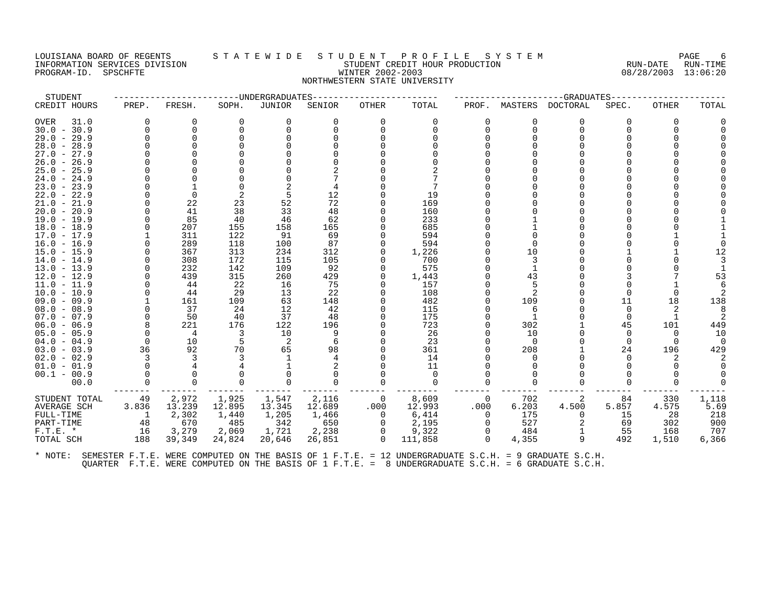LOUISIANA BOARD OF REGENTS — STATEWIDE STUDENT PROFILE SYSTEM
INFORMATION SERVICES DIVISION — STUDENT CREDIT HOUR PRODUCTION — RUN-DATE 08/28/2003 RUN-TIME 13:06:20
PROGRAM-ID. SPSCHFTE — WINTER 2002-2003

NORTHWESTERN STATE UNIVERSITY

| STUDENT CREDIT HOURS | UNDERGRADUATES PREP. | FRESH. | SOPH. | JUNIOR | SENIOR | OTHER | TOTAL | GRADUATES PROF. | MASTERS | DOCTORAL | SPEC. | OTHER | TOTAL |
|---|---|---|---|---|---|---|---|---|---|---|---|---|---|
| OVER 31.0 | 0 | 0 | 0 | 0 | 0 | 0 | 0 | 0 | 0 | 0 | 0 | 0 | 0 |
| 30.0 - 30.9 | 0 | 0 | 0 | 0 | 0 | 0 | 0 | 0 | 0 | 0 | 0 | 0 | 0 |
| 29.0 - 29.9 | 0 | 0 | 0 | 0 | 0 | 0 | 0 | 0 | 0 | 0 | 0 | 0 | 0 |
| 28.0 - 28.9 | 0 | 0 | 0 | 0 | 0 | 0 | 0 | 0 | 0 | 0 | 0 | 0 | 0 |
| 27.0 - 27.9 | 0 | 0 | 0 | 0 | 0 | 0 | 0 | 0 | 0 | 0 | 0 | 0 | 0 |
| 26.0 - 26.9 | 0 | 0 | 0 | 0 | 0 | 0 | 0 | 0 | 0 | 0 | 0 | 0 | 0 |
| 25.0 - 25.9 | 0 | 0 | 0 | 0 | 2 | 0 | 2 | 0 | 0 | 0 | 0 | 0 | 0 |
| 24.0 - 24.9 | 0 | 0 | 0 | 0 | 7 | 0 | 7 | 0 | 0 | 0 | 0 | 0 | 0 |
| 23.0 - 23.9 | 0 | 1 | 0 | 2 | 4 | 0 | 7 | 0 | 0 | 0 | 0 | 0 | 0 |
| 22.0 - 22.9 | 0 | 0 | 2 | 5 | 12 | 0 | 19 | 0 | 0 | 0 | 0 | 0 | 0 |
| 21.0 - 21.9 | 0 | 22 | 23 | 52 | 72 | 0 | 169 | 0 | 0 | 0 | 0 | 0 | 0 |
| 20.0 - 20.9 | 0 | 41 | 38 | 33 | 48 | 0 | 160 | 0 | 0 | 0 | 0 | 0 | 0 |
| 19.0 - 19.9 | 0 | 85 | 40 | 46 | 62 | 0 | 233 | 0 | 1 | 0 | 0 | 0 | 1 |
| 18.0 - 18.9 | 0 | 207 | 155 | 158 | 165 | 0 | 685 | 0 | 1 | 0 | 0 | 0 | 1 |
| 17.0 - 17.9 | 1 | 311 | 122 | 91 | 69 | 0 | 594 | 0 | 0 | 0 | 0 | 1 | 1 |
| 16.0 - 16.9 | 0 | 289 | 118 | 100 | 87 | 0 | 594 | 0 | 0 | 0 | 0 | 0 | 0 |
| 15.0 - 15.9 | 0 | 367 | 313 | 234 | 312 | 0 | 1,226 | 0 | 10 | 0 | 1 | 1 | 12 |
| 14.0 - 14.9 | 0 | 308 | 172 | 115 | 105 | 0 | 700 | 0 | 3 | 0 | 0 | 0 | 3 |
| 13.0 - 13.9 | 0 | 232 | 142 | 109 | 92 | 0 | 575 | 0 | 1 | 0 | 0 | 0 | 1 |
| 12.0 - 12.9 | 0 | 439 | 315 | 260 | 429 | 0 | 1,443 | 0 | 43 | 0 | 3 | 7 | 53 |
| 11.0 - 11.9 | 0 | 44 | 22 | 16 | 75 | 0 | 157 | 0 | 5 | 0 | 0 | 1 | 6 |
| 10.0 - 10.9 | 0 | 44 | 29 | 13 | 22 | 0 | 108 | 0 | 2 | 0 | 0 | 0 | 2 |
| 09.0 - 09.9 | 1 | 161 | 109 | 63 | 148 | 0 | 482 | 0 | 109 | 0 | 11 | 18 | 138 |
| 08.0 - 08.9 | 0 | 37 | 24 | 12 | 42 | 0 | 115 | 0 | 6 | 0 | 0 | 2 | 8 |
| 07.0 - 07.9 | 0 | 50 | 40 | 37 | 48 | 0 | 175 | 0 | 1 | 0 | 0 | 1 | 2 |
| 06.0 - 06.9 | 8 | 221 | 176 | 122 | 196 | 0 | 723 | 0 | 302 | 1 | 45 | 101 | 449 |
| 05.0 - 05.9 | 0 | 4 | 3 | 10 | 9 | 0 | 26 | 0 | 10 | 0 | 0 | 0 | 10 |
| 04.0 - 04.9 | 0 | 10 | 5 | 2 | 6 | 0 | 23 | 0 | 0 | 0 | 0 | 0 | 0 |
| 03.0 - 03.9 | 36 | 92 | 70 | 65 | 98 | 0 | 361 | 0 | 208 | 1 | 24 | 196 | 429 |
| 02.0 - 02.9 | 3 | 3 | 3 | 1 | 4 | 0 | 14 | 0 | 0 | 0 | 0 | 2 | 2 |
| 01.0 - 01.9 | 0 | 4 | 4 | 1 | 2 | 0 | 11 | 0 | 0 | 0 | 0 | 0 | 0 |
| 00.1 - 00.9 | 0 | 0 | 0 | 0 | 0 | 0 | 0 | 0 | 0 | 0 | 0 | 0 | 0 |
| 00.0 | 0 | 0 | 0 | 0 | 0 | 0 | 0 | 0 | 0 | 0 | 0 | 0 | 0 |
| STUDENT TOTAL | 49 | 2,972 | 1,925 | 1,547 | 2,116 | 0 | 8,609 | 0 | 702 | 2 | 84 | 330 | 1,118 |
| AVERAGE SCH | 3.836 | 13.239 | 12.895 | 13.345 | 12.689 | .000 | 12.993 | .000 | 6.203 | 4.500 | 5.857 | 4.575 | 5.69 |
| FULL-TIME | 1 | 2,302 | 1,440 | 1,205 | 1,466 | 0 | 6,414 | 0 | 175 | 0 | 15 | 28 | 218 |
| PART-TIME | 48 | 670 | 485 | 342 | 650 | 0 | 2,195 | 0 | 527 | 2 | 69 | 302 | 900 |
| F.T.E. * | 16 | 3,279 | 2,069 | 1,721 | 2,238 | 0 | 9,322 | 0 | 484 | 1 | 55 | 168 | 707 |
| TOTAL SCH | 188 | 39,349 | 24,824 | 20,646 | 26,851 | 0 | 111,858 | 0 | 4,355 | 9 | 492 | 1,510 | 6,366 |

* NOTE: SEMESTER F.T.E. WERE COMPUTED ON THE BASIS OF 1 F.T.E. = 12 UNDERGRADUATE S.C.H. = 9 GRADUATE S.C.H.
QUARTER F.T.E. WERE COMPUTED ON THE BASIS OF 1 F.T.E. = 8 UNDERGRADUATE S.C.H. = 6 GRADUATE S.C.H.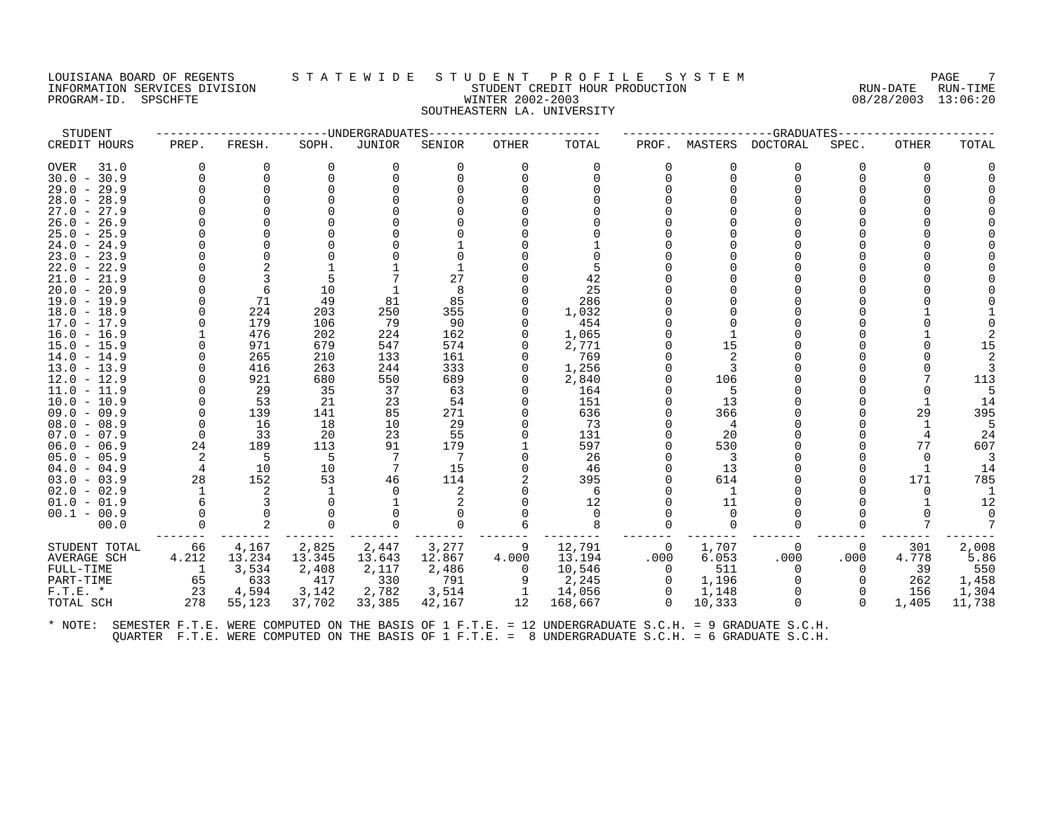LOUISIANA BOARD OF REGENTS — STATEWIDE STUDENT PROFILE SYSTEM
INFORMATION SERVICES DIVISION — STUDENT CREDIT HOUR PRODUCTION — RUN-DATE 08/28/2003 RUN-TIME 13:06:20
PROGRAM-ID. SPSCHFTE — WINTER 2002-2003

SOUTHEASTERN LA. UNIVERSITY

| STUDENT | UNDERGRADUATES | | | | | | | GRADUATES | | | | | |
|---|---|---|---|---|---|---|---|---|---|---|---|---|---|
| CREDIT HOURS | PREP. | FRESH. | SOPH. | JUNIOR | SENIOR | OTHER | TOTAL | PROF. | MASTERS | DOCTORAL | SPEC. | OTHER | TOTAL |
| OVER 31.0 | 0 | 0 | 0 | 0 | 0 | 0 | 0 | 0 | 0 | 0 | 0 | 0 | 0 |
| 30.0 - 30.9 | 0 | 0 | 0 | 0 | 0 | 0 | 0 | 0 | 0 | 0 | 0 | 0 | 0 |
| 29.0 - 29.9 | 0 | 0 | 0 | 0 | 0 | 0 | 0 | 0 | 0 | 0 | 0 | 0 | 0 |
| 28.0 - 28.9 | 0 | 0 | 0 | 0 | 0 | 0 | 0 | 0 | 0 | 0 | 0 | 0 | 0 |
| 27.0 - 27.9 | 0 | 0 | 0 | 0 | 0 | 0 | 0 | 0 | 0 | 0 | 0 | 0 | 0 |
| 26.0 - 26.9 | 0 | 0 | 0 | 0 | 0 | 0 | 0 | 0 | 0 | 0 | 0 | 0 | 0 |
| 25.0 - 25.9 | 0 | 0 | 0 | 0 | 0 | 0 | 0 | 0 | 0 | 0 | 0 | 0 | 0 |
| 24.0 - 24.9 | 0 | 0 | 0 | 0 | 1 | 0 | 1 | 0 | 0 | 0 | 0 | 0 | 0 |
| 23.0 - 23.9 | 0 | 0 | 0 | 0 | 0 | 0 | 0 | 0 | 0 | 0 | 0 | 0 | 0 |
| 22.0 - 22.9 | 0 | 2 | 1 | 1 | 1 | 0 | 5 | 0 | 0 | 0 | 0 | 0 | 0 |
| 21.0 - 21.9 | 0 | 3 | 5 | 7 | 27 | 0 | 42 | 0 | 0 | 0 | 0 | 0 | 0 |
| 20.0 - 20.9 | 0 | 6 | 10 | 1 | 8 | 0 | 25 | 0 | 0 | 0 | 0 | 0 | 0 |
| 19.0 - 19.9 | 0 | 71 | 49 | 81 | 85 | 0 | 286 | 0 | 0 | 0 | 0 | 0 | 0 |
| 18.0 - 18.9 | 0 | 224 | 203 | 250 | 355 | 0 | 1,032 | 0 | 0 | 0 | 0 | 1 | 1 |
| 17.0 - 17.9 | 0 | 179 | 106 | 79 | 90 | 0 | 454 | 0 | 0 | 0 | 0 | 0 | 0 |
| 16.0 - 16.9 | 1 | 476 | 202 | 224 | 162 | 0 | 1,065 | 0 | 1 | 0 | 0 | 1 | 2 |
| 15.0 - 15.9 | 0 | 971 | 679 | 547 | 574 | 0 | 2,771 | 0 | 15 | 0 | 0 | 0 | 15 |
| 14.0 - 14.9 | 0 | 265 | 210 | 133 | 161 | 0 | 769 | 0 | 2 | 0 | 0 | 0 | 2 |
| 13.0 - 13.9 | 0 | 416 | 263 | 244 | 333 | 0 | 1,256 | 0 | 3 | 0 | 0 | 0 | 3 |
| 12.0 - 12.9 | 0 | 921 | 680 | 550 | 689 | 0 | 2,840 | 0 | 106 | 0 | 0 | 7 | 113 |
| 11.0 - 11.9 | 0 | 29 | 35 | 37 | 63 | 0 | 164 | 0 | 5 | 0 | 0 | 0 | 5 |
| 10.0 - 10.9 | 0 | 53 | 21 | 23 | 54 | 0 | 151 | 0 | 13 | 0 | 0 | 1 | 14 |
| 09.0 - 09.9 | 0 | 139 | 141 | 85 | 271 | 0 | 636 | 0 | 366 | 0 | 0 | 29 | 395 |
| 08.0 - 08.9 | 0 | 16 | 18 | 10 | 29 | 0 | 73 | 0 | 4 | 0 | 0 | 1 | 5 |
| 07.0 - 07.9 | 0 | 33 | 20 | 23 | 55 | 0 | 131 | 0 | 20 | 0 | 0 | 4 | 24 |
| 06.0 - 06.9 | 24 | 189 | 113 | 91 | 179 | 1 | 597 | 0 | 530 | 0 | 0 | 77 | 607 |
| 05.0 - 05.9 | 2 | 5 | 5 | 7 | 7 | 0 | 26 | 0 | 3 | 0 | 0 | 0 | 3 |
| 04.0 - 04.9 | 4 | 10 | 10 | 7 | 15 | 0 | 46 | 0 | 13 | 0 | 0 | 1 | 14 |
| 03.0 - 03.9 | 28 | 152 | 53 | 46 | 114 | 2 | 395 | 0 | 614 | 0 | 0 | 171 | 785 |
| 02.0 - 02.9 | 1 | 2 | 1 | 0 | 2 | 0 | 6 | 0 | 1 | 0 | 0 | 0 | 1 |
| 01.0 - 01.9 | 6 | 3 | 0 | 1 | 2 | 0 | 12 | 0 | 11 | 0 | 0 | 1 | 12 |
| 00.1 - 00.9 | 0 | 0 | 0 | 0 | 0 | 0 | 0 | 0 | 0 | 0 | 0 | 0 | 0 |
| 00.0 | 0 | 2 | 0 | 0 | 0 | 6 | 8 | 0 | 0 | 0 | 0 | 7 | 7 |
| STUDENT TOTAL | 66 | 4,167 | 2,825 | 2,447 | 3,277 | 9 | 12,791 | 0 | 1,707 | 0 | 0 | 301 | 2,008 |
| AVERAGE SCH | 4.212 | 13.234 | 13.345 | 13.643 | 12.867 | 4.000 | 13.194 | .000 | 6.053 | .000 | .000 | 4.778 | 5.86 |
| FULL-TIME | 1 | 3,534 | 2,408 | 2,117 | 2,486 | 0 | 10,546 | 0 | 511 | 0 | 0 | 39 | 550 |
| PART-TIME | 65 | 633 | 417 | 330 | 791 | 9 | 2,245 | 0 | 1,196 | 0 | 0 | 262 | 1,458 |
| F.T.E. * | 23 | 4,594 | 3,142 | 2,782 | 3,514 | 1 | 14,056 | 0 | 1,148 | 0 | 0 | 156 | 1,304 |
| TOTAL SCH | 278 | 55,123 | 37,702 | 33,385 | 42,167 | 12 | 168,667 | 0 | 10,333 | 0 | 0 | 1,405 | 11,738 |

* NOTE: SEMESTER F.T.E. WERE COMPUTED ON THE BASIS OF 1 F.T.E. = 12 UNDERGRADUATE S.C.H. = 9 GRADUATE S.C.H.
QUARTER F.T.E. WERE COMPUTED ON THE BASIS OF 1 F.T.E. = 8 UNDERGRADUATE S.C.H. = 6 GRADUATE S.C.H.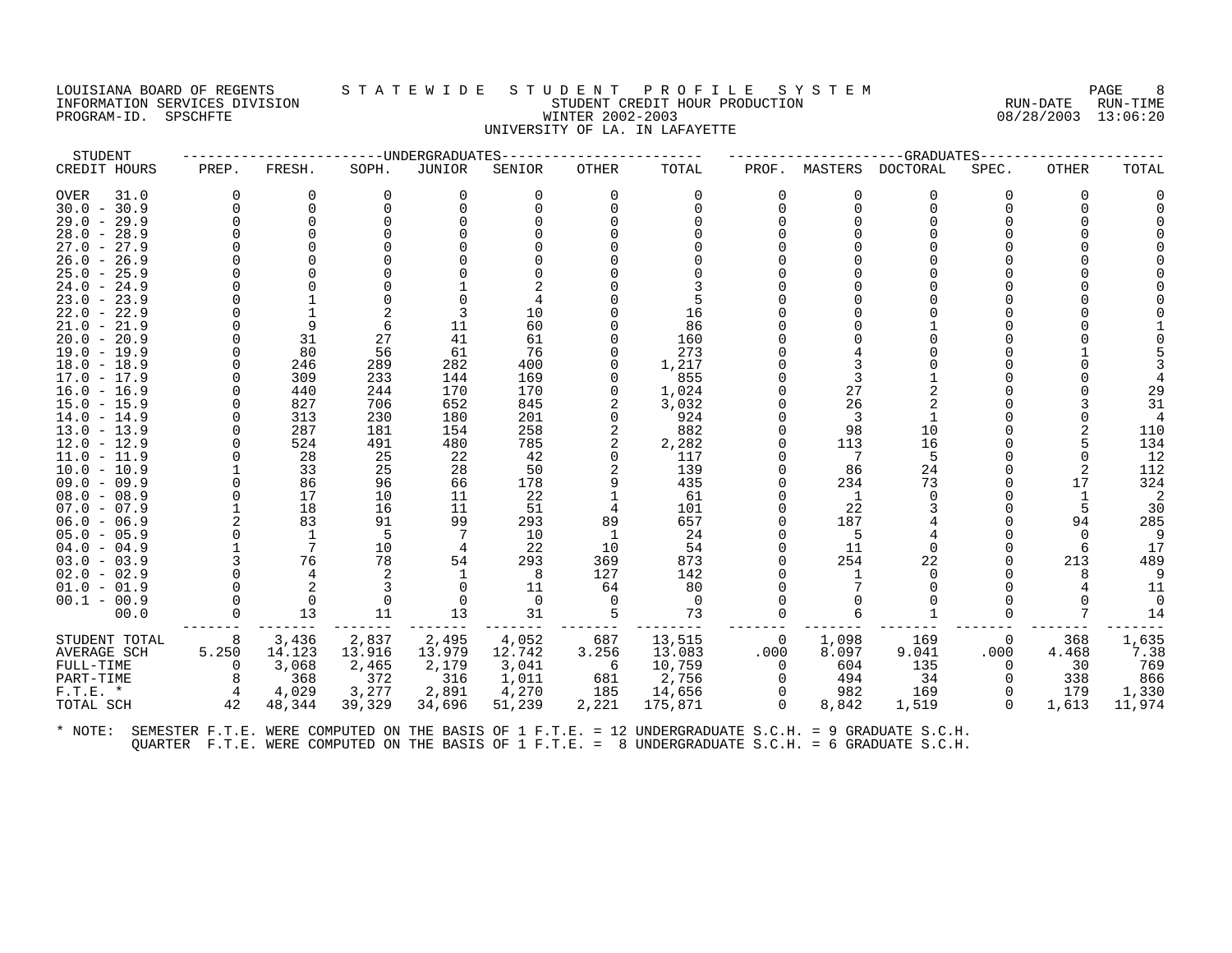LOUISIANA BOARD OF REGENTS — STATEWIDE STUDENT PROFILE SYSTEM
INFORMATION SERVICES DIVISION — STUDENT CREDIT HOUR PRODUCTION — RUN-DATE 08/28/2003 RUN-TIME 13:06:20
PROGRAM-ID. SPSCHFTE — WINTER 2002-2003

UNIVERSITY OF LA. IN LAFAYETTE

| STUDENT CREDIT HOURS | UNDERGRADUATES PREP. | FRESH. | SOPH. | JUNIOR | SENIOR | OTHER | TOTAL | GRADUATES PROF. | MASTERS | DOCTORAL | SPEC. | OTHER | TOTAL |
|---|---|---|---|---|---|---|---|---|---|---|---|---|---|
| OVER 31.0 | 0 | 0 | 0 | 0 | 0 | 0 | 0 | 0 | 0 | 0 | 0 | 0 | 0 |
| 30.0 - 30.9 | 0 | 0 | 0 | 0 | 0 | 0 | 0 | 0 | 0 | 0 | 0 | 0 | 0 |
| 29.0 - 29.9 | 0 | 0 | 0 | 0 | 0 | 0 | 0 | 0 | 0 | 0 | 0 | 0 | 0 |
| 28.0 - 28.9 | 0 | 0 | 0 | 0 | 0 | 0 | 0 | 0 | 0 | 0 | 0 | 0 | 0 |
| 27.0 - 27.9 | 0 | 0 | 0 | 0 | 0 | 0 | 0 | 0 | 0 | 0 | 0 | 0 | 0 |
| 26.0 - 26.9 | 0 | 0 | 0 | 0 | 0 | 0 | 0 | 0 | 0 | 0 | 0 | 0 | 0 |
| 25.0 - 25.9 | 0 | 0 | 0 | 0 | 0 | 0 | 0 | 0 | 0 | 0 | 0 | 0 | 0 |
| 24.0 - 24.9 | 0 | 0 | 0 | 1 | 2 | 0 | 3 | 0 | 0 | 0 | 0 | 0 | 0 |
| 23.0 - 23.9 | 0 | 1 | 0 | 0 | 4 | 0 | 5 | 0 | 0 | 0 | 0 | 0 | 0 |
| 22.0 - 22.9 | 0 | 1 | 2 | 3 | 10 | 0 | 16 | 0 | 0 | 0 | 0 | 0 | 0 |
| 21.0 - 21.9 | 0 | 9 | 6 | 11 | 60 | 0 | 86 | 0 | 0 | 1 | 0 | 0 | 1 |
| 20.0 - 20.9 | 0 | 31 | 27 | 41 | 61 | 0 | 160 | 0 | 0 | 0 | 0 | 0 | 0 |
| 19.0 - 19.9 | 0 | 80 | 56 | 61 | 76 | 0 | 273 | 0 | 4 | 0 | 0 | 1 | 5 |
| 18.0 - 18.9 | 0 | 246 | 289 | 282 | 400 | 0 | 1,217 | 0 | 3 | 0 | 0 | 0 | 3 |
| 17.0 - 17.9 | 0 | 309 | 233 | 144 | 169 | 0 | 855 | 0 | 3 | 1 | 0 | 0 | 4 |
| 16.0 - 16.9 | 0 | 440 | 244 | 170 | 170 | 0 | 1,024 | 0 | 27 | 2 | 0 | 0 | 29 |
| 15.0 - 15.9 | 0 | 827 | 706 | 652 | 845 | 2 | 3,032 | 0 | 26 | 2 | 0 | 3 | 31 |
| 14.0 - 14.9 | 0 | 313 | 230 | 180 | 201 | 0 | 924 | 0 | 3 | 1 | 0 | 0 | 4 |
| 13.0 - 13.9 | 0 | 287 | 181 | 154 | 258 | 2 | 882 | 0 | 98 | 10 | 0 | 2 | 110 |
| 12.0 - 12.9 | 0 | 524 | 491 | 480 | 785 | 2 | 2,282 | 0 | 113 | 16 | 0 | 5 | 134 |
| 11.0 - 11.9 | 0 | 28 | 25 | 22 | 42 | 0 | 117 | 0 | 7 | 5 | 0 | 0 | 12 |
| 10.0 - 10.9 | 1 | 33 | 25 | 28 | 50 | 2 | 139 | 0 | 86 | 24 | 0 | 2 | 112 |
| 09.0 - 09.9 | 0 | 86 | 96 | 66 | 178 | 9 | 435 | 0 | 234 | 73 | 0 | 17 | 324 |
| 08.0 - 08.9 | 0 | 17 | 10 | 11 | 22 | 1 | 61 | 0 | 1 | 0 | 0 | 1 | 2 |
| 07.0 - 07.9 | 1 | 18 | 16 | 11 | 51 | 4 | 101 | 0 | 22 | 3 | 0 | 5 | 30 |
| 06.0 - 06.9 | 2 | 83 | 91 | 99 | 293 | 89 | 657 | 0 | 187 | 4 | 0 | 94 | 285 |
| 05.0 - 05.9 | 0 | 1 | 5 | 7 | 10 | 1 | 24 | 0 | 5 | 4 | 0 | 0 | 9 |
| 04.0 - 04.9 | 1 | 7 | 10 | 4 | 22 | 10 | 54 | 0 | 11 | 0 | 0 | 6 | 17 |
| 03.0 - 03.9 | 3 | 76 | 78 | 54 | 293 | 369 | 873 | 0 | 254 | 22 | 0 | 213 | 489 |
| 02.0 - 02.9 | 0 | 4 | 2 | 1 | 8 | 127 | 142 | 0 | 1 | 0 | 0 | 8 | 9 |
| 01.0 - 01.9 | 0 | 2 | 3 | 0 | 11 | 64 | 80 | 0 | 7 | 0 | 0 | 4 | 11 |
| 00.1 - 00.9 | 0 | 0 | 0 | 0 | 0 | 0 | 0 | 0 | 0 | 0 | 0 | 0 | 0 |
| 00.0 | 0 | 13 | 11 | 13 | 31 | 5 | 73 | 0 | 6 | 1 | 0 | 7 | 14 |
| STUDENT TOTAL | 8 | 3,436 | 2,837 | 2,495 | 4,052 | 687 | 13,515 | 0 | 1,098 | 169 | 0 | 368 | 1,635 |
| AVERAGE SCH | 5.250 | 14.123 | 13.916 | 13.979 | 12.742 | 3.256 | 13.083 | .000 | 8.097 | 9.041 | .000 | 4.468 | 7.38 |
| FULL-TIME | 0 | 3,068 | 2,465 | 2,179 | 3,041 | 6 | 10,759 | 0 | 604 | 135 | 0 | 30 | 769 |
| PART-TIME | 8 | 368 | 372 | 316 | 1,011 | 681 | 2,756 | 0 | 494 | 34 | 0 | 338 | 866 |
| F.T.E. * | 4 | 4,029 | 3,277 | 2,891 | 4,270 | 185 | 14,656 | 0 | 982 | 169 | 0 | 179 | 1,330 |
| TOTAL SCH | 42 | 48,344 | 39,329 | 34,696 | 51,239 | 2,221 | 175,871 | 0 | 8,842 | 1,519 | 0 | 1,613 | 11,974 |

* NOTE: SEMESTER F.T.E. WERE COMPUTED ON THE BASIS OF 1 F.T.E. = 12 UNDERGRADUATE S.C.H. = 9 GRADUATE S.C.H.
QUARTER F.T.E. WERE COMPUTED ON THE BASIS OF 1 F.T.E. = 8 UNDERGRADUATE S.C.H. = 6 GRADUATE S.C.H.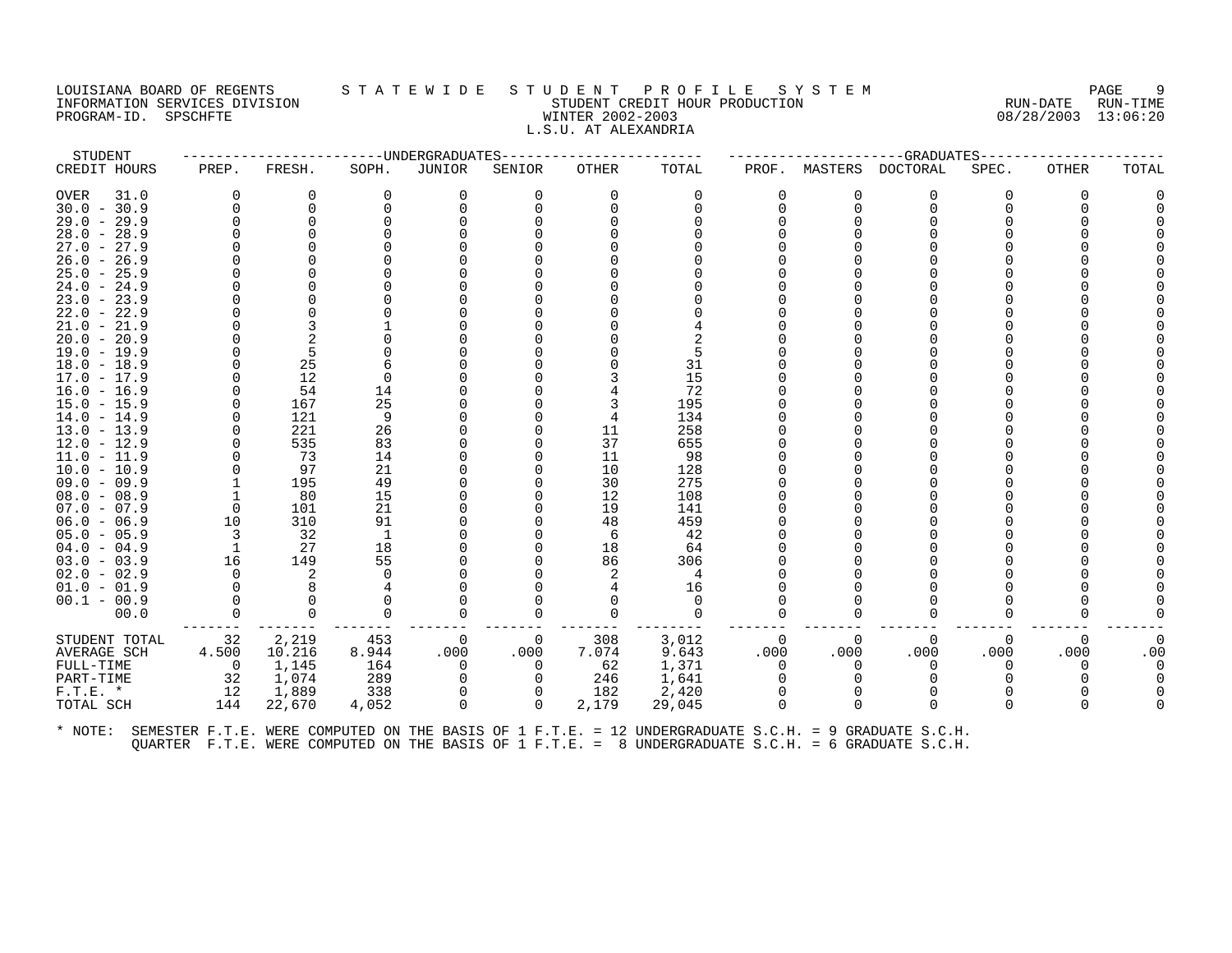LOUISIANA BOARD OF REGENTS — STATEWIDE STUDENT PROFILE SYSTEM
INFORMATION SERVICES DIVISION — STUDENT CREDIT HOUR PRODUCTION — RUN-DATE 08/28/2003 RUN-TIME 13:06:20
PROGRAM-ID. SPSCHFTE — WINTER 2002-2003

L.S.U. AT ALEXANDRIA

| STUDENT | UNDERGRADUATES | | | | | | | GRADUATES | | | | | | |
|---|---|---|---|---|---|---|---|---|---|---|---|---|---|---|
| CREDIT HOURS | PREP. | FRESH. | SOPH. | JUNIOR | SENIOR | OTHER | TOTAL | PROF. | MASTERS | DOCTORAL | SPEC. | OTHER | TOTAL |
| OVER 31.0 | 0 | 0 | 0 | 0 | 0 | 0 | 0 | 0 | 0 | 0 | 0 | 0 | 0 |
| 30.0 - 30.9 | 0 | 0 | 0 | 0 | 0 | 0 | 0 | 0 | 0 | 0 | 0 | 0 | 0 |
| 29.0 - 29.9 | 0 | 0 | 0 | 0 | 0 | 0 | 0 | 0 | 0 | 0 | 0 | 0 | 0 |
| 28.0 - 28.9 | 0 | 0 | 0 | 0 | 0 | 0 | 0 | 0 | 0 | 0 | 0 | 0 | 0 |
| 27.0 - 27.9 | 0 | 0 | 0 | 0 | 0 | 0 | 0 | 0 | 0 | 0 | 0 | 0 | 0 |
| 26.0 - 26.9 | 0 | 0 | 0 | 0 | 0 | 0 | 0 | 0 | 0 | 0 | 0 | 0 | 0 |
| 25.0 - 25.9 | 0 | 0 | 0 | 0 | 0 | 0 | 0 | 0 | 0 | 0 | 0 | 0 | 0 |
| 24.0 - 24.9 | 0 | 0 | 0 | 0 | 0 | 0 | 0 | 0 | 0 | 0 | 0 | 0 | 0 |
| 23.0 - 23.9 | 0 | 0 | 0 | 0 | 0 | 0 | 0 | 0 | 0 | 0 | 0 | 0 | 0 |
| 22.0 - 22.9 | 0 | 0 | 0 | 0 | 0 | 0 | 0 | 0 | 0 | 0 | 0 | 0 | 0 |
| 21.0 - 21.9 | 0 | 3 | 1 | 0 | 0 | 0 | 4 | 0 | 0 | 0 | 0 | 0 | 0 |
| 20.0 - 20.9 | 0 | 2 | 0 | 0 | 0 | 0 | 2 | 0 | 0 | 0 | 0 | 0 | 0 |
| 19.0 - 19.9 | 0 | 5 | 0 | 0 | 0 | 0 | 5 | 0 | 0 | 0 | 0 | 0 | 0 |
| 18.0 - 18.9 | 0 | 25 | 6 | 0 | 0 | 0 | 31 | 0 | 0 | 0 | 0 | 0 | 0 |
| 17.0 - 17.9 | 0 | 12 | 0 | 0 | 0 | 3 | 15 | 0 | 0 | 0 | 0 | 0 | 0 |
| 16.0 - 16.9 | 0 | 54 | 14 | 0 | 0 | 4 | 72 | 0 | 0 | 0 | 0 | 0 | 0 |
| 15.0 - 15.9 | 0 | 167 | 25 | 0 | 0 | 3 | 195 | 0 | 0 | 0 | 0 | 0 | 0 |
| 14.0 - 14.9 | 0 | 121 | 9 | 0 | 0 | 4 | 134 | 0 | 0 | 0 | 0 | 0 | 0 |
| 13.0 - 13.9 | 0 | 221 | 26 | 0 | 0 | 11 | 258 | 0 | 0 | 0 | 0 | 0 | 0 |
| 12.0 - 12.9 | 0 | 535 | 83 | 0 | 0 | 37 | 655 | 0 | 0 | 0 | 0 | 0 | 0 |
| 11.0 - 11.9 | 0 | 73 | 14 | 0 | 0 | 11 | 98 | 0 | 0 | 0 | 0 | 0 | 0 |
| 10.0 - 10.9 | 0 | 97 | 21 | 0 | 0 | 10 | 128 | 0 | 0 | 0 | 0 | 0 | 0 |
| 09.0 - 09.9 | 1 | 195 | 49 | 0 | 0 | 30 | 275 | 0 | 0 | 0 | 0 | 0 | 0 |
| 08.0 - 08.9 | 1 | 80 | 15 | 0 | 0 | 12 | 108 | 0 | 0 | 0 | 0 | 0 | 0 |
| 07.0 - 07.9 | 0 | 101 | 21 | 0 | 0 | 19 | 141 | 0 | 0 | 0 | 0 | 0 | 0 |
| 06.0 - 06.9 | 10 | 310 | 91 | 0 | 0 | 48 | 459 | 0 | 0 | 0 | 0 | 0 | 0 |
| 05.0 - 05.9 | 3 | 32 | 1 | 0 | 0 | 6 | 42 | 0 | 0 | 0 | 0 | 0 | 0 |
| 04.0 - 04.9 | 1 | 27 | 18 | 0 | 0 | 18 | 64 | 0 | 0 | 0 | 0 | 0 | 0 |
| 03.0 - 03.9 | 16 | 149 | 55 | 0 | 0 | 86 | 306 | 0 | 0 | 0 | 0 | 0 | 0 |
| 02.0 - 02.9 | 0 | 2 | 0 | 0 | 0 | 2 | 4 | 0 | 0 | 0 | 0 | 0 | 0 |
| 01.0 - 01.9 | 0 | 8 | 4 | 0 | 0 | 4 | 16 | 0 | 0 | 0 | 0 | 0 | 0 |
| 00.1 - 00.9 | 0 | 0 | 0 | 0 | 0 | 0 | 0 | 0 | 0 | 0 | 0 | 0 | 0 |
| 00.0 | 0 | 0 | 0 | 0 | 0 | 0 | 0 | 0 | 0 | 0 | 0 | 0 | 0 |
| STUDENT TOTAL | 32 | 2,219 | 453 | 0 | 0 | 308 | 3,012 | 0 | 0 | 0 | 0 | 0 | 0 |
| AVERAGE SCH | 4.500 | 10.216 | 8.944 | .000 | .000 | 7.074 | 9.643 | .000 | .000 | .000 | .000 | .000 | .00 |
| FULL-TIME | 0 | 1,145 | 164 | 0 | 0 | 62 | 1,371 | 0 | 0 | 0 | 0 | 0 | 0 |
| PART-TIME | 32 | 1,074 | 289 | 0 | 0 | 246 | 1,641 | 0 | 0 | 0 | 0 | 0 | 0 |
| F.T.E. * | 12 | 1,889 | 338 | 0 | 0 | 182 | 2,420 | 0 | 0 | 0 | 0 | 0 | 0 |
| TOTAL SCH | 144 | 22,670 | 4,052 | 0 | 0 | 2,179 | 29,045 | 0 | 0 | 0 | 0 | 0 | 0 |

\* NOTE: SEMESTER F.T.E. WERE COMPUTED ON THE BASIS OF 1 F.T.E. = 12 UNDERGRADUATE S.C.H. = 9 GRADUATE S.C.H.
QUARTER F.T.E. WERE COMPUTED ON THE BASIS OF 1 F.T.E. = 8 UNDERGRADUATE S.C.H. = 6 GRADUATE S.C.H.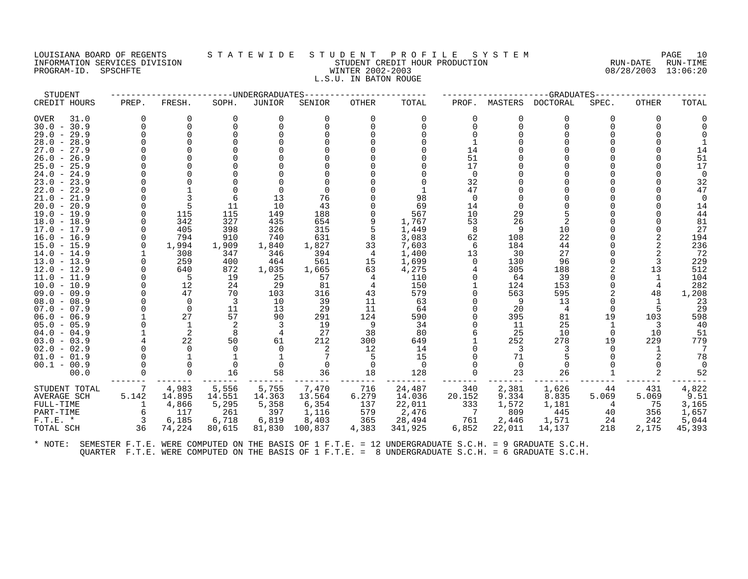LOUISIANA BOARD OF REGENTS — STATEWIDE STUDENT PROFILE SYSTEM
INFORMATION SERVICES DIVISION — STUDENT CREDIT HOUR PRODUCTION — RUN-DATE 08/28/2003 RUN-TIME 13:06:20
PROGRAM-ID. SPSCHFTE — WINTER 2002-2003

L.S.U. IN BATON ROUGE

| STUDENT CREDIT HOURS | UNDERGRADUATES PREP. | FRESH. | SOPH. | JUNIOR | SENIOR | OTHER | TOTAL | GRADUATES PROF. | MASTERS | DOCTORAL | SPEC. | OTHER | TOTAL |
|---|---|---|---|---|---|---|---|---|---|---|---|---|---|
| OVER 31.0 | 0 | 0 | 0 | 0 | 0 | 0 | 0 | 0 | 0 | 0 | 0 | 0 | 0 |
| 30.0 - 30.9 | 0 | 0 | 0 | 0 | 0 | 0 | 0 | 0 | 0 | 0 | 0 | 0 | 0 |
| 29.0 - 29.9 | 0 | 0 | 0 | 0 | 0 | 0 | 0 | 0 | 0 | 0 | 0 | 0 | 0 |
| 28.0 - 28.9 | 0 | 0 | 0 | 0 | 0 | 0 | 0 | 1 | 0 | 0 | 0 | 0 | 1 |
| 27.0 - 27.9 | 0 | 0 | 0 | 0 | 0 | 0 | 0 | 14 | 0 | 0 | 0 | 0 | 14 |
| 26.0 - 26.9 | 0 | 0 | 0 | 0 | 0 | 0 | 0 | 51 | 0 | 0 | 0 | 0 | 51 |
| 25.0 - 25.9 | 0 | 0 | 0 | 0 | 0 | 0 | 0 | 17 | 0 | 0 | 0 | 0 | 17 |
| 24.0 - 24.9 | 0 | 0 | 0 | 0 | 0 | 0 | 0 | 0 | 0 | 0 | 0 | 0 | 0 |
| 23.0 - 23.9 | 0 | 0 | 0 | 0 | 0 | 0 | 0 | 32 | 0 | 0 | 0 | 0 | 32 |
| 22.0 - 22.9 | 0 | 1 | 0 | 0 | 0 | 0 | 1 | 47 | 0 | 0 | 0 | 0 | 47 |
| 21.0 - 21.9 | 0 | 3 | 6 | 13 | 76 | 0 | 98 | 0 | 0 | 0 | 0 | 0 | 0 |
| 20.0 - 20.9 | 0 | 5 | 11 | 10 | 43 | 0 | 69 | 14 | 0 | 0 | 0 | 0 | 14 |
| 19.0 - 19.9 | 0 | 115 | 115 | 149 | 188 | 0 | 567 | 10 | 29 | 5 | 0 | 0 | 44 |
| 18.0 - 18.9 | 0 | 342 | 327 | 435 | 654 | 9 | 1,767 | 53 | 26 | 2 | 0 | 0 | 81 |
| 17.0 - 17.9 | 0 | 405 | 398 | 326 | 315 | 5 | 1,449 | 8 | 9 | 10 | 0 | 0 | 27 |
| 16.0 - 16.9 | 0 | 794 | 910 | 740 | 631 | 8 | 3,083 | 62 | 108 | 22 | 0 | 2 | 194 |
| 15.0 - 15.9 | 0 | 1,994 | 1,909 | 1,840 | 1,827 | 33 | 7,603 | 6 | 184 | 44 | 0 | 2 | 236 |
| 14.0 - 14.9 | 1 | 308 | 347 | 346 | 394 | 4 | 1,400 | 13 | 30 | 27 | 0 | 2 | 72 |
| 13.0 - 13.9 | 0 | 259 | 400 | 464 | 561 | 15 | 1,699 | 0 | 130 | 96 | 0 | 3 | 229 |
| 12.0 - 12.9 | 0 | 640 | 872 | 1,035 | 1,665 | 63 | 4,275 | 4 | 305 | 188 | 2 | 13 | 512 |
| 11.0 - 11.9 | 0 | 5 | 19 | 25 | 57 | 4 | 110 | 0 | 64 | 39 | 0 | 1 | 104 |
| 10.0 - 10.9 | 0 | 12 | 24 | 29 | 81 | 4 | 150 | 1 | 124 | 153 | 0 | 4 | 282 |
| 09.0 - 09.9 | 0 | 47 | 70 | 103 | 316 | 43 | 579 | 0 | 563 | 595 | 2 | 48 | 1,208 |
| 08.0 - 08.9 | 0 | 0 | 3 | 10 | 39 | 11 | 63 | 0 | 9 | 13 | 0 | 1 | 23 |
| 07.0 - 07.9 | 0 | 0 | 11 | 13 | 29 | 11 | 64 | 0 | 20 | 4 | 0 | 5 | 29 |
| 06.0 - 06.9 | 1 | 27 | 57 | 90 | 291 | 124 | 590 | 0 | 395 | 81 | 19 | 103 | 598 |
| 05.0 - 05.9 | 0 | 1 | 2 | 3 | 19 | 9 | 34 | 0 | 11 | 25 | 1 | 3 | 40 |
| 04.0 - 04.9 | 1 | 2 | 8 | 4 | 27 | 38 | 80 | 6 | 25 | 10 | 0 | 10 | 51 |
| 03.0 - 03.9 | 4 | 22 | 50 | 61 | 212 | 300 | 649 | 1 | 252 | 278 | 19 | 229 | 779 |
| 02.0 - 02.9 | 0 | 0 | 0 | 0 | 2 | 12 | 14 | 0 | 3 | 3 | 0 | 1 | 7 |
| 01.0 - 01.9 | 0 | 1 | 1 | 1 | 7 | 5 | 15 | 0 | 71 | 5 | 0 | 2 | 78 |
| 00.1 - 00.9 | 0 | 0 | 0 | 0 | 0 | 0 | 0 | 0 | 0 | 0 | 0 | 0 | 0 |
| 00.0 | 0 | 0 | 16 | 58 | 36 | 18 | 128 | 0 | 23 | 26 | 1 | 2 | 52 |
| STUDENT TOTAL | 7 | 4,983 | 5,556 | 5,755 | 7,470 | 716 | 24,487 | 340 | 2,381 | 1,626 | 44 | 431 | 4,822 |
| AVERAGE SCH | 5.142 | 14.895 | 14.551 | 14.363 | 13.564 | 6.279 | 14.036 | 20.152 | 9.334 | 8.835 | 5.069 | 5.069 | 9.51 |
| FULL-TIME | 1 | 4,866 | 5,295 | 5,358 | 6,354 | 137 | 22,011 | 333 | 1,572 | 1,181 | 4 | 75 | 3,165 |
| PART-TIME | 6 | 117 | 261 | 397 | 1,116 | 579 | 2,476 | 7 | 809 | 445 | 40 | 356 | 1,657 |
| F.T.E. * | 3 | 6,185 | 6,718 | 6,819 | 8,403 | 365 | 28,494 | 761 | 2,446 | 1,571 | 24 | 242 | 5,044 |
| TOTAL SCH | 36 | 74,224 | 80,615 | 81,830 | 100,837 | 4,383 | 341,925 | 6,852 | 22,011 | 14,137 | 218 | 2,175 | 45,393 |

* NOTE: SEMESTER F.T.E. WERE COMPUTED ON THE BASIS OF 1 F.T.E. = 12 UNDERGRADUATE S.C.H. = 9 GRADUATE S.C.H.
QUARTER F.T.E. WERE COMPUTED ON THE BASIS OF 1 F.T.E. = 8 UNDERGRADUATE S.C.H. = 6 GRADUATE S.C.H.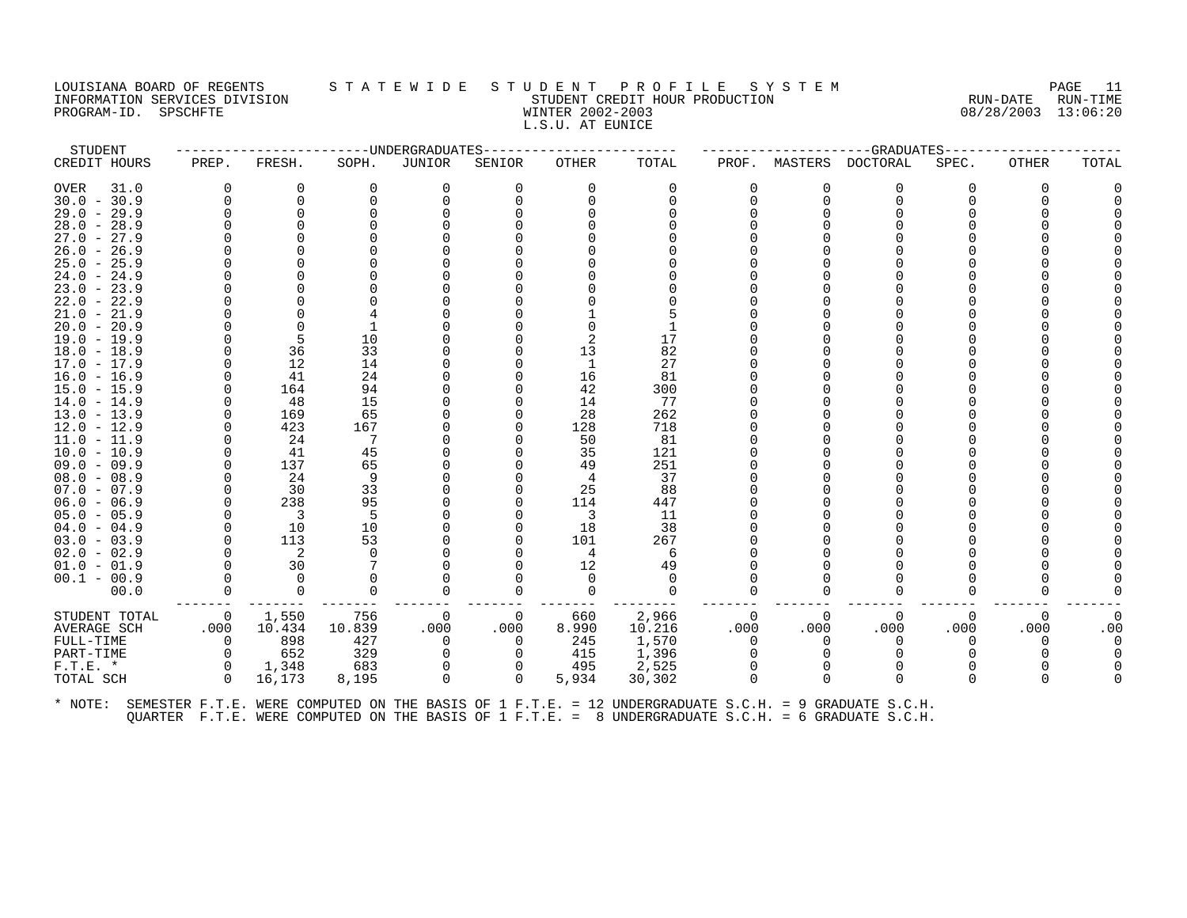LOUISIANA BOARD OF REGENTS — STATEWIDE STUDENT PROFILE SYSTEM
INFORMATION SERVICES DIVISION — STUDENT CREDIT HOUR PRODUCTION — RUN-DATE 08/28/2003 RUN-TIME 13:06:20
PROGRAM-ID. SPSCHFTE — WINTER 2002-2003
L.S.U. AT EUNICE

| STUDENT | UNDERGRADUATES | | | | | | | GRADUATES | | | | | | |
|---|---|---|---|---|---|---|---|---|---|---|---|---|---|---|
| CREDIT HOURS | PREP. | FRESH. | SOPH. | JUNIOR | SENIOR | OTHER | TOTAL | PROF. | MASTERS | DOCTORAL | SPEC. | OTHER | TOTAL |
| OVER 31.0 | 0 | 0 | 0 | 0 | 0 | 0 | 0 | 0 | 0 | 0 | 0 | 0 | 0 |
| 30.0 - 30.9 | 0 | 0 | 0 | 0 | 0 | 0 | 0 | 0 | 0 | 0 | 0 | 0 | 0 |
| 29.0 - 29.9 | 0 | 0 | 0 | 0 | 0 | 0 | 0 | 0 | 0 | 0 | 0 | 0 | 0 |
| 28.0 - 28.9 | 0 | 0 | 0 | 0 | 0 | 0 | 0 | 0 | 0 | 0 | 0 | 0 | 0 |
| 27.0 - 27.9 | 0 | 0 | 0 | 0 | 0 | 0 | 0 | 0 | 0 | 0 | 0 | 0 | 0 |
| 26.0 - 26.9 | 0 | 0 | 0 | 0 | 0 | 0 | 0 | 0 | 0 | 0 | 0 | 0 | 0 |
| 25.0 - 25.9 | 0 | 0 | 0 | 0 | 0 | 0 | 0 | 0 | 0 | 0 | 0 | 0 | 0 |
| 24.0 - 24.9 | 0 | 0 | 0 | 0 | 0 | 0 | 0 | 0 | 0 | 0 | 0 | 0 | 0 |
| 23.0 - 23.9 | 0 | 0 | 0 | 0 | 0 | 0 | 0 | 0 | 0 | 0 | 0 | 0 | 0 |
| 22.0 - 22.9 | 0 | 0 | 0 | 0 | 0 | 0 | 0 | 0 | 0 | 0 | 0 | 0 | 0 |
| 21.0 - 21.9 | 0 | 0 | 4 | 0 | 0 | 1 | 5 | 0 | 0 | 0 | 0 | 0 | 0 |
| 20.0 - 20.9 | 0 | 0 | 1 | 0 | 0 | 0 | 1 | 0 | 0 | 0 | 0 | 0 | 0 |
| 19.0 - 19.9 | 0 | 5 | 10 | 0 | 0 | 2 | 17 | 0 | 0 | 0 | 0 | 0 | 0 |
| 18.0 - 18.9 | 0 | 36 | 33 | 0 | 0 | 13 | 82 | 0 | 0 | 0 | 0 | 0 | 0 |
| 17.0 - 17.9 | 0 | 12 | 14 | 0 | 0 | 1 | 27 | 0 | 0 | 0 | 0 | 0 | 0 |
| 16.0 - 16.9 | 0 | 41 | 24 | 0 | 0 | 16 | 81 | 0 | 0 | 0 | 0 | 0 | 0 |
| 15.0 - 15.9 | 0 | 164 | 94 | 0 | 0 | 42 | 300 | 0 | 0 | 0 | 0 | 0 | 0 |
| 14.0 - 14.9 | 0 | 48 | 15 | 0 | 0 | 14 | 77 | 0 | 0 | 0 | 0 | 0 | 0 |
| 13.0 - 13.9 | 0 | 169 | 65 | 0 | 0 | 28 | 262 | 0 | 0 | 0 | 0 | 0 | 0 |
| 12.0 - 12.9 | 0 | 423 | 167 | 0 | 0 | 128 | 718 | 0 | 0 | 0 | 0 | 0 | 0 |
| 11.0 - 11.9 | 0 | 24 | 7 | 0 | 0 | 50 | 81 | 0 | 0 | 0 | 0 | 0 | 0 |
| 10.0 - 10.9 | 0 | 41 | 45 | 0 | 0 | 35 | 121 | 0 | 0 | 0 | 0 | 0 | 0 |
| 09.0 - 09.9 | 0 | 137 | 65 | 0 | 0 | 49 | 251 | 0 | 0 | 0 | 0 | 0 | 0 |
| 08.0 - 08.9 | 0 | 24 | 9 | 0 | 0 | 4 | 37 | 0 | 0 | 0 | 0 | 0 | 0 |
| 07.0 - 07.9 | 0 | 30 | 33 | 0 | 0 | 25 | 88 | 0 | 0 | 0 | 0 | 0 | 0 |
| 06.0 - 06.9 | 0 | 238 | 95 | 0 | 0 | 114 | 447 | 0 | 0 | 0 | 0 | 0 | 0 |
| 05.0 - 05.9 | 0 | 3 | 5 | 0 | 0 | 3 | 11 | 0 | 0 | 0 | 0 | 0 | 0 |
| 04.0 - 04.9 | 0 | 10 | 10 | 0 | 0 | 18 | 38 | 0 | 0 | 0 | 0 | 0 | 0 |
| 03.0 - 03.9 | 0 | 113 | 53 | 0 | 0 | 101 | 267 | 0 | 0 | 0 | 0 | 0 | 0 |
| 02.0 - 02.9 | 0 | 2 | 0 | 0 | 0 | 4 | 6 | 0 | 0 | 0 | 0 | 0 | 0 |
| 01.0 - 01.9 | 0 | 30 | 7 | 0 | 0 | 12 | 49 | 0 | 0 | 0 | 0 | 0 | 0 |
| 00.1 - 00.9 | 0 | 0 | 0 | 0 | 0 | 0 | 0 | 0 | 0 | 0 | 0 | 0 | 0 |
| 00.0 | 0 | 0 | 0 | 0 | 0 | 0 | 0 | 0 | 0 | 0 | 0 | 0 | 0 |
| STUDENT TOTAL | 0 | 1,550 | 756 | 0 | 0 | 660 | 2,966 | 0 | 0 | 0 | 0 | 0 | 0 |
| AVERAGE SCH | .000 | 10.434 | 10.839 | .000 | .000 | 8.990 | 10.216 | .000 | .000 | .000 | .000 | .000 | .00 |
| FULL-TIME | 0 | 898 | 427 | 0 | 0 | 245 | 1,570 | 0 | 0 | 0 | 0 | 0 | 0 |
| PART-TIME | 0 | 652 | 329 | 0 | 0 | 415 | 1,396 | 0 | 0 | 0 | 0 | 0 | 0 |
| F.T.E. * | 0 | 1,348 | 683 | 0 | 0 | 495 | 2,525 | 0 | 0 | 0 | 0 | 0 | 0 |
| TOTAL SCH | 0 | 16,173 | 8,195 | 0 | 0 | 5,934 | 30,302 | 0 | 0 | 0 | 0 | 0 | 0 |

* NOTE: SEMESTER F.T.E. WERE COMPUTED ON THE BASIS OF 1 F.T.E. = 12 UNDERGRADUATE S.C.H. = 9 GRADUATE S.C.H.
QUARTER F.T.E. WERE COMPUTED ON THE BASIS OF 1 F.T.E. = 8 UNDERGRADUATE S.C.H. = 6 GRADUATE S.C.H.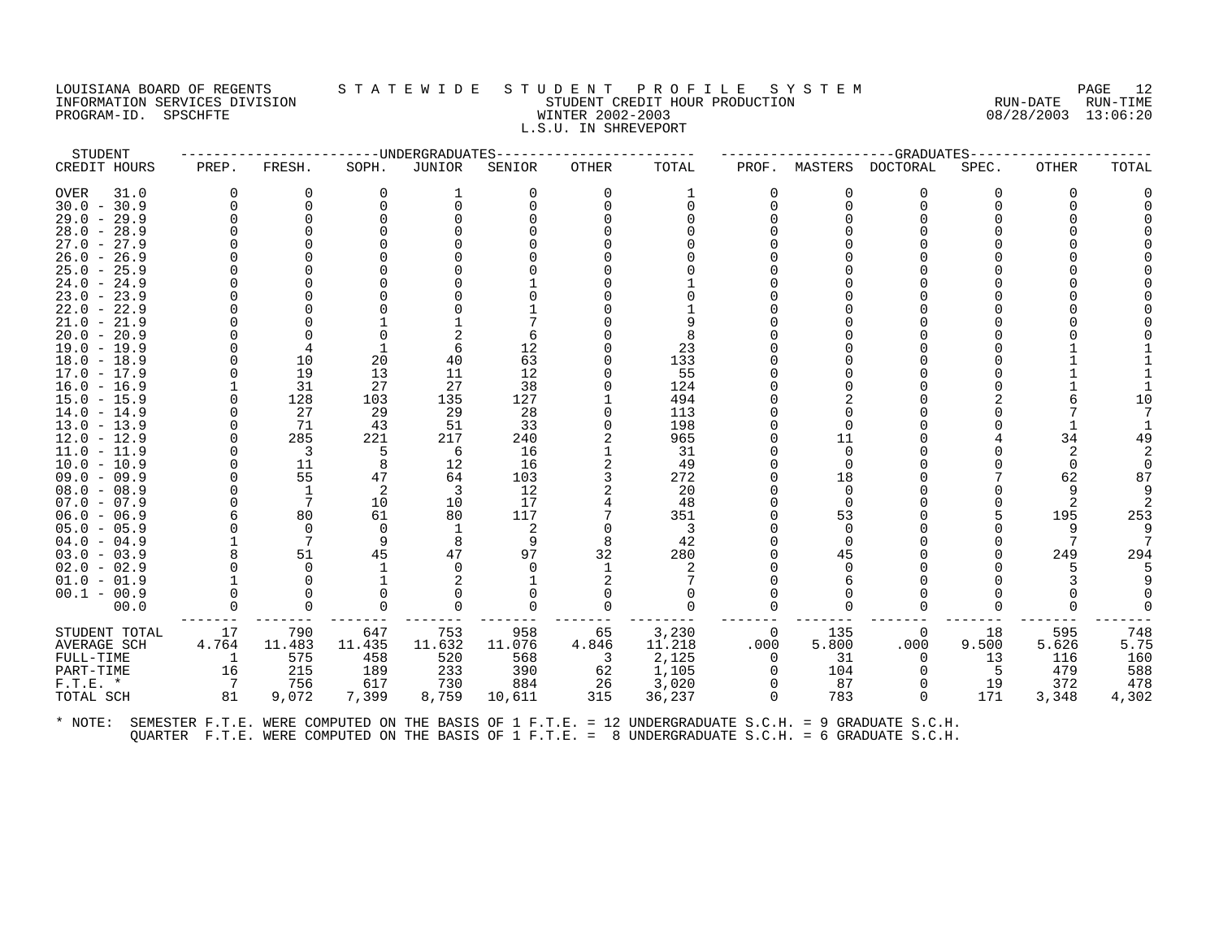LOUISIANA BOARD OF REGENTS — STATEWIDE STUDENT PROFILE SYSTEM
INFORMATION SERVICES DIVISION — STUDENT CREDIT HOUR PRODUCTION — RUN-DATE 08/28/2003 RUN-TIME 13:06:20
PROGRAM-ID. SPSCHFTE — WINTER 2002-2003

L.S.U. IN SHREVEPORT

| STUDENT CREDIT HOURS | UNDERGRADUATES PREP. | FRESH. | SOPH. | JUNIOR | SENIOR | OTHER | TOTAL | GRADUATES PROF. | MASTERS | DOCTORAL | SPEC. | OTHER | TOTAL |
|---|---|---|---|---|---|---|---|---|---|---|---|---|---|
| OVER 31.0 | 0 | 0 | 0 | 1 | 0 | 0 | 1 | 0 | 0 | 0 | 0 | 0 | 0 |
| 30.0 - 30.9 | 0 | 0 | 0 | 0 | 0 | 0 | 0 | 0 | 0 | 0 | 0 | 0 | 0 |
| 29.0 - 29.9 | 0 | 0 | 0 | 0 | 0 | 0 | 0 | 0 | 0 | 0 | 0 | 0 | 0 |
| 28.0 - 28.9 | 0 | 0 | 0 | 0 | 0 | 0 | 0 | 0 | 0 | 0 | 0 | 0 | 0 |
| 27.0 - 27.9 | 0 | 0 | 0 | 0 | 0 | 0 | 0 | 0 | 0 | 0 | 0 | 0 | 0 |
| 26.0 - 26.9 | 0 | 0 | 0 | 0 | 0 | 0 | 0 | 0 | 0 | 0 | 0 | 0 | 0 |
| 25.0 - 25.9 | 0 | 0 | 0 | 0 | 0 | 0 | 0 | 0 | 0 | 0 | 0 | 0 | 0 |
| 24.0 - 24.9 | 0 | 0 | 0 | 0 | 1 | 0 | 1 | 0 | 0 | 0 | 0 | 0 | 0 |
| 23.0 - 23.9 | 0 | 0 | 0 | 0 | 0 | 0 | 0 | 0 | 0 | 0 | 0 | 0 | 0 |
| 22.0 - 22.9 | 0 | 0 | 0 | 0 | 1 | 0 | 1 | 0 | 0 | 0 | 0 | 0 | 0 |
| 21.0 - 21.9 | 0 | 0 | 1 | 1 | 7 | 0 | 9 | 0 | 0 | 0 | 0 | 0 | 0 |
| 20.0 - 20.9 | 0 | 0 | 0 | 2 | 6 | 0 | 8 | 0 | 0 | 0 | 0 | 0 | 0 |
| 19.0 - 19.9 | 0 | 4 | 1 | 6 | 12 | 0 | 23 | 0 | 0 | 0 | 0 | 1 | 1 |
| 18.0 - 18.9 | 0 | 10 | 20 | 40 | 63 | 0 | 133 | 0 | 0 | 0 | 0 | 1 | 1 |
| 17.0 - 17.9 | 0 | 19 | 13 | 11 | 12 | 0 | 55 | 0 | 0 | 0 | 0 | 1 | 1 |
| 16.0 - 16.9 | 1 | 31 | 27 | 27 | 38 | 0 | 124 | 0 | 0 | 0 | 0 | 1 | 1 |
| 15.0 - 15.9 | 0 | 128 | 103 | 135 | 127 | 1 | 494 | 0 | 2 | 0 | 2 | 6 | 10 |
| 14.0 - 14.9 | 0 | 27 | 29 | 29 | 28 | 0 | 113 | 0 | 0 | 0 | 0 | 7 | 7 |
| 13.0 - 13.9 | 0 | 71 | 43 | 51 | 33 | 0 | 198 | 0 | 0 | 0 | 0 | 1 | 1 |
| 12.0 - 12.9 | 0 | 285 | 221 | 217 | 240 | 2 | 965 | 0 | 11 | 0 | 4 | 34 | 49 |
| 11.0 - 11.9 | 0 | 3 | 5 | 6 | 16 | 1 | 31 | 0 | 0 | 0 | 0 | 2 | 2 |
| 10.0 - 10.9 | 0 | 11 | 8 | 12 | 16 | 2 | 49 | 0 | 0 | 0 | 0 | 0 | 0 |
| 09.0 - 09.9 | 0 | 55 | 47 | 64 | 103 | 3 | 272 | 0 | 18 | 0 | 7 | 62 | 87 |
| 08.0 - 08.9 | 0 | 1 | 2 | 3 | 12 | 2 | 20 | 0 | 0 | 0 | 0 | 9 | 9 |
| 07.0 - 07.9 | 0 | 7 | 10 | 10 | 17 | 4 | 48 | 0 | 0 | 0 | 0 | 2 | 2 |
| 06.0 - 06.9 | 6 | 80 | 61 | 80 | 117 | 7 | 351 | 0 | 53 | 0 | 5 | 195 | 253 |
| 05.0 - 05.9 | 0 | 0 | 0 | 1 | 2 | 0 | 3 | 0 | 0 | 0 | 0 | 9 | 9 |
| 04.0 - 04.9 | 1 | 7 | 9 | 8 | 9 | 8 | 42 | 0 | 0 | 0 | 0 | 7 | 7 |
| 03.0 - 03.9 | 8 | 51 | 45 | 47 | 97 | 32 | 280 | 0 | 45 | 0 | 0 | 249 | 294 |
| 02.0 - 02.9 | 0 | 0 | 1 | 0 | 0 | 1 | 2 | 0 | 0 | 0 | 0 | 5 | 5 |
| 01.0 - 01.9 | 1 | 0 | 1 | 2 | 1 | 2 | 7 | 0 | 6 | 0 | 0 | 3 | 9 |
| 00.1 - 00.9 | 0 | 0 | 0 | 0 | 0 | 0 | 0 | 0 | 0 | 0 | 0 | 0 | 0 |
| 00.0 | 0 | 0 | 0 | 0 | 0 | 0 | 0 | 0 | 0 | 0 | 0 | 0 | 0 |
| STUDENT TOTAL | 17 | 790 | 647 | 753 | 958 | 65 | 3,230 | 0 | 135 | 0 | 18 | 595 | 748 |
| AVERAGE SCH | 4.764 | 11.483 | 11.435 | 11.632 | 11.076 | 4.846 | 11.218 | .000 | 5.800 | .000 | 9.500 | 5.626 | 5.75 |
| FULL-TIME | 1 | 575 | 458 | 520 | 568 | 3 | 2,125 | 0 | 31 | 0 | 13 | 116 | 160 |
| PART-TIME | 16 | 215 | 189 | 233 | 390 | 62 | 1,105 | 0 | 104 | 0 | 5 | 479 | 588 |
| F.T.E. * | 7 | 756 | 617 | 730 | 884 | 26 | 3,020 | 0 | 87 | 0 | 19 | 372 | 478 |
| TOTAL SCH | 81 | 9,072 | 7,399 | 8,759 | 10,611 | 315 | 36,237 | 0 | 783 | 0 | 171 | 3,348 | 4,302 |

\* NOTE: SEMESTER F.T.E. WERE COMPUTED ON THE BASIS OF 1 F.T.E. = 12 UNDERGRADUATE S.C.H. = 9 GRADUATE S.C.H.
QUARTER F.T.E. WERE COMPUTED ON THE BASIS OF 1 F.T.E. = 8 UNDERGRADUATE S.C.H. = 6 GRADUATE S.C.H.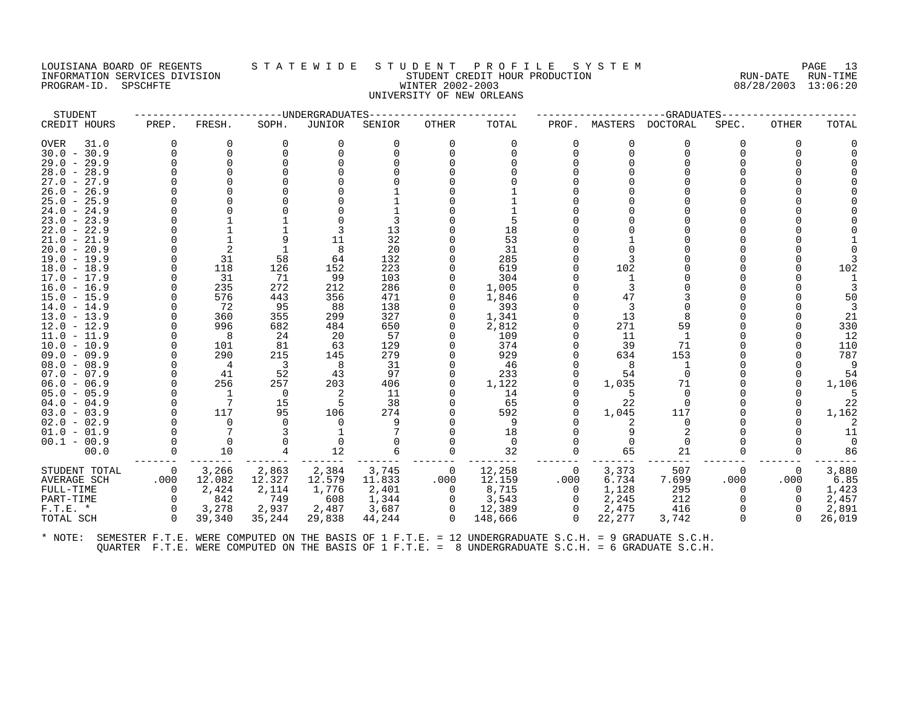LOUISIANA BOARD OF REGENTS — STATEWIDE STUDENT PROFILE SYSTEM
INFORMATION SERVICES DIVISION — STUDENT CREDIT HOUR PRODUCTION — RUN-DATE 08/28/2003 RUN-TIME 13:06:20
PROGRAM-ID. SPSCHFTE — WINTER 2002-2003

UNIVERSITY OF NEW ORLEANS

| STUDENT | UNDERGRADUATES | | | | | | | GRADUATES | | | | | |
|---|---|---|---|---|---|---|---|---|---|---|---|---|---|
| CREDIT HOURS | PREP. | FRESH. | SOPH. | JUNIOR | SENIOR | OTHER | TOTAL | PROF. | MASTERS | DOCTORAL | SPEC. | OTHER | TOTAL |
| OVER 31.0 | 0 | 0 | 0 | 0 | 0 | 0 | 0 | 0 | 0 | 0 | 0 | 0 | 0 |
| 30.0 - 30.9 | 0 | 0 | 0 | 0 | 0 | 0 | 0 | 0 | 0 | 0 | 0 | 0 | 0 |
| 29.0 - 29.9 | 0 | 0 | 0 | 0 | 0 | 0 | 0 | 0 | 0 | 0 | 0 | 0 | 0 |
| 28.0 - 28.9 | 0 | 0 | 0 | 0 | 0 | 0 | 0 | 0 | 0 | 0 | 0 | 0 | 0 |
| 27.0 - 27.9 | 0 | 0 | 0 | 0 | 0 | 0 | 0 | 0 | 0 | 0 | 0 | 0 | 0 |
| 26.0 - 26.9 | 0 | 0 | 0 | 0 | 1 | 0 | 1 | 0 | 0 | 0 | 0 | 0 | 0 |
| 25.0 - 25.9 | 0 | 0 | 0 | 0 | 1 | 0 | 1 | 0 | 0 | 0 | 0 | 0 | 0 |
| 24.0 - 24.9 | 0 | 0 | 0 | 0 | 1 | 0 | 1 | 0 | 0 | 0 | 0 | 0 | 0 |
| 23.0 - 23.9 | 0 | 1 | 1 | 0 | 3 | 0 | 5 | 0 | 0 | 0 | 0 | 0 | 0 |
| 22.0 - 22.9 | 0 | 1 | 1 | 3 | 13 | 0 | 18 | 0 | 0 | 0 | 0 | 0 | 0 |
| 21.0 - 21.9 | 0 | 1 | 9 | 11 | 32 | 0 | 53 | 0 | 1 | 0 | 0 | 0 | 1 |
| 20.0 - 20.9 | 0 | 2 | 1 | 8 | 20 | 0 | 31 | 0 | 0 | 0 | 0 | 0 | 0 |
| 19.0 - 19.9 | 0 | 31 | 58 | 64 | 132 | 0 | 285 | 0 | 3 | 0 | 0 | 0 | 3 |
| 18.0 - 18.9 | 0 | 118 | 126 | 152 | 223 | 0 | 619 | 0 | 102 | 0 | 0 | 0 | 102 |
| 17.0 - 17.9 | 0 | 31 | 71 | 99 | 103 | 0 | 304 | 0 | 1 | 0 | 0 | 0 | 1 |
| 16.0 - 16.9 | 0 | 235 | 272 | 212 | 286 | 0 | 1,005 | 0 | 3 | 0 | 0 | 0 | 3 |
| 15.0 - 15.9 | 0 | 576 | 443 | 356 | 471 | 0 | 1,846 | 0 | 47 | 3 | 0 | 0 | 50 |
| 14.0 - 14.9 | 0 | 72 | 95 | 88 | 138 | 0 | 393 | 0 | 3 | 0 | 0 | 0 | 3 |
| 13.0 - 13.9 | 0 | 360 | 355 | 299 | 327 | 0 | 1,341 | 0 | 13 | 8 | 0 | 0 | 21 |
| 12.0 - 12.9 | 0 | 996 | 682 | 484 | 650 | 0 | 2,812 | 0 | 271 | 59 | 0 | 0 | 330 |
| 11.0 - 11.9 | 0 | 8 | 24 | 20 | 57 | 0 | 109 | 0 | 11 | 1 | 0 | 0 | 12 |
| 10.0 - 10.9 | 0 | 101 | 81 | 63 | 129 | 0 | 374 | 0 | 39 | 71 | 0 | 0 | 110 |
| 09.0 - 09.9 | 0 | 290 | 215 | 145 | 279 | 0 | 929 | 0 | 634 | 153 | 0 | 0 | 787 |
| 08.0 - 08.9 | 0 | 4 | 3 | 8 | 31 | 0 | 46 | 0 | 8 | 1 | 0 | 0 | 9 |
| 07.0 - 07.9 | 0 | 41 | 52 | 43 | 97 | 0 | 233 | 0 | 54 | 0 | 0 | 0 | 54 |
| 06.0 - 06.9 | 0 | 256 | 257 | 203 | 406 | 0 | 1,122 | 0 | 1,035 | 71 | 0 | 0 | 1,106 |
| 05.0 - 05.9 | 0 | 1 | 0 | 2 | 11 | 0 | 14 | 0 | 5 | 0 | 0 | 0 | 5 |
| 04.0 - 04.9 | 0 | 7 | 15 | 5 | 38 | 0 | 65 | 0 | 22 | 0 | 0 | 0 | 22 |
| 03.0 - 03.9 | 0 | 117 | 95 | 106 | 274 | 0 | 592 | 0 | 1,045 | 117 | 0 | 0 | 1,162 |
| 02.0 - 02.9 | 0 | 0 | 0 | 0 | 9 | 0 | 9 | 0 | 2 | 0 | 0 | 0 | 2 |
| 01.0 - 01.9 | 0 | 7 | 3 | 1 | 7 | 0 | 18 | 0 | 9 | 2 | 0 | 0 | 11 |
| 00.1 - 00.9 | 0 | 0 | 0 | 0 | 0 | 0 | 0 | 0 | 0 | 0 | 0 | 0 | 0 |
| 00.0 | 0 | 10 | 4 | 12 | 6 | 0 | 32 | 0 | 65 | 21 | 0 | 0 | 86 |
| STUDENT TOTAL | 0 | 3,266 | 2,863 | 2,384 | 3,745 | 0 | 12,258 | 0 | 3,373 | 507 | 0 | 0 | 3,880 |
| AVERAGE SCH | .000 | 12.082 | 12.327 | 12.579 | 11.833 | .000 | 12.159 | .000 | 6.734 | 7.699 | .000 | .000 | 6.85 |
| FULL-TIME | 0 | 2,424 | 2,114 | 1,776 | 2,401 | 0 | 8,715 | 0 | 1,128 | 295 | 0 | 0 | 1,423 |
| PART-TIME | 0 | 842 | 749 | 608 | 1,344 | 0 | 3,543 | 0 | 2,245 | 212 | 0 | 0 | 2,457 |
| F.T.E. * | 0 | 3,278 | 2,937 | 2,487 | 3,687 | 0 | 12,389 | 0 | 2,475 | 416 | 0 | 0 | 2,891 |
| TOTAL SCH | 0 | 39,340 | 35,244 | 29,838 | 44,244 | 0 | 148,666 | 0 | 22,277 | 3,742 | 0 | 0 | 26,019 |

* NOTE: SEMESTER F.T.E. WERE COMPUTED ON THE BASIS OF 1 F.T.E. = 12 UNDERGRADUATE S.C.H. = 9 GRADUATE S.C.H.
QUARTER F.T.E. WERE COMPUTED ON THE BASIS OF 1 F.T.E. = 8 UNDERGRADUATE S.C.H. = 6 GRADUATE S.C.H.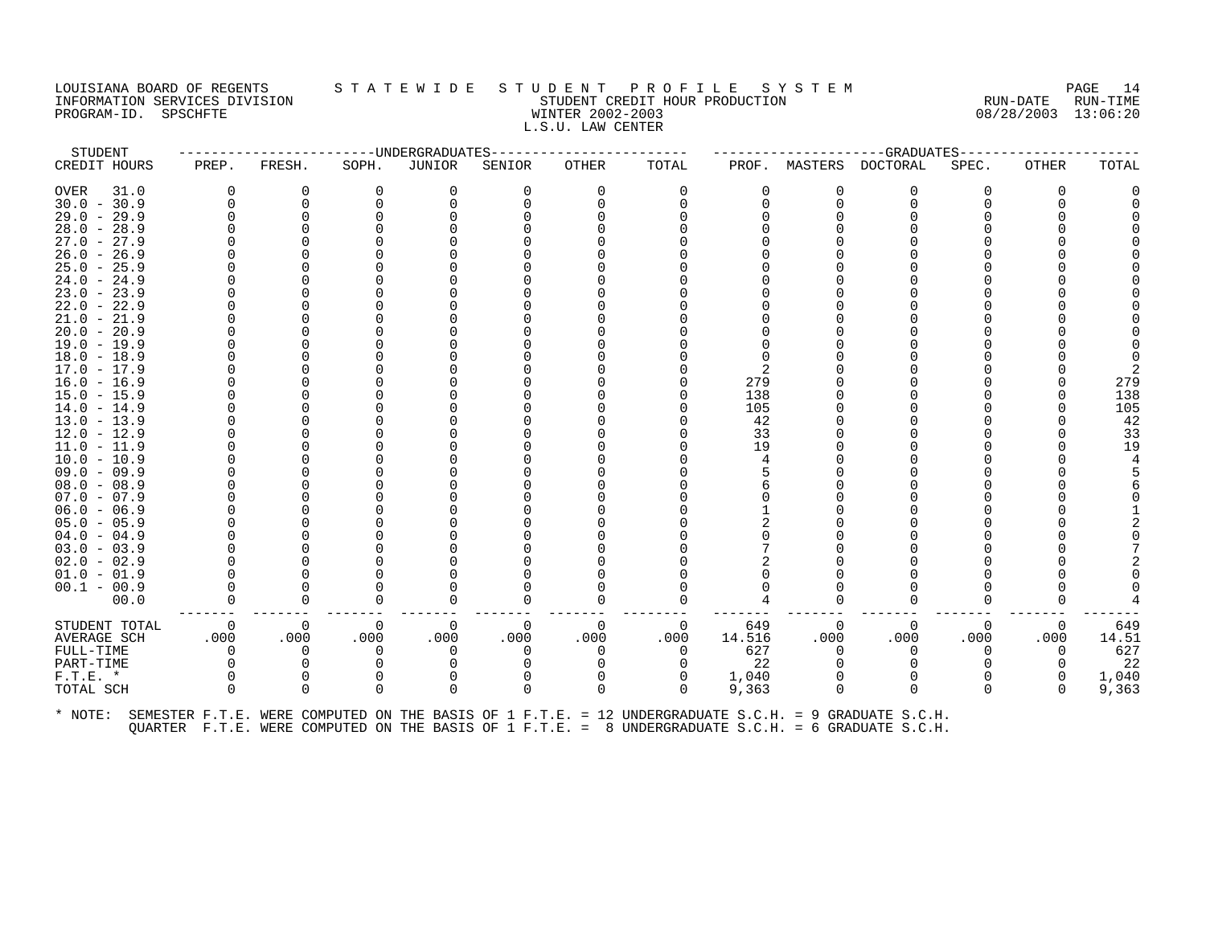LOUISIANA BOARD OF REGENTS — STATEWIDE STUDENT PROFILE SYSTEM
INFORMATION SERVICES DIVISION — STUDENT CREDIT HOUR PRODUCTION — RUN-DATE 08/28/2003 RUN-TIME 13:06:20
PROGRAM-ID. SPSCHFTE — WINTER 2002-2003

L.S.U. LAW CENTER

| STUDENT | UNDERGRADUATES | | | | | | | GRADUATES | | | | | |
|---|---|---|---|---|---|---|---|---|---|---|---|---|---|
| CREDIT HOURS | PREP. | FRESH. | SOPH. | JUNIOR | SENIOR | OTHER | TOTAL | PROF. | MASTERS | DOCTORAL | SPEC. | OTHER | TOTAL |
| OVER 31.0 | 0 | 0 | 0 | 0 | 0 | 0 | 0 | 0 | 0 | 0 | 0 | 0 | 0 |
| 30.0 - 30.9 | 0 | 0 | 0 | 0 | 0 | 0 | 0 | 0 | 0 | 0 | 0 | 0 | 0 |
| 29.0 - 29.9 | 0 | 0 | 0 | 0 | 0 | 0 | 0 | 0 | 0 | 0 | 0 | 0 | 0 |
| 28.0 - 28.9 | 0 | 0 | 0 | 0 | 0 | 0 | 0 | 0 | 0 | 0 | 0 | 0 | 0 |
| 27.0 - 27.9 | 0 | 0 | 0 | 0 | 0 | 0 | 0 | 0 | 0 | 0 | 0 | 0 | 0 |
| 26.0 - 26.9 | 0 | 0 | 0 | 0 | 0 | 0 | 0 | 0 | 0 | 0 | 0 | 0 | 0 |
| 25.0 - 25.9 | 0 | 0 | 0 | 0 | 0 | 0 | 0 | 0 | 0 | 0 | 0 | 0 | 0 |
| 24.0 - 24.9 | 0 | 0 | 0 | 0 | 0 | 0 | 0 | 0 | 0 | 0 | 0 | 0 | 0 |
| 23.0 - 23.9 | 0 | 0 | 0 | 0 | 0 | 0 | 0 | 0 | 0 | 0 | 0 | 0 | 0 |
| 22.0 - 22.9 | 0 | 0 | 0 | 0 | 0 | 0 | 0 | 0 | 0 | 0 | 0 | 0 | 0 |
| 21.0 - 21.9 | 0 | 0 | 0 | 0 | 0 | 0 | 0 | 0 | 0 | 0 | 0 | 0 | 0 |
| 20.0 - 20.9 | 0 | 0 | 0 | 0 | 0 | 0 | 0 | 0 | 0 | 0 | 0 | 0 | 0 |
| 19.0 - 19.9 | 0 | 0 | 0 | 0 | 0 | 0 | 0 | 0 | 0 | 0 | 0 | 0 | 0 |
| 18.0 - 18.9 | 0 | 0 | 0 | 0 | 0 | 0 | 0 | 0 | 0 | 0 | 0 | 0 | 0 |
| 17.0 - 17.9 | 0 | 0 | 0 | 0 | 0 | 0 | 0 | 2 | 0 | 0 | 0 | 0 | 2 |
| 16.0 - 16.9 | 0 | 0 | 0 | 0 | 0 | 0 | 0 | 279 | 0 | 0 | 0 | 0 | 279 |
| 15.0 - 15.9 | 0 | 0 | 0 | 0 | 0 | 0 | 0 | 138 | 0 | 0 | 0 | 0 | 138 |
| 14.0 - 14.9 | 0 | 0 | 0 | 0 | 0 | 0 | 0 | 105 | 0 | 0 | 0 | 0 | 105 |
| 13.0 - 13.9 | 0 | 0 | 0 | 0 | 0 | 0 | 0 | 42 | 0 | 0 | 0 | 0 | 42 |
| 12.0 - 12.9 | 0 | 0 | 0 | 0 | 0 | 0 | 0 | 33 | 0 | 0 | 0 | 0 | 33 |
| 11.0 - 11.9 | 0 | 0 | 0 | 0 | 0 | 0 | 0 | 19 | 0 | 0 | 0 | 0 | 19 |
| 10.0 - 10.9 | 0 | 0 | 0 | 0 | 0 | 0 | 0 | 4 | 0 | 0 | 0 | 0 | 4 |
| 09.0 - 09.9 | 0 | 0 | 0 | 0 | 0 | 0 | 0 | 5 | 0 | 0 | 0 | 0 | 5 |
| 08.0 - 08.9 | 0 | 0 | 0 | 0 | 0 | 0 | 0 | 6 | 0 | 0 | 0 | 0 | 6 |
| 07.0 - 07.9 | 0 | 0 | 0 | 0 | 0 | 0 | 0 | 0 | 0 | 0 | 0 | 0 | 0 |
| 06.0 - 06.9 | 0 | 0 | 0 | 0 | 0 | 0 | 0 | 1 | 0 | 0 | 0 | 0 | 1 |
| 05.0 - 05.9 | 0 | 0 | 0 | 0 | 0 | 0 | 0 | 2 | 0 | 0 | 0 | 0 | 2 |
| 04.0 - 04.9 | 0 | 0 | 0 | 0 | 0 | 0 | 0 | 0 | 0 | 0 | 0 | 0 | 0 |
| 03.0 - 03.9 | 0 | 0 | 0 | 0 | 0 | 0 | 0 | 7 | 0 | 0 | 0 | 0 | 7 |
| 02.0 - 02.9 | 0 | 0 | 0 | 0 | 0 | 0 | 0 | 2 | 0 | 0 | 0 | 0 | 2 |
| 01.0 - 01.9 | 0 | 0 | 0 | 0 | 0 | 0 | 0 | 0 | 0 | 0 | 0 | 0 | 0 |
| 00.1 - 00.9 | 0 | 0 | 0 | 0 | 0 | 0 | 0 | 0 | 0 | 0 | 0 | 0 | 0 |
| 00.0 | 0 | 0 | 0 | 0 | 0 | 0 | 0 | 4 | 0 | 0 | 0 | 0 | 4 |
| STUDENT TOTAL | 0 | 0 | 0 | 0 | 0 | 0 | 0 | 649 | 0 | 0 | 0 | 0 | 649 |
| AVERAGE SCH | .000 | .000 | .000 | .000 | .000 | .000 | .000 | 14.516 | .000 | .000 | .000 | .000 | 14.51 |
| FULL-TIME | 0 | 0 | 0 | 0 | 0 | 0 | 0 | 627 | 0 | 0 | 0 | 0 | 627 |
| PART-TIME | 0 | 0 | 0 | 0 | 0 | 0 | 0 | 22 | 0 | 0 | 0 | 0 | 22 |
| F.T.E. * | 0 | 0 | 0 | 0 | 0 | 0 | 0 | 1,040 | 0 | 0 | 0 | 0 | 1,040 |
| TOTAL SCH | 0 | 0 | 0 | 0 | 0 | 0 | 0 | 9,363 | 0 | 0 | 0 | 0 | 9,363 |

* NOTE: SEMESTER F.T.E. WERE COMPUTED ON THE BASIS OF 1 F.T.E. = 12 UNDERGRADUATE S.C.H. = 9 GRADUATE S.C.H.
QUARTER F.T.E. WERE COMPUTED ON THE BASIS OF 1 F.T.E. = 8 UNDERGRADUATE S.C.H. = 6 GRADUATE S.C.H.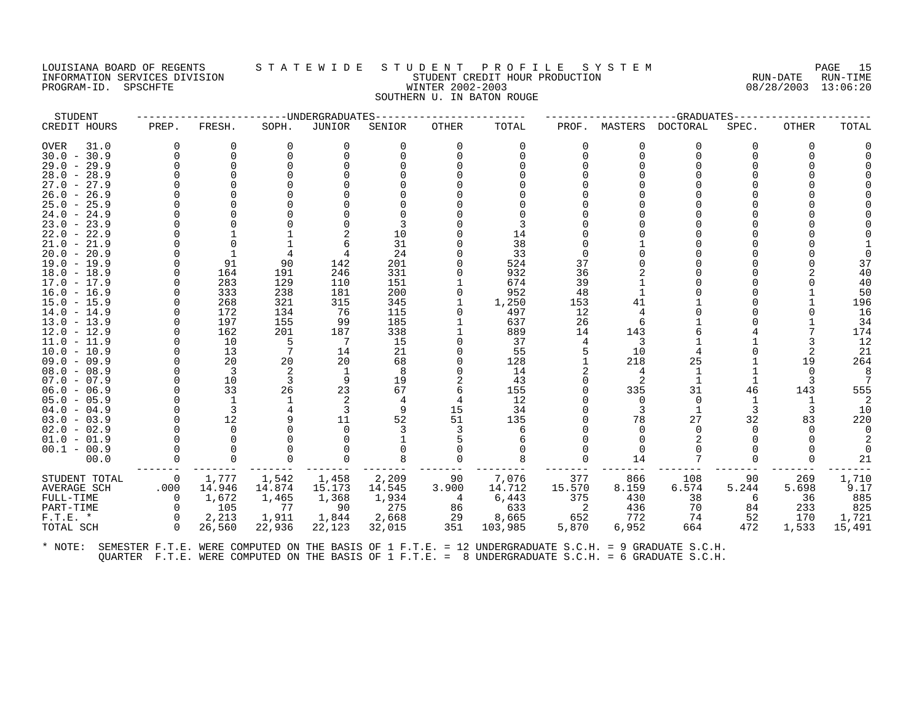LOUISIANA BOARD OF REGENTS — STATEWIDE STUDENT PROFILE SYSTEM
INFORMATION SERVICES DIVISION — STUDENT CREDIT HOUR PRODUCTION — RUN-DATE 08/28/2003 RUN-TIME 13:06:20
PROGRAM-ID. SPSCHFTE — WINTER 2002-2003

SOUTHERN U. IN BATON ROUGE

| STUDENT | UNDERGRADUATES | | | | | | | GRADUATES | | | | | |
|---|---|---|---|---|---|---|---|---|---|---|---|---|---|
| CREDIT HOURS | PREP. | FRESH. | SOPH. | JUNIOR | SENIOR | OTHER | TOTAL | PROF. | MASTERS | DOCTORAL | SPEC. | OTHER | TOTAL |
| OVER 31.0 | 0 | 0 | 0 | 0 | 0 | 0 | 0 | 0 | 0 | 0 | 0 | 0 | 0 |
| 30.0 - 30.9 | 0 | 0 | 0 | 0 | 0 | 0 | 0 | 0 | 0 | 0 | 0 | 0 | 0 |
| 29.0 - 29.9 | 0 | 0 | 0 | 0 | 0 | 0 | 0 | 0 | 0 | 0 | 0 | 0 | 0 |
| 28.0 - 28.9 | 0 | 0 | 0 | 0 | 0 | 0 | 0 | 0 | 0 | 0 | 0 | 0 | 0 |
| 27.0 - 27.9 | 0 | 0 | 0 | 0 | 0 | 0 | 0 | 0 | 0 | 0 | 0 | 0 | 0 |
| 26.0 - 26.9 | 0 | 0 | 0 | 0 | 0 | 0 | 0 | 0 | 0 | 0 | 0 | 0 | 0 |
| 25.0 - 25.9 | 0 | 0 | 0 | 0 | 0 | 0 | 0 | 0 | 0 | 0 | 0 | 0 | 0 |
| 24.0 - 24.9 | 0 | 0 | 0 | 0 | 0 | 0 | 0 | 0 | 0 | 0 | 0 | 0 | 0 |
| 23.0 - 23.9 | 0 | 0 | 0 | 0 | 3 | 0 | 3 | 0 | 0 | 0 | 0 | 0 | 0 |
| 22.0 - 22.9 | 0 | 1 | 1 | 2 | 10 | 0 | 14 | 0 | 0 | 0 | 0 | 0 | 0 |
| 21.0 - 21.9 | 0 | 0 | 1 | 6 | 31 | 0 | 38 | 0 | 1 | 0 | 0 | 0 | 1 |
| 20.0 - 20.9 | 0 | 1 | 4 | 4 | 24 | 0 | 33 | 0 | 0 | 0 | 0 | 0 | 0 |
| 19.0 - 19.9 | 0 | 91 | 90 | 142 | 201 | 0 | 524 | 37 | 0 | 0 | 0 | 0 | 37 |
| 18.0 - 18.9 | 0 | 164 | 191 | 246 | 331 | 0 | 932 | 36 | 2 | 0 | 0 | 2 | 40 |
| 17.0 - 17.9 | 0 | 283 | 129 | 110 | 151 | 1 | 674 | 39 | 1 | 0 | 0 | 0 | 40 |
| 16.0 - 16.9 | 0 | 333 | 238 | 181 | 200 | 0 | 952 | 48 | 1 | 0 | 0 | 1 | 50 |
| 15.0 - 15.9 | 0 | 268 | 321 | 315 | 345 | 1 | 1,250 | 153 | 41 | 1 | 0 | 1 | 196 |
| 14.0 - 14.9 | 0 | 172 | 134 | 76 | 115 | 0 | 497 | 12 | 4 | 0 | 0 | 0 | 16 |
| 13.0 - 13.9 | 0 | 197 | 155 | 99 | 185 | 1 | 637 | 26 | 6 | 1 | 0 | 1 | 34 |
| 12.0 - 12.9 | 0 | 162 | 201 | 187 | 338 | 1 | 889 | 14 | 143 | 6 | 4 | 7 | 174 |
| 11.0 - 11.9 | 0 | 10 | 5 | 7 | 15 | 0 | 37 | 4 | 3 | 1 | 1 | 3 | 12 |
| 10.0 - 10.9 | 0 | 13 | 7 | 14 | 21 | 0 | 55 | 5 | 10 | 4 | 0 | 2 | 21 |
| 09.0 - 09.9 | 0 | 20 | 20 | 20 | 68 | 0 | 128 | 1 | 218 | 25 | 1 | 19 | 264 |
| 08.0 - 08.9 | 0 | 3 | 2 | 1 | 8 | 0 | 14 | 2 | 4 | 1 | 1 | 0 | 8 |
| 07.0 - 07.9 | 0 | 10 | 3 | 9 | 19 | 2 | 43 | 0 | 2 | 1 | 1 | 3 | 7 |
| 06.0 - 06.9 | 0 | 33 | 26 | 23 | 67 | 6 | 155 | 0 | 335 | 31 | 46 | 143 | 555 |
| 05.0 - 05.9 | 0 | 1 | 1 | 2 | 4 | 4 | 12 | 0 | 0 | 0 | 1 | 1 | 2 |
| 04.0 - 04.9 | 0 | 3 | 4 | 3 | 9 | 15 | 34 | 0 | 3 | 1 | 3 | 3 | 10 |
| 03.0 - 03.9 | 0 | 12 | 9 | 11 | 52 | 51 | 135 | 0 | 78 | 27 | 32 | 83 | 220 |
| 02.0 - 02.9 | 0 | 0 | 0 | 0 | 3 | 3 | 6 | 0 | 0 | 0 | 0 | 0 | 0 |
| 01.0 - 01.9 | 0 | 0 | 0 | 0 | 1 | 5 | 6 | 0 | 0 | 2 | 0 | 0 | 2 |
| 00.1 - 00.9 | 0 | 0 | 0 | 0 | 0 | 0 | 0 | 0 | 0 | 0 | 0 | 0 | 0 |
| 00.0 | 0 | 0 | 0 | 0 | 8 | 0 | 8 | 0 | 14 | 7 | 0 | 0 | 21 |
| STUDENT TOTAL | 0 | 1,777 | 1,542 | 1,458 | 2,209 | 90 | 7,076 | 377 | 866 | 108 | 90 | 269 | 1,710 |
| AVERAGE SCH | .000 | 14.946 | 14.874 | 15.173 | 14.545 | 3.900 | 14.712 | 15.570 | 8.159 | 6.574 | 5.244 | 5.698 | 9.17 |
| FULL-TIME | 0 | 1,672 | 1,465 | 1,368 | 1,934 | 4 | 6,443 | 375 | 430 | 38 | 6 | 36 | 885 |
| PART-TIME | 0 | 105 | 77 | 90 | 275 | 86 | 633 | 2 | 436 | 70 | 84 | 233 | 825 |
| F.T.E. * | 0 | 2,213 | 1,911 | 1,844 | 2,668 | 29 | 8,665 | 652 | 772 | 74 | 52 | 170 | 1,721 |
| TOTAL SCH | 0 | 26,560 | 22,936 | 22,123 | 32,015 | 351 | 103,985 | 5,870 | 6,952 | 664 | 472 | 1,533 | 15,491 |

* NOTE: SEMESTER F.T.E. WERE COMPUTED ON THE BASIS OF 1 F.T.E. = 12 UNDERGRADUATE S.C.H. = 9 GRADUATE S.C.H.
QUARTER F.T.E. WERE COMPUTED ON THE BASIS OF 1 F.T.E. = 8 UNDERGRADUATE S.C.H. = 6 GRADUATE S.C.H.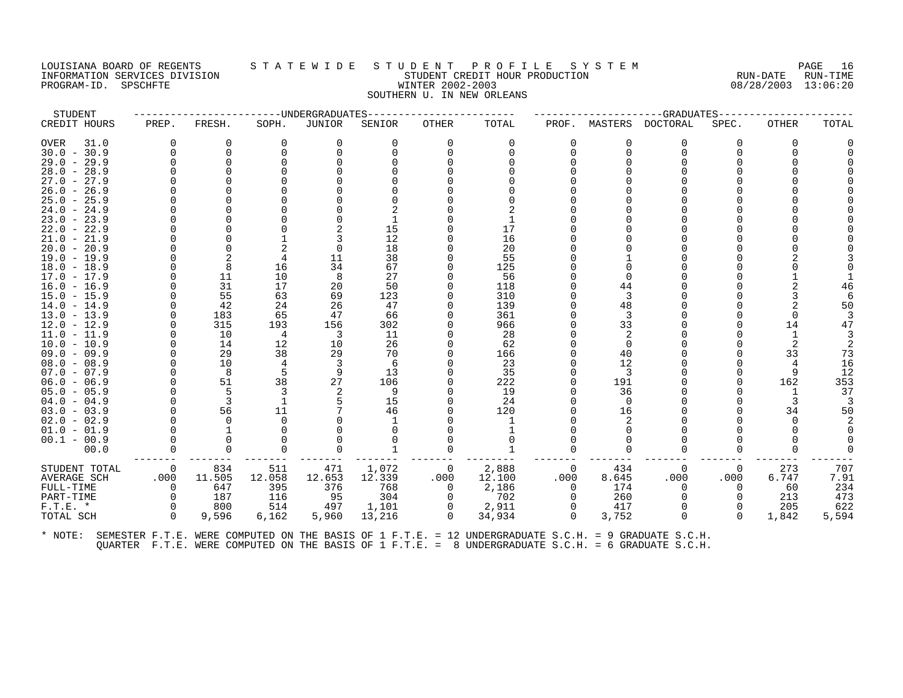LOUISIANA BOARD OF REGENTS — STATEWIDE STUDENT PROFILE SYSTEM
INFORMATION SERVICES DIVISION — STUDENT CREDIT HOUR PRODUCTION — RUN-DATE 08/28/2003 RUN-TIME 13:06:20
PROGRAM-ID. SPSCHFTE — WINTER 2002-2003
SOUTHERN U. IN NEW ORLEANS

| STUDENT CREDIT HOURS | UNDERGRADUATES PREP. | FRESH. | SOPH. | JUNIOR | SENIOR | OTHER | TOTAL | GRADUATES PROF. | MASTERS | DOCTORAL | SPEC. | OTHER | TOTAL |
|---|---|---|---|---|---|---|---|---|---|---|---|---|---|
| OVER 31.0 | 0 | 0 | 0 | 0 | 0 | 0 | 0 | 0 | 0 | 0 | 0 | 0 | 0 |
| 30.0 - 30.9 | 0 | 0 | 0 | 0 | 0 | 0 | 0 | 0 | 0 | 0 | 0 | 0 | 0 |
| 29.0 - 29.9 | 0 | 0 | 0 | 0 | 0 | 0 | 0 | 0 | 0 | 0 | 0 | 0 | 0 |
| 28.0 - 28.9 | 0 | 0 | 0 | 0 | 0 | 0 | 0 | 0 | 0 | 0 | 0 | 0 | 0 |
| 27.0 - 27.9 | 0 | 0 | 0 | 0 | 0 | 0 | 0 | 0 | 0 | 0 | 0 | 0 | 0 |
| 26.0 - 26.9 | 0 | 0 | 0 | 0 | 0 | 0 | 0 | 0 | 0 | 0 | 0 | 0 | 0 |
| 25.0 - 25.9 | 0 | 0 | 0 | 0 | 0 | 0 | 0 | 0 | 0 | 0 | 0 | 0 | 0 |
| 24.0 - 24.9 | 0 | 0 | 0 | 0 | 2 | 0 | 2 | 0 | 0 | 0 | 0 | 0 | 0 |
| 23.0 - 23.9 | 0 | 0 | 0 | 0 | 1 | 0 | 1 | 0 | 0 | 0 | 0 | 0 | 0 |
| 22.0 - 22.9 | 0 | 0 | 0 | 2 | 15 | 0 | 17 | 0 | 0 | 0 | 0 | 0 | 0 |
| 21.0 - 21.9 | 0 | 0 | 1 | 3 | 12 | 0 | 16 | 0 | 0 | 0 | 0 | 0 | 0 |
| 20.0 - 20.9 | 0 | 0 | 2 | 0 | 18 | 0 | 20 | 0 | 0 | 0 | 0 | 0 | 0 |
| 19.0 - 19.9 | 0 | 2 | 4 | 11 | 38 | 0 | 55 | 0 | 1 | 0 | 0 | 2 | 3 |
| 18.0 - 18.9 | 0 | 8 | 16 | 34 | 67 | 0 | 125 | 0 | 0 | 0 | 0 | 0 | 0 |
| 17.0 - 17.9 | 0 | 11 | 10 | 8 | 27 | 0 | 56 | 0 | 0 | 0 | 0 | 1 | 1 |
| 16.0 - 16.9 | 0 | 31 | 17 | 20 | 50 | 0 | 118 | 0 | 44 | 0 | 0 | 2 | 46 |
| 15.0 - 15.9 | 0 | 55 | 63 | 69 | 123 | 0 | 310 | 0 | 3 | 0 | 0 | 3 | 6 |
| 14.0 - 14.9 | 0 | 42 | 24 | 26 | 47 | 0 | 139 | 0 | 48 | 0 | 0 | 2 | 50 |
| 13.0 - 13.9 | 0 | 183 | 65 | 47 | 66 | 0 | 361 | 0 | 3 | 0 | 0 | 0 | 3 |
| 12.0 - 12.9 | 0 | 315 | 193 | 156 | 302 | 0 | 966 | 0 | 33 | 0 | 0 | 14 | 47 |
| 11.0 - 11.9 | 0 | 10 | 4 | 3 | 11 | 0 | 28 | 0 | 2 | 0 | 0 | 1 | 3 |
| 10.0 - 10.9 | 0 | 14 | 12 | 10 | 26 | 0 | 62 | 0 | 0 | 0 | 0 | 2 | 2 |
| 09.0 - 09.9 | 0 | 29 | 38 | 29 | 70 | 0 | 166 | 0 | 40 | 0 | 0 | 33 | 73 |
| 08.0 - 08.9 | 0 | 10 | 4 | 3 | 6 | 0 | 23 | 0 | 12 | 0 | 0 | 4 | 16 |
| 07.0 - 07.9 | 0 | 8 | 5 | 9 | 13 | 0 | 35 | 0 | 3 | 0 | 0 | 9 | 12 |
| 06.0 - 06.9 | 0 | 51 | 38 | 27 | 106 | 0 | 222 | 0 | 191 | 0 | 0 | 162 | 353 |
| 05.0 - 05.9 | 0 | 5 | 3 | 2 | 9 | 0 | 19 | 0 | 36 | 0 | 0 | 1 | 37 |
| 04.0 - 04.9 | 0 | 3 | 1 | 5 | 15 | 0 | 24 | 0 | 0 | 0 | 0 | 3 | 3 |
| 03.0 - 03.9 | 0 | 56 | 11 | 7 | 46 | 0 | 120 | 0 | 16 | 0 | 0 | 34 | 50 |
| 02.0 - 02.9 | 0 | 0 | 0 | 0 | 1 | 0 | 1 | 0 | 2 | 0 | 0 | 0 | 2 |
| 01.0 - 01.9 | 0 | 1 | 0 | 0 | 0 | 0 | 1 | 0 | 0 | 0 | 0 | 0 | 0 |
| 00.1 - 00.9 | 0 | 0 | 0 | 0 | 0 | 0 | 0 | 0 | 0 | 0 | 0 | 0 | 0 |
| 00.0 | 0 | 0 | 0 | 0 | 1 | 0 | 1 | 0 | 0 | 0 | 0 | 0 | 0 |
| STUDENT TOTAL | 0 | 834 | 511 | 471 | 1,072 | 0 | 2,888 | 0 | 434 | 0 | 0 | 273 | 707 |
| AVERAGE SCH | .000 | 11.505 | 12.058 | 12.653 | 12.339 | .000 | 12.100 | .000 | 8.645 | .000 | .000 | 6.747 | 7.91 |
| FULL-TIME | 0 | 647 | 395 | 376 | 768 | 0 | 2,186 | 0 | 174 | 0 | 0 | 60 | 234 |
| PART-TIME | 0 | 187 | 116 | 95 | 304 | 0 | 702 | 0 | 260 | 0 | 0 | 213 | 473 |
| F.T.E. * | 0 | 800 | 514 | 497 | 1,101 | 0 | 2,911 | 0 | 417 | 0 | 0 | 205 | 622 |
| TOTAL SCH | 0 | 9,596 | 6,162 | 5,960 | 13,216 | 0 | 34,934 | 0 | 3,752 | 0 | 0 | 1,842 | 5,594 |

* NOTE: SEMESTER F.T.E. WERE COMPUTED ON THE BASIS OF 1 F.T.E. = 12 UNDERGRADUATE S.C.H. = 9 GRADUATE S.C.H.
QUARTER F.T.E. WERE COMPUTED ON THE BASIS OF 1 F.T.E. = 8 UNDERGRADUATE S.C.H. = 6 GRADUATE S.C.H.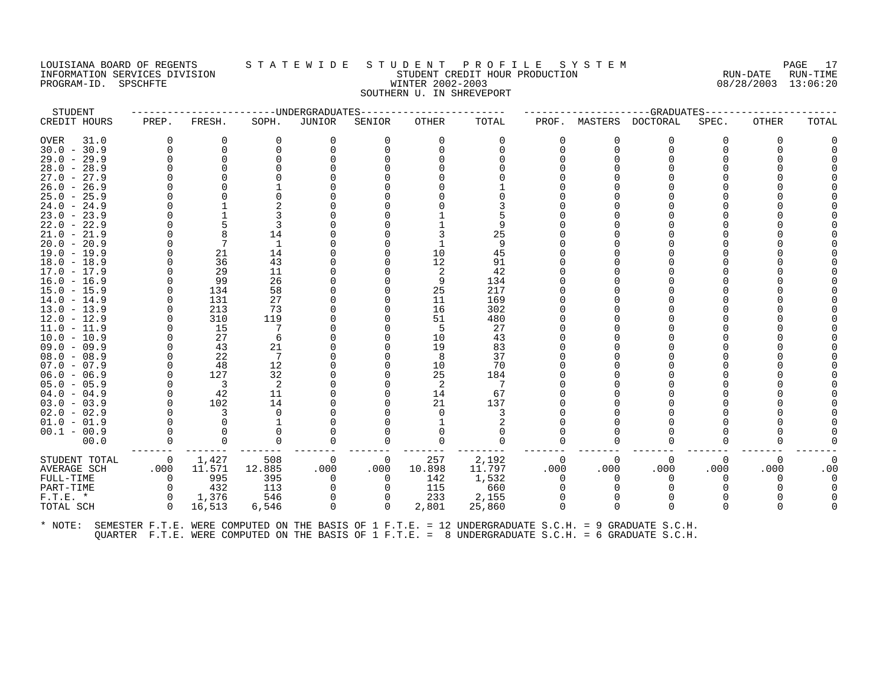LOUISIANA BOARD OF REGENTS — STATEWIDE STUDENT PROFILE SYSTEM
INFORMATION SERVICES DIVISION — STUDENT CREDIT HOUR PRODUCTION — RUN-DATE 08/28/2003 RUN-TIME 13:06:20
PROGRAM-ID. SPSCHFTE — WINTER 2002-2003

SOUTHERN U. IN SHREVEPORT

| STUDENT | UNDERGRADUATES | | | | | | | GRADUATES | | | | | | |
|---|---|---|---|---|---|---|---|---|---|---|---|---|---|---|
| CREDIT HOURS | PREP. | FRESH. | SOPH. | JUNIOR | SENIOR | OTHER | TOTAL | PROF. | MASTERS | DOCTORAL | SPEC. | OTHER | TOTAL |
| OVER 31.0 | 0 | 0 | 0 | 0 | 0 | 0 | 0 | 0 | 0 | 0 | 0 | 0 | 0 |
| 30.0 - 30.9 | 0 | 0 | 0 | 0 | 0 | 0 | 0 | 0 | 0 | 0 | 0 | 0 | 0 |
| 29.0 - 29.9 | 0 | 0 | 0 | 0 | 0 | 0 | 0 | 0 | 0 | 0 | 0 | 0 | 0 |
| 28.0 - 28.9 | 0 | 0 | 0 | 0 | 0 | 0 | 0 | 0 | 0 | 0 | 0 | 0 | 0 |
| 27.0 - 27.9 | 0 | 0 | 0 | 0 | 0 | 0 | 0 | 0 | 0 | 0 | 0 | 0 | 0 |
| 26.0 - 26.9 | 0 | 0 | 1 | 0 | 0 | 0 | 1 | 0 | 0 | 0 | 0 | 0 | 0 |
| 25.0 - 25.9 | 0 | 0 | 0 | 0 | 0 | 0 | 0 | 0 | 0 | 0 | 0 | 0 | 0 |
| 24.0 - 24.9 | 0 | 1 | 2 | 0 | 0 | 0 | 3 | 0 | 0 | 0 | 0 | 0 | 0 |
| 23.0 - 23.9 | 0 | 1 | 3 | 0 | 0 | 1 | 5 | 0 | 0 | 0 | 0 | 0 | 0 |
| 22.0 - 22.9 | 0 | 5 | 3 | 0 | 0 | 1 | 9 | 0 | 0 | 0 | 0 | 0 | 0 |
| 21.0 - 21.9 | 0 | 8 | 14 | 0 | 0 | 3 | 25 | 0 | 0 | 0 | 0 | 0 | 0 |
| 20.0 - 20.9 | 0 | 7 | 1 | 0 | 0 | 1 | 9 | 0 | 0 | 0 | 0 | 0 | 0 |
| 19.0 - 19.9 | 0 | 21 | 14 | 0 | 0 | 10 | 45 | 0 | 0 | 0 | 0 | 0 | 0 |
| 18.0 - 18.9 | 0 | 36 | 43 | 0 | 0 | 12 | 91 | 0 | 0 | 0 | 0 | 0 | 0 |
| 17.0 - 17.9 | 0 | 29 | 11 | 0 | 0 | 2 | 42 | 0 | 0 | 0 | 0 | 0 | 0 |
| 16.0 - 16.9 | 0 | 99 | 26 | 0 | 0 | 9 | 134 | 0 | 0 | 0 | 0 | 0 | 0 |
| 15.0 - 15.9 | 0 | 134 | 58 | 0 | 0 | 25 | 217 | 0 | 0 | 0 | 0 | 0 | 0 |
| 14.0 - 14.9 | 0 | 131 | 27 | 0 | 0 | 11 | 169 | 0 | 0 | 0 | 0 | 0 | 0 |
| 13.0 - 13.9 | 0 | 213 | 73 | 0 | 0 | 16 | 302 | 0 | 0 | 0 | 0 | 0 | 0 |
| 12.0 - 12.9 | 0 | 310 | 119 | 0 | 0 | 51 | 480 | 0 | 0 | 0 | 0 | 0 | 0 |
| 11.0 - 11.9 | 0 | 15 | 7 | 0 | 0 | 5 | 27 | 0 | 0 | 0 | 0 | 0 | 0 |
| 10.0 - 10.9 | 0 | 27 | 6 | 0 | 0 | 10 | 43 | 0 | 0 | 0 | 0 | 0 | 0 |
| 09.0 - 09.9 | 0 | 43 | 21 | 0 | 0 | 19 | 83 | 0 | 0 | 0 | 0 | 0 | 0 |
| 08.0 - 08.9 | 0 | 22 | 7 | 0 | 0 | 8 | 37 | 0 | 0 | 0 | 0 | 0 | 0 |
| 07.0 - 07.9 | 0 | 48 | 12 | 0 | 0 | 10 | 70 | 0 | 0 | 0 | 0 | 0 | 0 |
| 06.0 - 06.9 | 0 | 127 | 32 | 0 | 0 | 25 | 184 | 0 | 0 | 0 | 0 | 0 | 0 |
| 05.0 - 05.9 | 0 | 3 | 2 | 0 | 0 | 2 | 7 | 0 | 0 | 0 | 0 | 0 | 0 |
| 04.0 - 04.9 | 0 | 42 | 11 | 0 | 0 | 14 | 67 | 0 | 0 | 0 | 0 | 0 | 0 |
| 03.0 - 03.9 | 0 | 102 | 14 | 0 | 0 | 21 | 137 | 0 | 0 | 0 | 0 | 0 | 0 |
| 02.0 - 02.9 | 0 | 3 | 0 | 0 | 0 | 0 | 3 | 0 | 0 | 0 | 0 | 0 | 0 |
| 01.0 - 01.9 | 0 | 0 | 1 | 0 | 0 | 1 | 2 | 0 | 0 | 0 | 0 | 0 | 0 |
| 00.1 - 00.9 | 0 | 0 | 0 | 0 | 0 | 0 | 0 | 0 | 0 | 0 | 0 | 0 | 0 |
| 00.0 | 0 | 0 | 0 | 0 | 0 | 0 | 0 | 0 | 0 | 0 | 0 | 0 | 0 |
| STUDENT TOTAL | 0 | 1,427 | 508 | 0 | 0 | 257 | 2,192 | 0 | 0 | 0 | 0 | 0 | 0 |
| AVERAGE SCH | .000 | 11.571 | 12.885 | .000 | .000 | 10.898 | 11.797 | .000 | .000 | .000 | .000 | .000 | .00 |
| FULL-TIME | 0 | 995 | 395 | 0 | 0 | 142 | 1,532 | 0 | 0 | 0 | 0 | 0 | 0 |
| PART-TIME | 0 | 432 | 113 | 0 | 0 | 115 | 660 | 0 | 0 | 0 | 0 | 0 | 0 |
| F.T.E. * | 0 | 1,376 | 546 | 0 | 0 | 233 | 2,155 | 0 | 0 | 0 | 0 | 0 | 0 |
| TOTAL SCH | 0 | 16,513 | 6,546 | 0 | 0 | 2,801 | 25,860 | 0 | 0 | 0 | 0 | 0 | 0 |

* NOTE: SEMESTER F.T.E. WERE COMPUTED ON THE BASIS OF 1 F.T.E. = 12 UNDERGRADUATE S.C.H. = 9 GRADUATE S.C.H.
QUARTER F.T.E. WERE COMPUTED ON THE BASIS OF 1 F.T.E. = 8 UNDERGRADUATE S.C.H. = 6 GRADUATE S.C.H.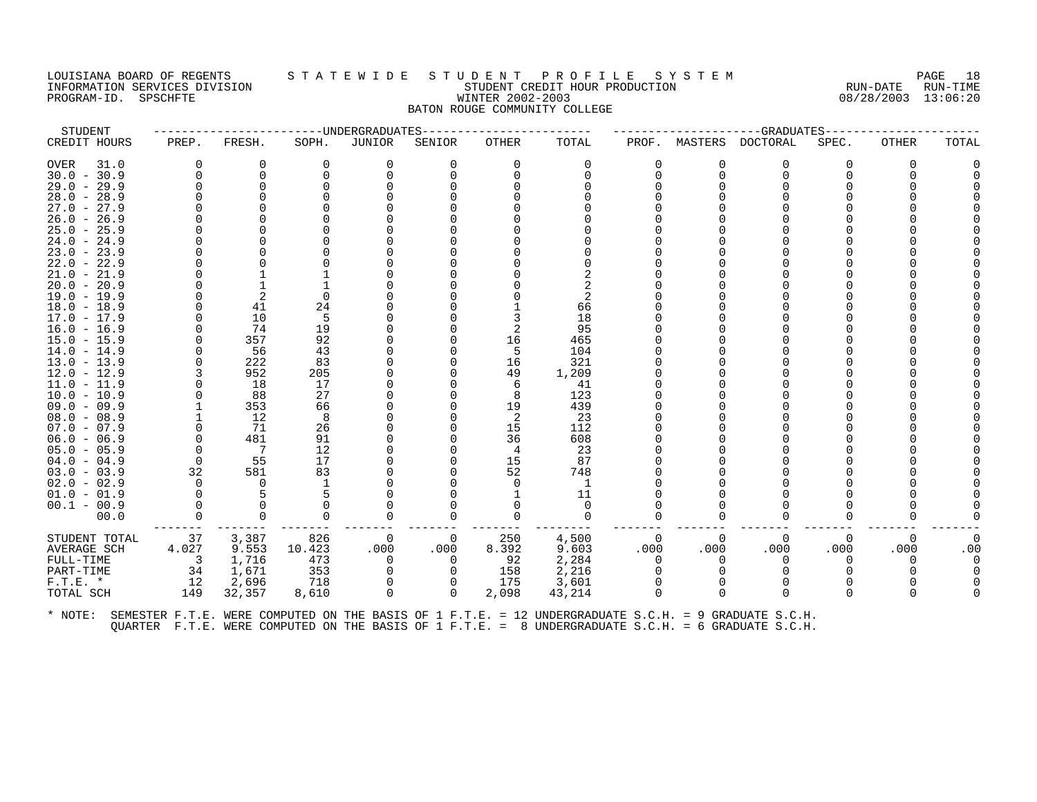LOUISIANA BOARD OF REGENTS — STATEWIDE STUDENT PROFILE SYSTEM
INFORMATION SERVICES DIVISION — STUDENT CREDIT HOUR PRODUCTION — RUN-DATE 08/28/2003 RUN-TIME 13:06:20
PROGRAM-ID. SPSCHFTE — WINTER 2002-2003

## BATON ROUGE COMMUNITY COLLEGE

| STUDENT CREDIT HOURS | UNDERGRADUATES PREP. | FRESH. | SOPH. | JUNIOR | SENIOR | OTHER | TOTAL | GRADUATES PROF. | MASTERS | DOCTORAL | SPEC. | OTHER | TOTAL |
|---|---|---|---|---|---|---|---|---|---|---|---|---|---|
| OVER 31.0 | 0 | 0 | 0 | 0 | 0 | 0 | 0 | 0 | 0 | 0 | 0 | 0 | 0 |
| 30.0 - 30.9 | 0 | 0 | 0 | 0 | 0 | 0 | 0 | 0 | 0 | 0 | 0 | 0 | 0 |
| 29.0 - 29.9 | 0 | 0 | 0 | 0 | 0 | 0 | 0 | 0 | 0 | 0 | 0 | 0 | 0 |
| 28.0 - 28.9 | 0 | 0 | 0 | 0 | 0 | 0 | 0 | 0 | 0 | 0 | 0 | 0 | 0 |
| 27.0 - 27.9 | 0 | 0 | 0 | 0 | 0 | 0 | 0 | 0 | 0 | 0 | 0 | 0 | 0 |
| 26.0 - 26.9 | 0 | 0 | 0 | 0 | 0 | 0 | 0 | 0 | 0 | 0 | 0 | 0 | 0 |
| 25.0 - 25.9 | 0 | 0 | 0 | 0 | 0 | 0 | 0 | 0 | 0 | 0 | 0 | 0 | 0 |
| 24.0 - 24.9 | 0 | 0 | 0 | 0 | 0 | 0 | 0 | 0 | 0 | 0 | 0 | 0 | 0 |
| 23.0 - 23.9 | 0 | 0 | 0 | 0 | 0 | 0 | 0 | 0 | 0 | 0 | 0 | 0 | 0 |
| 22.0 - 22.9 | 0 | 0 | 0 | 0 | 0 | 0 | 0 | 0 | 0 | 0 | 0 | 0 | 0 |
| 21.0 - 21.9 | 0 | 1 | 1 | 0 | 0 | 0 | 2 | 0 | 0 | 0 | 0 | 0 | 0 |
| 20.0 - 20.9 | 0 | 1 | 1 | 0 | 0 | 0 | 2 | 0 | 0 | 0 | 0 | 0 | 0 |
| 19.0 - 19.9 | 0 | 2 | 0 | 0 | 0 | 0 | 2 | 0 | 0 | 0 | 0 | 0 | 0 |
| 18.0 - 18.9 | 0 | 41 | 24 | 0 | 0 | 1 | 66 | 0 | 0 | 0 | 0 | 0 | 0 |
| 17.0 - 17.9 | 0 | 10 | 5 | 0 | 0 | 3 | 18 | 0 | 0 | 0 | 0 | 0 | 0 |
| 16.0 - 16.9 | 0 | 74 | 19 | 0 | 0 | 2 | 95 | 0 | 0 | 0 | 0 | 0 | 0 |
| 15.0 - 15.9 | 0 | 357 | 92 | 0 | 0 | 16 | 465 | 0 | 0 | 0 | 0 | 0 | 0 |
| 14.0 - 14.9 | 0 | 56 | 43 | 0 | 0 | 5 | 104 | 0 | 0 | 0 | 0 | 0 | 0 |
| 13.0 - 13.9 | 0 | 222 | 83 | 0 | 0 | 16 | 321 | 0 | 0 | 0 | 0 | 0 | 0 |
| 12.0 - 12.9 | 3 | 952 | 205 | 0 | 0 | 49 | 1,209 | 0 | 0 | 0 | 0 | 0 | 0 |
| 11.0 - 11.9 | 0 | 18 | 17 | 0 | 0 | 6 | 41 | 0 | 0 | 0 | 0 | 0 | 0 |
| 10.0 - 10.9 | 0 | 88 | 27 | 0 | 0 | 8 | 123 | 0 | 0 | 0 | 0 | 0 | 0 |
| 09.0 - 09.9 | 1 | 353 | 66 | 0 | 0 | 19 | 439 | 0 | 0 | 0 | 0 | 0 | 0 |
| 08.0 - 08.9 | 1 | 12 | 8 | 0 | 0 | 2 | 23 | 0 | 0 | 0 | 0 | 0 | 0 |
| 07.0 - 07.9 | 0 | 71 | 26 | 0 | 0 | 15 | 112 | 0 | 0 | 0 | 0 | 0 | 0 |
| 06.0 - 06.9 | 0 | 481 | 91 | 0 | 0 | 36 | 608 | 0 | 0 | 0 | 0 | 0 | 0 |
| 05.0 - 05.9 | 0 | 7 | 12 | 0 | 0 | 4 | 23 | 0 | 0 | 0 | 0 | 0 | 0 |
| 04.0 - 04.9 | 0 | 55 | 17 | 0 | 0 | 15 | 87 | 0 | 0 | 0 | 0 | 0 | 0 |
| 03.0 - 03.9 | 32 | 581 | 83 | 0 | 0 | 52 | 748 | 0 | 0 | 0 | 0 | 0 | 0 |
| 02.0 - 02.9 | 0 | 0 | 1 | 0 | 0 | 0 | 1 | 0 | 0 | 0 | 0 | 0 | 0 |
| 01.0 - 01.9 | 0 | 5 | 5 | 0 | 0 | 1 | 11 | 0 | 0 | 0 | 0 | 0 | 0 |
| 00.1 - 00.9 | 0 | 0 | 0 | 0 | 0 | 0 | 0 | 0 | 0 | 0 | 0 | 0 | 0 |
| 00.0 | 0 | 0 | 0 | 0 | 0 | 0 | 0 | 0 | 0 | 0 | 0 | 0 | 0 |
| STUDENT TOTAL | 37 | 3,387 | 826 | 0 | 0 | 250 | 4,500 | 0 | 0 | 0 | 0 | 0 | 0 |
| AVERAGE SCH | 4.027 | 9.553 | 10.423 | .000 | .000 | 8.392 | 9.603 | .000 | .000 | .000 | .000 | .000 | .00 |
| FULL-TIME | 3 | 1,716 | 473 | 0 | 0 | 92 | 2,284 | 0 | 0 | 0 | 0 | 0 | 0 |
| PART-TIME | 34 | 1,671 | 353 | 0 | 0 | 158 | 2,216 | 0 | 0 | 0 | 0 | 0 | 0 |
| F.T.E. * | 12 | 2,696 | 718 | 0 | 0 | 175 | 3,601 | 0 | 0 | 0 | 0 | 0 | 0 |
| TOTAL SCH | 149 | 32,357 | 8,610 | 0 | 0 | 2,098 | 43,214 | 0 | 0 | 0 | 0 | 0 | 0 |

\* NOTE: SEMESTER F.T.E. WERE COMPUTED ON THE BASIS OF 1 F.T.E. = 12 UNDERGRADUATE S.C.H. = 9 GRADUATE S.C.H.
QUARTER F.T.E. WERE COMPUTED ON THE BASIS OF 1 F.T.E. = 8 UNDERGRADUATE S.C.H. = 6 GRADUATE S.C.H.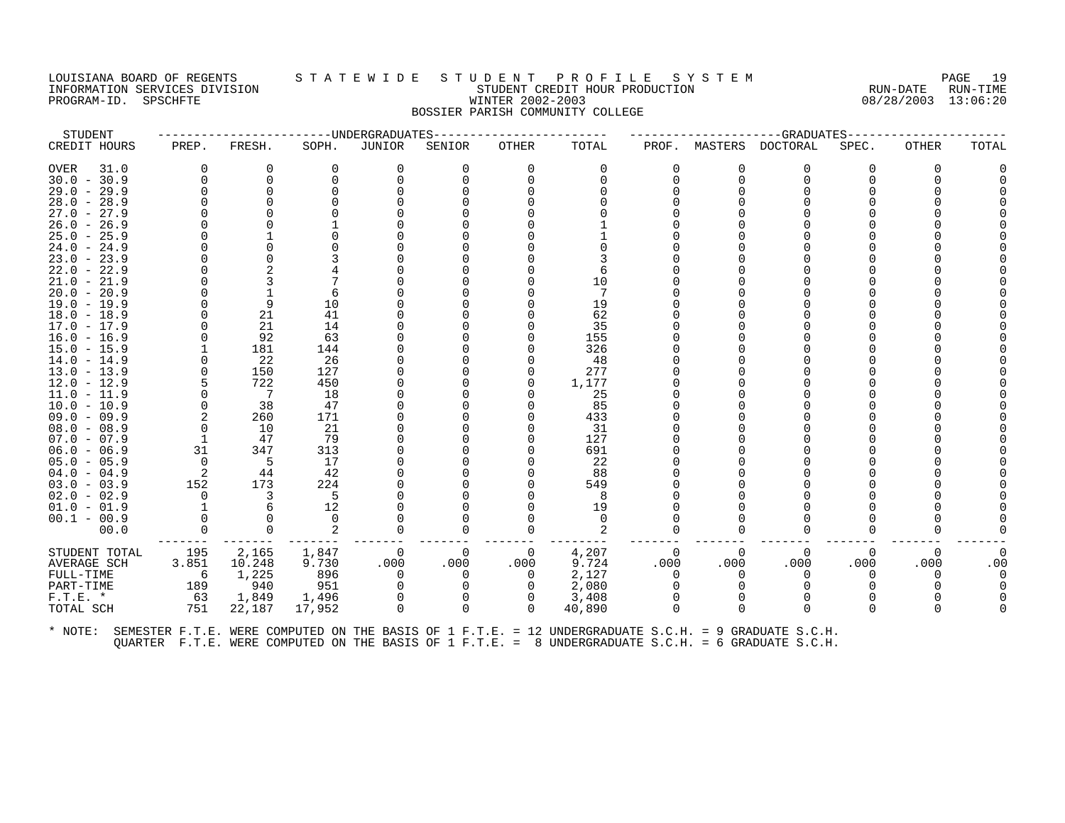LOUISIANA BOARD OF REGENTS — INFORMATION SERVICES DIVISION — PROGRAM-ID. SPSCHFTE

# STATEWIDE STUDENT PROFILE SYSTEM

## STUDENT CREDIT HOUR PRODUCTION
## WINTER 2002-2003
## BOSSIER PARISH COMMUNITY COLLEGE

RUN-DATE 08/28/2003 RUN-TIME 13:06:20

| STUDENT CREDIT HOURS | UNDERGRADUATES PREP. | FRESH. | SOPH. | JUNIOR | SENIOR | OTHER | TOTAL | GRADUATES PROF. | MASTERS | DOCTORAL | SPEC. | OTHER | TOTAL |
|---|---|---|---|---|---|---|---|---|---|---|---|---|---|
| OVER 31.0 | 0 | 0 | 0 | 0 | 0 | 0 | 0 | 0 | 0 | 0 | 0 | 0 | 0 |
| 30.0 - 30.9 | 0 | 0 | 0 | 0 | 0 | 0 | 0 | 0 | 0 | 0 | 0 | 0 | 0 |
| 29.0 - 29.9 | 0 | 0 | 0 | 0 | 0 | 0 | 0 | 0 | 0 | 0 | 0 | 0 | 0 |
| 28.0 - 28.9 | 0 | 0 | 0 | 0 | 0 | 0 | 0 | 0 | 0 | 0 | 0 | 0 | 0 |
| 27.0 - 27.9 | 0 | 0 | 0 | 0 | 0 | 0 | 0 | 0 | 0 | 0 | 0 | 0 | 0 |
| 26.0 - 26.9 | 0 | 0 | 1 | 0 | 0 | 0 | 1 | 0 | 0 | 0 | 0 | 0 | 0 |
| 25.0 - 25.9 | 0 | 1 | 0 | 0 | 0 | 0 | 1 | 0 | 0 | 0 | 0 | 0 | 0 |
| 24.0 - 24.9 | 0 | 0 | 0 | 0 | 0 | 0 | 0 | 0 | 0 | 0 | 0 | 0 | 0 |
| 23.0 - 23.9 | 0 | 0 | 3 | 0 | 0 | 0 | 3 | 0 | 0 | 0 | 0 | 0 | 0 |
| 22.0 - 22.9 | 0 | 2 | 4 | 0 | 0 | 0 | 6 | 0 | 0 | 0 | 0 | 0 | 0 |
| 21.0 - 21.9 | 0 | 3 | 7 | 0 | 0 | 0 | 10 | 0 | 0 | 0 | 0 | 0 | 0 |
| 20.0 - 20.9 | 0 | 1 | 6 | 0 | 0 | 0 | 7 | 0 | 0 | 0 | 0 | 0 | 0 |
| 19.0 - 19.9 | 0 | 9 | 10 | 0 | 0 | 0 | 19 | 0 | 0 | 0 | 0 | 0 | 0 |
| 18.0 - 18.9 | 0 | 21 | 41 | 0 | 0 | 0 | 62 | 0 | 0 | 0 | 0 | 0 | 0 |
| 17.0 - 17.9 | 0 | 21 | 14 | 0 | 0 | 0 | 35 | 0 | 0 | 0 | 0 | 0 | 0 |
| 16.0 - 16.9 | 0 | 92 | 63 | 0 | 0 | 0 | 155 | 0 | 0 | 0 | 0 | 0 | 0 |
| 15.0 - 15.9 | 1 | 181 | 144 | 0 | 0 | 0 | 326 | 0 | 0 | 0 | 0 | 0 | 0 |
| 14.0 - 14.9 | 0 | 22 | 26 | 0 | 0 | 0 | 48 | 0 | 0 | 0 | 0 | 0 | 0 |
| 13.0 - 13.9 | 0 | 150 | 127 | 0 | 0 | 0 | 277 | 0 | 0 | 0 | 0 | 0 | 0 |
| 12.0 - 12.9 | 5 | 722 | 450 | 0 | 0 | 0 | 1,177 | 0 | 0 | 0 | 0 | 0 | 0 |
| 11.0 - 11.9 | 0 | 7 | 18 | 0 | 0 | 0 | 25 | 0 | 0 | 0 | 0 | 0 | 0 |
| 10.0 - 10.9 | 0 | 38 | 47 | 0 | 0 | 0 | 85 | 0 | 0 | 0 | 0 | 0 | 0 |
| 09.0 - 09.9 | 2 | 260 | 171 | 0 | 0 | 0 | 433 | 0 | 0 | 0 | 0 | 0 | 0 |
| 08.0 - 08.9 | 0 | 10 | 21 | 0 | 0 | 0 | 31 | 0 | 0 | 0 | 0 | 0 | 0 |
| 07.0 - 07.9 | 1 | 47 | 79 | 0 | 0 | 0 | 127 | 0 | 0 | 0 | 0 | 0 | 0 |
| 06.0 - 06.9 | 31 | 347 | 313 | 0 | 0 | 0 | 691 | 0 | 0 | 0 | 0 | 0 | 0 |
| 05.0 - 05.9 | 0 | 5 | 17 | 0 | 0 | 0 | 22 | 0 | 0 | 0 | 0 | 0 | 0 |
| 04.0 - 04.9 | 2 | 44 | 42 | 0 | 0 | 0 | 88 | 0 | 0 | 0 | 0 | 0 | 0 |
| 03.0 - 03.9 | 152 | 173 | 224 | 0 | 0 | 0 | 549 | 0 | 0 | 0 | 0 | 0 | 0 |
| 02.0 - 02.9 | 0 | 3 | 5 | 0 | 0 | 0 | 8 | 0 | 0 | 0 | 0 | 0 | 0 |
| 01.0 - 01.9 | 1 | 6 | 12 | 0 | 0 | 0 | 19 | 0 | 0 | 0 | 0 | 0 | 0 |
| 00.1 - 00.9 | 0 | 0 | 0 | 0 | 0 | 0 | 0 | 0 | 0 | 0 | 0 | 0 | 0 |
| 00.0 | 0 | 0 | 2 | 0 | 0 | 0 | 2 | 0 | 0 | 0 | 0 | 0 | 0 |
| STUDENT TOTAL | 195 | 2,165 | 1,847 | 0 | 0 | 0 | 4,207 | 0 | 0 | 0 | 0 | 0 | 0 |
| AVERAGE SCH | 3.851 | 10.248 | 9.730 | .000 | .000 | .000 | 9.724 | .000 | .000 | .000 | .000 | .000 | .00 |
| FULL-TIME | 6 | 1,225 | 896 | 0 | 0 | 0 | 2,127 | 0 | 0 | 0 | 0 | 0 | 0 |
| PART-TIME | 189 | 940 | 951 | 0 | 0 | 0 | 2,080 | 0 | 0 | 0 | 0 | 0 | 0 |
| F.T.E. * | 63 | 1,849 | 1,496 | 0 | 0 | 0 | 3,408 | 0 | 0 | 0 | 0 | 0 | 0 |
| TOTAL SCH | 751 | 22,187 | 17,952 | 0 | 0 | 0 | 40,890 | 0 | 0 | 0 | 0 | 0 | 0 |

\* NOTE: SEMESTER F.T.E. WERE COMPUTED ON THE BASIS OF 1 F.T.E. = 12 UNDERGRADUATE S.C.H. = 9 GRADUATE S.C.H.
QUARTER F.T.E. WERE COMPUTED ON THE BASIS OF 1 F.T.E. = 8 UNDERGRADUATE S.C.H. = 6 GRADUATE S.C.H.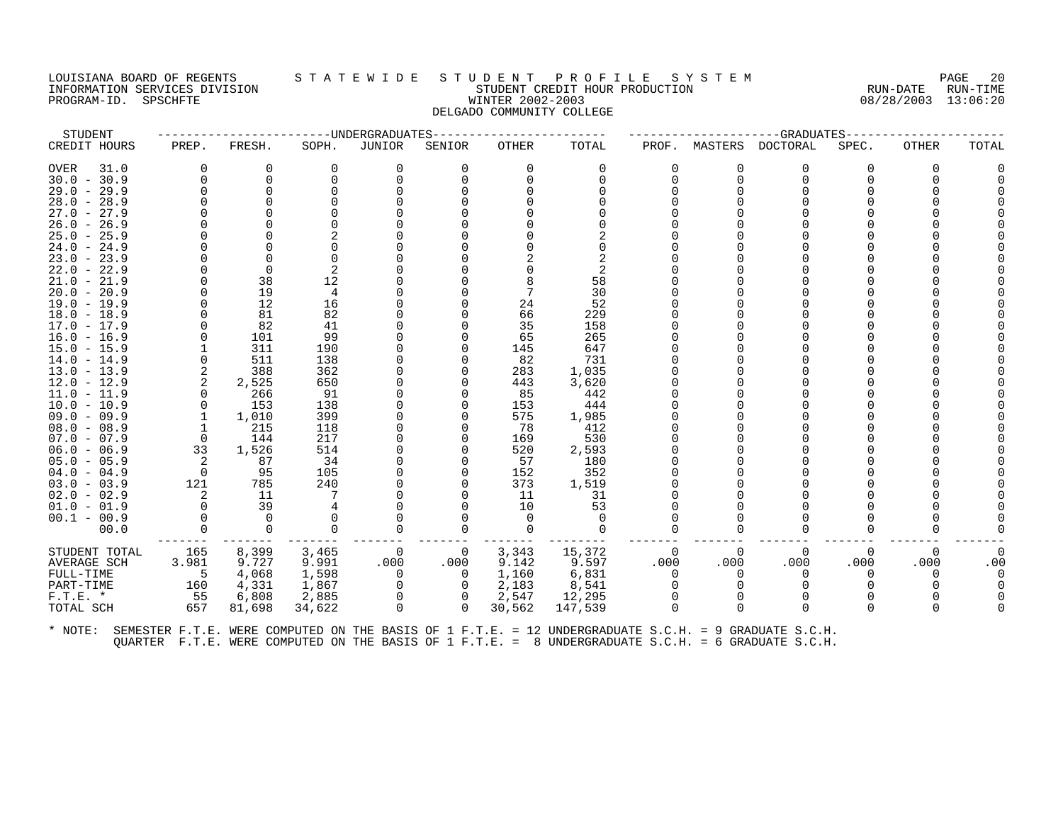LOUISIANA BOARD OF REGENTS — STATEWIDE STUDENT PROFILE SYSTEM
INFORMATION SERVICES DIVISION — STUDENT CREDIT HOUR PRODUCTION — RUN-DATE 08/28/2003 RUN-TIME 13:06:20
PROGRAM-ID. SPSCHFTE — WINTER 2002-2003

DELGADO COMMUNITY COLLEGE

| STUDENT CREDIT HOURS | UNDERGRADUATES PREP. | FRESH. | SOPH. | JUNIOR | SENIOR | OTHER | TOTAL | GRADUATES PROF. | MASTERS | DOCTORAL | SPEC. | OTHER | TOTAL |
|---|---|---|---|---|---|---|---|---|---|---|---|---|---|
| OVER 31.0 | 0 | 0 | 0 | 0 | 0 | 0 | 0 | 0 | 0 | 0 | 0 | 0 | 0 |
| 30.0 - 30.9 | 0 | 0 | 0 | 0 | 0 | 0 | 0 | 0 | 0 | 0 | 0 | 0 | 0 |
| 29.0 - 29.9 | 0 | 0 | 0 | 0 | 0 | 0 | 0 | 0 | 0 | 0 | 0 | 0 | 0 |
| 28.0 - 28.9 | 0 | 0 | 0 | 0 | 0 | 0 | 0 | 0 | 0 | 0 | 0 | 0 | 0 |
| 27.0 - 27.9 | 0 | 0 | 0 | 0 | 0 | 0 | 0 | 0 | 0 | 0 | 0 | 0 | 0 |
| 26.0 - 26.9 | 0 | 0 | 0 | 0 | 0 | 0 | 0 | 0 | 0 | 0 | 0 | 0 | 0 |
| 25.0 - 25.9 | 0 | 0 | 2 | 0 | 0 | 0 | 2 | 0 | 0 | 0 | 0 | 0 | 0 |
| 24.0 - 24.9 | 0 | 0 | 0 | 0 | 0 | 0 | 0 | 0 | 0 | 0 | 0 | 0 | 0 |
| 23.0 - 23.9 | 0 | 0 | 0 | 0 | 0 | 2 | 2 | 0 | 0 | 0 | 0 | 0 | 0 |
| 22.0 - 22.9 | 0 | 0 | 2 | 0 | 0 | 0 | 2 | 0 | 0 | 0 | 0 | 0 | 0 |
| 21.0 - 21.9 | 0 | 38 | 12 | 0 | 0 | 8 | 58 | 0 | 0 | 0 | 0 | 0 | 0 |
| 20.0 - 20.9 | 0 | 19 | 4 | 0 | 0 | 7 | 30 | 0 | 0 | 0 | 0 | 0 | 0 |
| 19.0 - 19.9 | 0 | 12 | 16 | 0 | 0 | 24 | 52 | 0 | 0 | 0 | 0 | 0 | 0 |
| 18.0 - 18.9 | 0 | 81 | 82 | 0 | 0 | 66 | 229 | 0 | 0 | 0 | 0 | 0 | 0 |
| 17.0 - 17.9 | 0 | 82 | 41 | 0 | 0 | 35 | 158 | 0 | 0 | 0 | 0 | 0 | 0 |
| 16.0 - 16.9 | 0 | 101 | 99 | 0 | 0 | 65 | 265 | 0 | 0 | 0 | 0 | 0 | 0 |
| 15.0 - 15.9 | 1 | 311 | 190 | 0 | 0 | 145 | 647 | 0 | 0 | 0 | 0 | 0 | 0 |
| 14.0 - 14.9 | 0 | 511 | 138 | 0 | 0 | 82 | 731 | 0 | 0 | 0 | 0 | 0 | 0 |
| 13.0 - 13.9 | 2 | 388 | 362 | 0 | 0 | 283 | 1,035 | 0 | 0 | 0 | 0 | 0 | 0 |
| 12.0 - 12.9 | 2 | 2,525 | 650 | 0 | 0 | 443 | 3,620 | 0 | 0 | 0 | 0 | 0 | 0 |
| 11.0 - 11.9 | 0 | 266 | 91 | 0 | 0 | 85 | 442 | 0 | 0 | 0 | 0 | 0 | 0 |
| 10.0 - 10.9 | 0 | 153 | 138 | 0 | 0 | 153 | 444 | 0 | 0 | 0 | 0 | 0 | 0 |
| 09.0 - 09.9 | 1 | 1,010 | 399 | 0 | 0 | 575 | 1,985 | 0 | 0 | 0 | 0 | 0 | 0 |
| 08.0 - 08.9 | 1 | 215 | 118 | 0 | 0 | 78 | 412 | 0 | 0 | 0 | 0 | 0 | 0 |
| 07.0 - 07.9 | 0 | 144 | 217 | 0 | 0 | 169 | 530 | 0 | 0 | 0 | 0 | 0 | 0 |
| 06.0 - 06.9 | 33 | 1,526 | 514 | 0 | 0 | 520 | 2,593 | 0 | 0 | 0 | 0 | 0 | 0 |
| 05.0 - 05.9 | 2 | 87 | 34 | 0 | 0 | 57 | 180 | 0 | 0 | 0 | 0 | 0 | 0 |
| 04.0 - 04.9 | 0 | 95 | 105 | 0 | 0 | 152 | 352 | 0 | 0 | 0 | 0 | 0 | 0 |
| 03.0 - 03.9 | 121 | 785 | 240 | 0 | 0 | 373 | 1,519 | 0 | 0 | 0 | 0 | 0 | 0 |
| 02.0 - 02.9 | 2 | 11 | 7 | 0 | 0 | 11 | 31 | 0 | 0 | 0 | 0 | 0 | 0 |
| 01.0 - 01.9 | 0 | 39 | 4 | 0 | 0 | 10 | 53 | 0 | 0 | 0 | 0 | 0 | 0 |
| 00.1 - 00.9 | 0 | 0 | 0 | 0 | 0 | 0 | 0 | 0 | 0 | 0 | 0 | 0 | 0 |
| 00.0 | 0 | 0 | 0 | 0 | 0 | 0 | 0 | 0 | 0 | 0 | 0 | 0 | 0 |
| STUDENT TOTAL | 165 | 8,399 | 3,465 | 0 | 0 | 3,343 | 15,372 | 0 | 0 | 0 | 0 | 0 | 0 |
| AVERAGE SCH | 3.981 | 9.727 | 9.991 | .000 | .000 | 9.142 | 9.597 | .000 | .000 | .000 | .000 | .000 | .00 |
| FULL-TIME | 5 | 4,068 | 1,598 | 0 | 0 | 1,160 | 6,831 | 0 | 0 | 0 | 0 | 0 | 0 |
| PART-TIME | 160 | 4,331 | 1,867 | 0 | 0 | 2,183 | 8,541 | 0 | 0 | 0 | 0 | 0 | 0 |
| F.T.E. * | 55 | 6,808 | 2,885 | 0 | 0 | 2,547 | 12,295 | 0 | 0 | 0 | 0 | 0 | 0 |
| TOTAL SCH | 657 | 81,698 | 34,622 | 0 | 0 | 30,562 | 147,539 | 0 | 0 | 0 | 0 | 0 | 0 |

\* NOTE: SEMESTER F.T.E. WERE COMPUTED ON THE BASIS OF 1 F.T.E. = 12 UNDERGRADUATE S.C.H. = 9 GRADUATE S.C.H.
QUARTER F.T.E. WERE COMPUTED ON THE BASIS OF 1 F.T.E. = 8 UNDERGRADUATE S.C.H. = 6 GRADUATE S.C.H.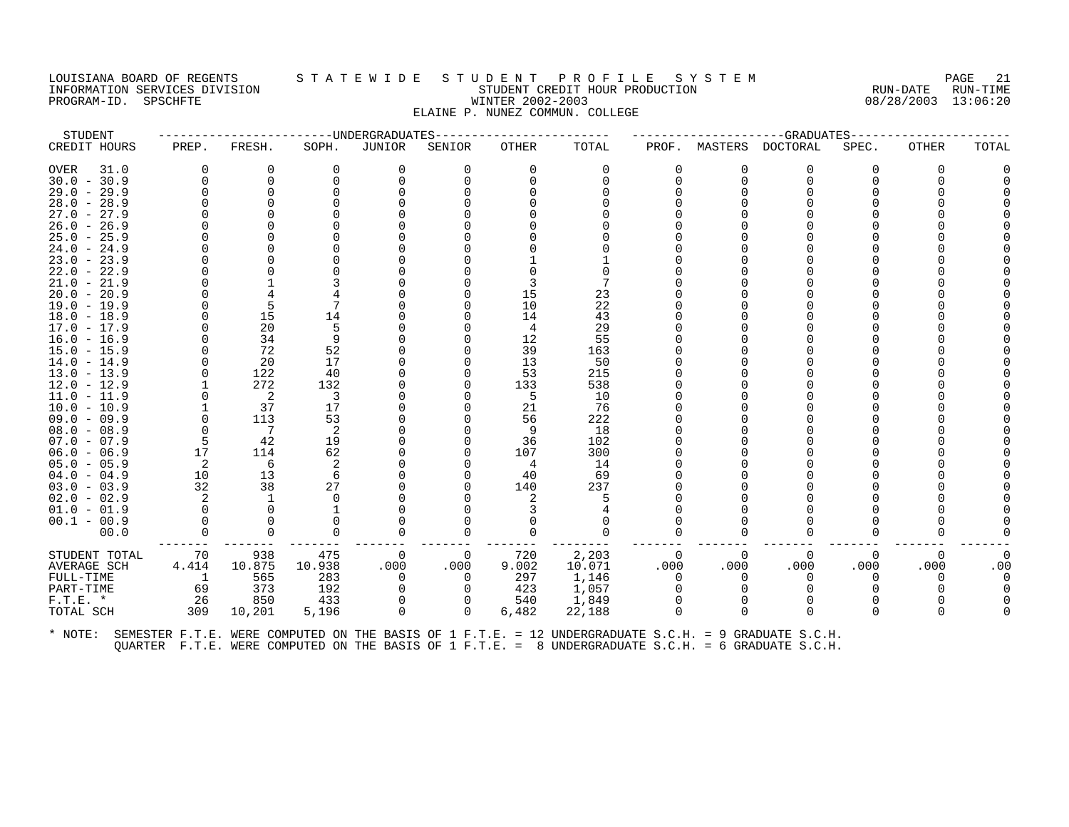LOUISIANA BOARD OF REGENTS — STATEWIDE STUDENT PROFILE SYSTEM
INFORMATION SERVICES DIVISION — STUDENT CREDIT HOUR PRODUCTION — RUN-DATE 08/28/2003 RUN-TIME 13:06:20
PROGRAM-ID. SPSCHFTE — WINTER 2002-2003

ELAINE P. NUNEZ COMMUN. COLLEGE

| STUDENT | UNDERGRADUATES | | | | | | | GRADUATES | | | | | |
|---|---|---|---|---|---|---|---|---|---|---|---|---|---|
| CREDIT HOURS | PREP. | FRESH. | SOPH. | JUNIOR | SENIOR | OTHER | TOTAL | PROF. | MASTERS | DOCTORAL | SPEC. | OTHER | TOTAL |
| OVER 31.0 | 0 | 0 | 0 | 0 | 0 | 0 | 0 | 0 | 0 | 0 | 0 | 0 | 0 |
| 30.0 - 30.9 | 0 | 0 | 0 | 0 | 0 | 0 | 0 | 0 | 0 | 0 | 0 | 0 | 0 |
| 29.0 - 29.9 | 0 | 0 | 0 | 0 | 0 | 0 | 0 | 0 | 0 | 0 | 0 | 0 | 0 |
| 28.0 - 28.9 | 0 | 0 | 0 | 0 | 0 | 0 | 0 | 0 | 0 | 0 | 0 | 0 | 0 |
| 27.0 - 27.9 | 0 | 0 | 0 | 0 | 0 | 0 | 0 | 0 | 0 | 0 | 0 | 0 | 0 |
| 26.0 - 26.9 | 0 | 0 | 0 | 0 | 0 | 0 | 0 | 0 | 0 | 0 | 0 | 0 | 0 |
| 25.0 - 25.9 | 0 | 0 | 0 | 0 | 0 | 0 | 0 | 0 | 0 | 0 | 0 | 0 | 0 |
| 24.0 - 24.9 | 0 | 0 | 0 | 0 | 0 | 0 | 0 | 0 | 0 | 0 | 0 | 0 | 0 |
| 23.0 - 23.9 | 0 | 0 | 0 | 0 | 0 | 1 | 1 | 0 | 0 | 0 | 0 | 0 | 0 |
| 22.0 - 22.9 | 0 | 0 | 0 | 0 | 0 | 0 | 0 | 0 | 0 | 0 | 0 | 0 | 0 |
| 21.0 - 21.9 | 0 | 1 | 3 | 0 | 0 | 3 | 7 | 0 | 0 | 0 | 0 | 0 | 0 |
| 20.0 - 20.9 | 0 | 4 | 4 | 0 | 0 | 15 | 23 | 0 | 0 | 0 | 0 | 0 | 0 |
| 19.0 - 19.9 | 0 | 5 | 7 | 0 | 0 | 10 | 22 | 0 | 0 | 0 | 0 | 0 | 0 |
| 18.0 - 18.9 | 0 | 15 | 14 | 0 | 0 | 14 | 43 | 0 | 0 | 0 | 0 | 0 | 0 |
| 17.0 - 17.9 | 0 | 20 | 5 | 0 | 0 | 4 | 29 | 0 | 0 | 0 | 0 | 0 | 0 |
| 16.0 - 16.9 | 0 | 34 | 9 | 0 | 0 | 12 | 55 | 0 | 0 | 0 | 0 | 0 | 0 |
| 15.0 - 15.9 | 0 | 72 | 52 | 0 | 0 | 39 | 163 | 0 | 0 | 0 | 0 | 0 | 0 |
| 14.0 - 14.9 | 0 | 20 | 17 | 0 | 0 | 13 | 50 | 0 | 0 | 0 | 0 | 0 | 0 |
| 13.0 - 13.9 | 0 | 122 | 40 | 0 | 0 | 53 | 215 | 0 | 0 | 0 | 0 | 0 | 0 |
| 12.0 - 12.9 | 1 | 272 | 132 | 0 | 0 | 133 | 538 | 0 | 0 | 0 | 0 | 0 | 0 |
| 11.0 - 11.9 | 0 | 2 | 3 | 0 | 0 | 5 | 10 | 0 | 0 | 0 | 0 | 0 | 0 |
| 10.0 - 10.9 | 1 | 37 | 17 | 0 | 0 | 21 | 76 | 0 | 0 | 0 | 0 | 0 | 0 |
| 09.0 - 09.9 | 0 | 113 | 53 | 0 | 0 | 56 | 222 | 0 | 0 | 0 | 0 | 0 | 0 |
| 08.0 - 08.9 | 0 | 7 | 2 | 0 | 0 | 9 | 18 | 0 | 0 | 0 | 0 | 0 | 0 |
| 07.0 - 07.9 | 5 | 42 | 19 | 0 | 0 | 36 | 102 | 0 | 0 | 0 | 0 | 0 | 0 |
| 06.0 - 06.9 | 17 | 114 | 62 | 0 | 0 | 107 | 300 | 0 | 0 | 0 | 0 | 0 | 0 |
| 05.0 - 05.9 | 2 | 6 | 2 | 0 | 0 | 4 | 14 | 0 | 0 | 0 | 0 | 0 | 0 |
| 04.0 - 04.9 | 10 | 13 | 6 | 0 | 0 | 40 | 69 | 0 | 0 | 0 | 0 | 0 | 0 |
| 03.0 - 03.9 | 32 | 38 | 27 | 0 | 0 | 140 | 237 | 0 | 0 | 0 | 0 | 0 | 0 |
| 02.0 - 02.9 | 2 | 1 | 0 | 0 | 0 | 2 | 5 | 0 | 0 | 0 | 0 | 0 | 0 |
| 01.0 - 01.9 | 0 | 0 | 1 | 0 | 0 | 3 | 4 | 0 | 0 | 0 | 0 | 0 | 0 |
| 00.1 - 00.9 | 0 | 0 | 0 | 0 | 0 | 0 | 0 | 0 | 0 | 0 | 0 | 0 | 0 |
| 00.0 | 0 | 0 | 0 | 0 | 0 | 0 | 0 | 0 | 0 | 0 | 0 | 0 | 0 |
| STUDENT TOTAL | 70 | 938 | 475 | 0 | 0 | 720 | 2,203 | 0 | 0 | 0 | 0 | 0 | 0 |
| AVERAGE SCH | 4.414 | 10.875 | 10.938 | .000 | .000 | 9.002 | 10.071 | .000 | .000 | .000 | .000 | .000 | .00 |
| FULL-TIME | 1 | 565 | 283 | 0 | 0 | 297 | 1,146 | 0 | 0 | 0 | 0 | 0 | 0 |
| PART-TIME | 69 | 373 | 192 | 0 | 0 | 423 | 1,057 | 0 | 0 | 0 | 0 | 0 | 0 |
| F.T.E. * | 26 | 850 | 433 | 0 | 0 | 540 | 1,849 | 0 | 0 | 0 | 0 | 0 | 0 |
| TOTAL SCH | 309 | 10,201 | 5,196 | 0 | 0 | 6,482 | 22,188 | 0 | 0 | 0 | 0 | 0 | 0 |

\* NOTE: SEMESTER F.T.E. WERE COMPUTED ON THE BASIS OF 1 F.T.E. = 12 UNDERGRADUATE S.C.H. = 9 GRADUATE S.C.H.
QUARTER F.T.E. WERE COMPUTED ON THE BASIS OF 1 F.T.E. = 8 UNDERGRADUATE S.C.H. = 6 GRADUATE S.C.H.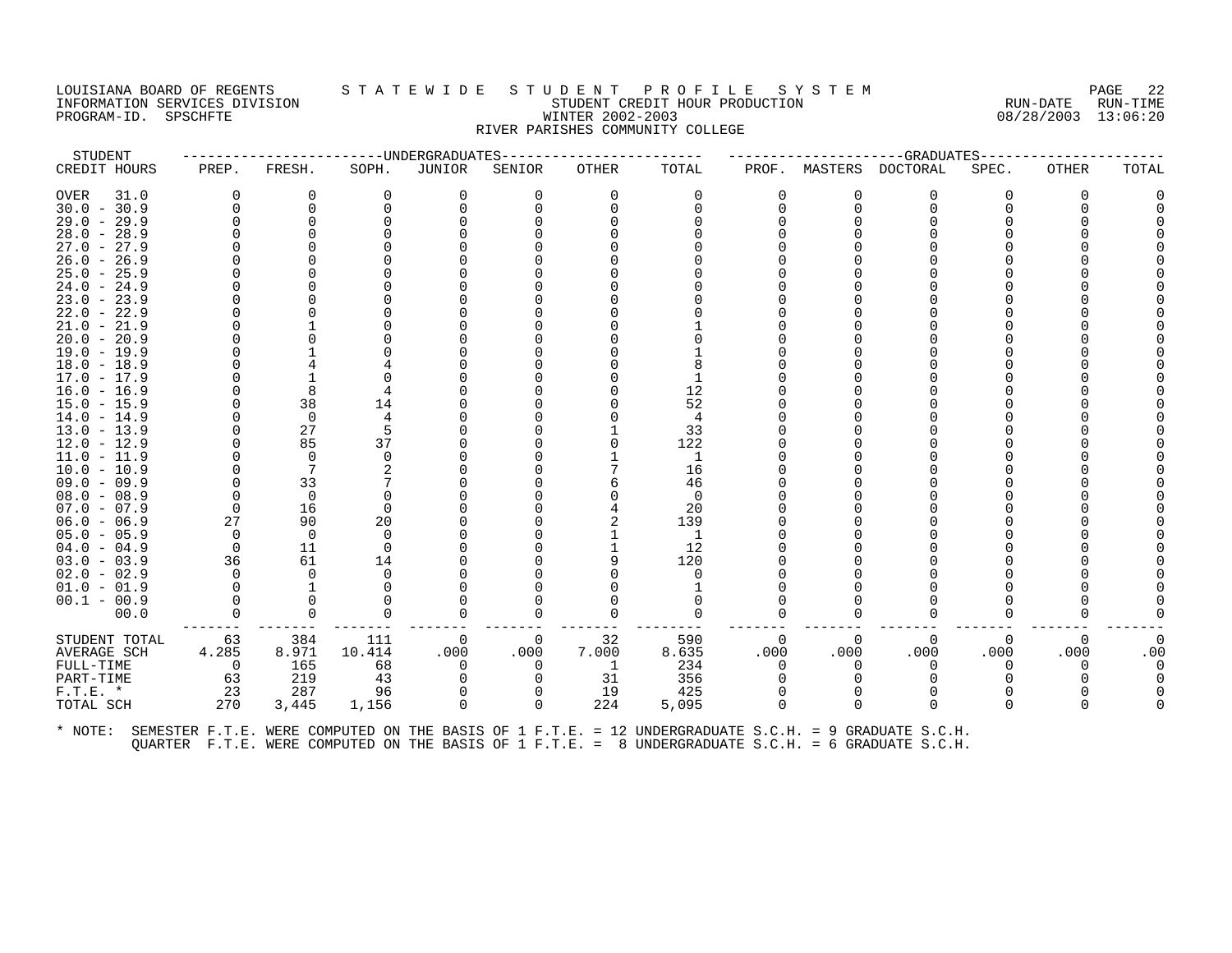LOUISIANA BOARD OF REGENTS — STATEWIDE STUDENT PROFILE SYSTEM
INFORMATION SERVICES DIVISION — STUDENT CREDIT HOUR PRODUCTION — RUN-DATE 08/28/2003 RUN-TIME 13:06:20
PROGRAM-ID. SPSCHFTE — WINTER 2002-2003

RIVER PARISHES COMMUNITY COLLEGE

| STUDENT CREDIT HOURS | UNDERGRADUATES PREP. | FRESH. | SOPH. | JUNIOR | SENIOR | OTHER | TOTAL | GRADUATES PROF. | MASTERS | DOCTORAL | SPEC. | OTHER | TOTAL |
|---|---|---|---|---|---|---|---|---|---|---|---|---|---|
| OVER 31.0 | 0 | 0 | 0 | 0 | 0 | 0 | 0 | 0 | 0 | 0 | 0 | 0 | 0 |
| 30.0 - 30.9 | 0 | 0 | 0 | 0 | 0 | 0 | 0 | 0 | 0 | 0 | 0 | 0 | 0 |
| 29.0 - 29.9 | 0 | 0 | 0 | 0 | 0 | 0 | 0 | 0 | 0 | 0 | 0 | 0 | 0 |
| 28.0 - 28.9 | 0 | 0 | 0 | 0 | 0 | 0 | 0 | 0 | 0 | 0 | 0 | 0 | 0 |
| 27.0 - 27.9 | 0 | 0 | 0 | 0 | 0 | 0 | 0 | 0 | 0 | 0 | 0 | 0 | 0 |
| 26.0 - 26.9 | 0 | 0 | 0 | 0 | 0 | 0 | 0 | 0 | 0 | 0 | 0 | 0 | 0 |
| 25.0 - 25.9 | 0 | 0 | 0 | 0 | 0 | 0 | 0 | 0 | 0 | 0 | 0 | 0 | 0 |
| 24.0 - 24.9 | 0 | 0 | 0 | 0 | 0 | 0 | 0 | 0 | 0 | 0 | 0 | 0 | 0 |
| 23.0 - 23.9 | 0 | 0 | 0 | 0 | 0 | 0 | 0 | 0 | 0 | 0 | 0 | 0 | 0 |
| 22.0 - 22.9 | 0 | 0 | 0 | 0 | 0 | 0 | 0 | 0 | 0 | 0 | 0 | 0 | 0 |
| 21.0 - 21.9 | 0 | 1 | 0 | 0 | 0 | 0 | 1 | 0 | 0 | 0 | 0 | 0 | 0 |
| 20.0 - 20.9 | 0 | 0 | 0 | 0 | 0 | 0 | 0 | 0 | 0 | 0 | 0 | 0 | 0 |
| 19.0 - 19.9 | 0 | 1 | 0 | 0 | 0 | 0 | 1 | 0 | 0 | 0 | 0 | 0 | 0 |
| 18.0 - 18.9 | 0 | 4 | 4 | 0 | 0 | 0 | 8 | 0 | 0 | 0 | 0 | 0 | 0 |
| 17.0 - 17.9 | 0 | 1 | 0 | 0 | 0 | 0 | 1 | 0 | 0 | 0 | 0 | 0 | 0 |
| 16.0 - 16.9 | 0 | 8 | 4 | 0 | 0 | 0 | 12 | 0 | 0 | 0 | 0 | 0 | 0 |
| 15.0 - 15.9 | 0 | 38 | 14 | 0 | 0 | 0 | 52 | 0 | 0 | 0 | 0 | 0 | 0 |
| 14.0 - 14.9 | 0 | 0 | 4 | 0 | 0 | 0 | 4 | 0 | 0 | 0 | 0 | 0 | 0 |
| 13.0 - 13.9 | 0 | 27 | 5 | 0 | 0 | 1 | 33 | 0 | 0 | 0 | 0 | 0 | 0 |
| 12.0 - 12.9 | 0 | 85 | 37 | 0 | 0 | 0 | 122 | 0 | 0 | 0 | 0 | 0 | 0 |
| 11.0 - 11.9 | 0 | 0 | 0 | 0 | 0 | 1 | 1 | 0 | 0 | 0 | 0 | 0 | 0 |
| 10.0 - 10.9 | 0 | 7 | 2 | 0 | 0 | 7 | 16 | 0 | 0 | 0 | 0 | 0 | 0 |
| 09.0 - 09.9 | 0 | 33 | 7 | 0 | 0 | 6 | 46 | 0 | 0 | 0 | 0 | 0 | 0 |
| 08.0 - 08.9 | 0 | 0 | 0 | 0 | 0 | 0 | 0 | 0 | 0 | 0 | 0 | 0 | 0 |
| 07.0 - 07.9 | 0 | 16 | 0 | 0 | 0 | 4 | 20 | 0 | 0 | 0 | 0 | 0 | 0 |
| 06.0 - 06.9 | 27 | 90 | 20 | 0 | 0 | 2 | 139 | 0 | 0 | 0 | 0 | 0 | 0 |
| 05.0 - 05.9 | 0 | 0 | 0 | 0 | 0 | 1 | 1 | 0 | 0 | 0 | 0 | 0 | 0 |
| 04.0 - 04.9 | 0 | 11 | 0 | 0 | 0 | 1 | 12 | 0 | 0 | 0 | 0 | 0 | 0 |
| 03.0 - 03.9 | 36 | 61 | 14 | 0 | 0 | 9 | 120 | 0 | 0 | 0 | 0 | 0 | 0 |
| 02.0 - 02.9 | 0 | 0 | 0 | 0 | 0 | 0 | 0 | 0 | 0 | 0 | 0 | 0 | 0 |
| 01.0 - 01.9 | 0 | 1 | 0 | 0 | 0 | 0 | 1 | 0 | 0 | 0 | 0 | 0 | 0 |
| 00.1 - 00.9 | 0 | 0 | 0 | 0 | 0 | 0 | 0 | 0 | 0 | 0 | 0 | 0 | 0 |
| 00.0 | 0 | 0 | 0 | 0 | 0 | 0 | 0 | 0 | 0 | 0 | 0 | 0 | 0 |
| STUDENT TOTAL | 63 | 384 | 111 | 0 | 0 | 32 | 590 | 0 | 0 | 0 | 0 | 0 | 0 |
| AVERAGE SCH | 4.285 | 8.971 | 10.414 | .000 | .000 | 7.000 | 8.635 | .000 | .000 | .000 | .000 | .000 | .00 |
| FULL-TIME | 0 | 165 | 68 | 0 | 0 | 1 | 234 | 0 | 0 | 0 | 0 | 0 | 0 |
| PART-TIME | 63 | 219 | 43 | 0 | 0 | 31 | 356 | 0 | 0 | 0 | 0 | 0 | 0 |
| F.T.E. * | 23 | 287 | 96 | 0 | 0 | 19 | 425 | 0 | 0 | 0 | 0 | 0 | 0 |
| TOTAL SCH | 270 | 3,445 | 1,156 | 0 | 0 | 224 | 5,095 | 0 | 0 | 0 | 0 | 0 | 0 |

* NOTE: SEMESTER F.T.E. WERE COMPUTED ON THE BASIS OF 1 F.T.E. = 12 UNDERGRADUATE S.C.H. = 9 GRADUATE S.C.H.
QUARTER F.T.E. WERE COMPUTED ON THE BASIS OF 1 F.T.E. = 8 UNDERGRADUATE S.C.H. = 6 GRADUATE S.C.H.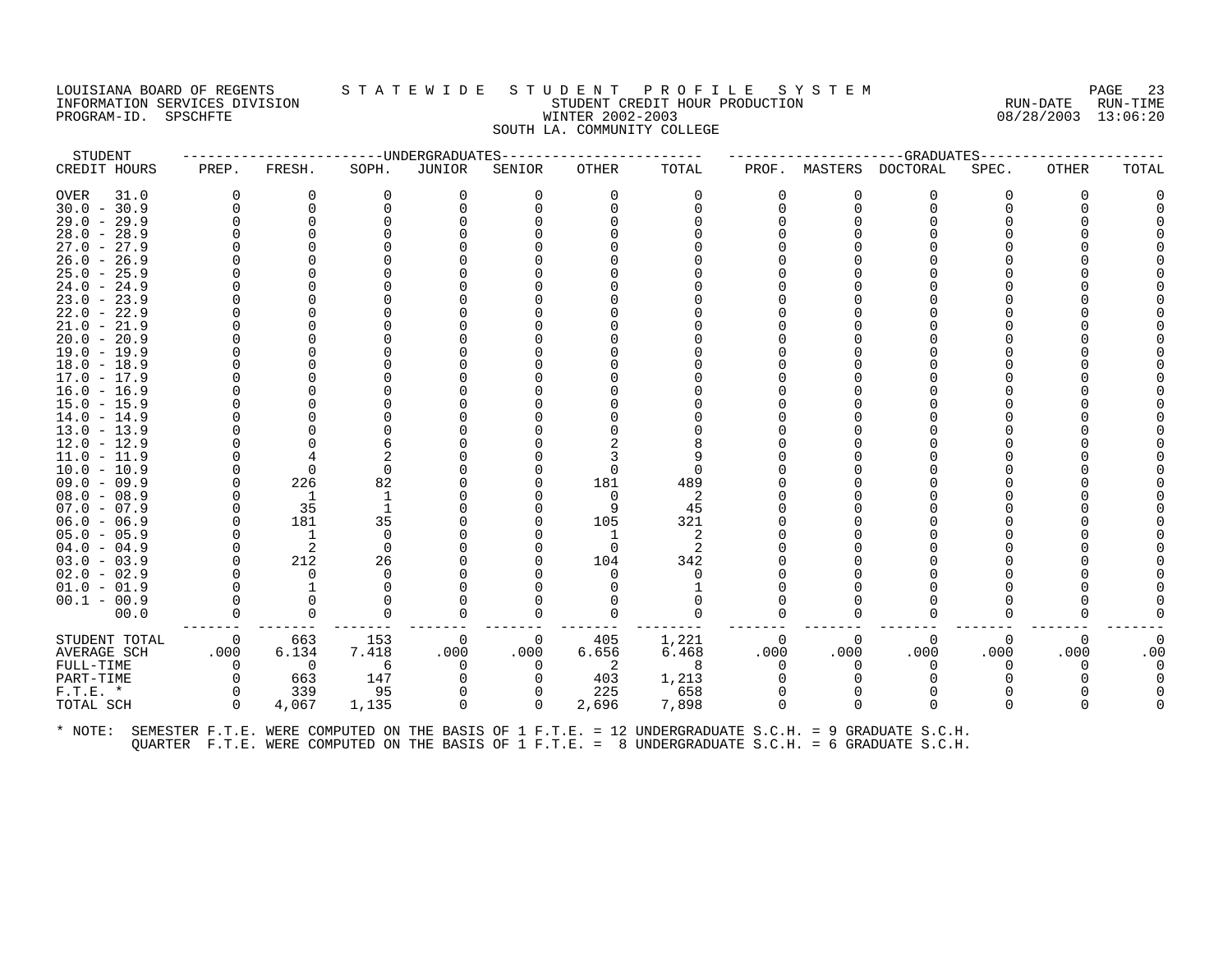LOUISIANA BOARD OF REGENTS — STATEWIDE STUDENT PROFILE SYSTEM
INFORMATION SERVICES DIVISION — STUDENT CREDIT HOUR PRODUCTION — RUN-DATE 08/28/2003 RUN-TIME 13:06:20
PROGRAM-ID. SPSCHFTE — WINTER 2002-2003

SOUTH LA. COMMUNITY COLLEGE

| STUDENT CREDIT HOURS | UNDERGRADUATES PREP. | FRESH. | SOPH. | JUNIOR | SENIOR | OTHER | TOTAL | GRADUATES PROF. | MASTERS | DOCTORAL | SPEC. | OTHER | TOTAL |
|---|---|---|---|---|---|---|---|---|---|---|---|---|---|
| OVER 31.0 | 0 | 0 | 0 | 0 | 0 | 0 | 0 | 0 | 0 | 0 | 0 | 0 | 0 |
| 30.0 - 30.9 | 0 | 0 | 0 | 0 | 0 | 0 | 0 | 0 | 0 | 0 | 0 | 0 | 0 |
| 29.0 - 29.9 | 0 | 0 | 0 | 0 | 0 | 0 | 0 | 0 | 0 | 0 | 0 | 0 | 0 |
| 28.0 - 28.9 | 0 | 0 | 0 | 0 | 0 | 0 | 0 | 0 | 0 | 0 | 0 | 0 | 0 |
| 27.0 - 27.9 | 0 | 0 | 0 | 0 | 0 | 0 | 0 | 0 | 0 | 0 | 0 | 0 | 0 |
| 26.0 - 26.9 | 0 | 0 | 0 | 0 | 0 | 0 | 0 | 0 | 0 | 0 | 0 | 0 | 0 |
| 25.0 - 25.9 | 0 | 0 | 0 | 0 | 0 | 0 | 0 | 0 | 0 | 0 | 0 | 0 | 0 |
| 24.0 - 24.9 | 0 | 0 | 0 | 0 | 0 | 0 | 0 | 0 | 0 | 0 | 0 | 0 | 0 |
| 23.0 - 23.9 | 0 | 0 | 0 | 0 | 0 | 0 | 0 | 0 | 0 | 0 | 0 | 0 | 0 |
| 22.0 - 22.9 | 0 | 0 | 0 | 0 | 0 | 0 | 0 | 0 | 0 | 0 | 0 | 0 | 0 |
| 21.0 - 21.9 | 0 | 0 | 0 | 0 | 0 | 0 | 0 | 0 | 0 | 0 | 0 | 0 | 0 |
| 20.0 - 20.9 | 0 | 0 | 0 | 0 | 0 | 0 | 0 | 0 | 0 | 0 | 0 | 0 | 0 |
| 19.0 - 19.9 | 0 | 0 | 0 | 0 | 0 | 0 | 0 | 0 | 0 | 0 | 0 | 0 | 0 |
| 18.0 - 18.9 | 0 | 0 | 0 | 0 | 0 | 0 | 0 | 0 | 0 | 0 | 0 | 0 | 0 |
| 17.0 - 17.9 | 0 | 0 | 0 | 0 | 0 | 0 | 0 | 0 | 0 | 0 | 0 | 0 | 0 |
| 16.0 - 16.9 | 0 | 0 | 0 | 0 | 0 | 0 | 0 | 0 | 0 | 0 | 0 | 0 | 0 |
| 15.0 - 15.9 | 0 | 0 | 0 | 0 | 0 | 0 | 0 | 0 | 0 | 0 | 0 | 0 | 0 |
| 14.0 - 14.9 | 0 | 0 | 0 | 0 | 0 | 0 | 0 | 0 | 0 | 0 | 0 | 0 | 0 |
| 13.0 - 13.9 | 0 | 0 | 0 | 0 | 0 | 0 | 0 | 0 | 0 | 0 | 0 | 0 | 0 |
| 12.0 - 12.9 | 0 | 0 | 6 | 0 | 0 | 2 | 8 | 0 | 0 | 0 | 0 | 0 | 0 |
| 11.0 - 11.9 | 0 | 4 | 2 | 0 | 0 | 3 | 9 | 0 | 0 | 0 | 0 | 0 | 0 |
| 10.0 - 10.9 | 0 | 0 | 0 | 0 | 0 | 0 | 0 | 0 | 0 | 0 | 0 | 0 | 0 |
| 09.0 - 09.9 | 0 | 226 | 82 | 0 | 0 | 181 | 489 | 0 | 0 | 0 | 0 | 0 | 0 |
| 08.0 - 08.9 | 0 | 1 | 1 | 0 | 0 | 0 | 2 | 0 | 0 | 0 | 0 | 0 | 0 |
| 07.0 - 07.9 | 0 | 35 | 1 | 0 | 0 | 9 | 45 | 0 | 0 | 0 | 0 | 0 | 0 |
| 06.0 - 06.9 | 0 | 181 | 35 | 0 | 0 | 105 | 321 | 0 | 0 | 0 | 0 | 0 | 0 |
| 05.0 - 05.9 | 0 | 1 | 0 | 0 | 0 | 1 | 2 | 0 | 0 | 0 | 0 | 0 | 0 |
| 04.0 - 04.9 | 0 | 2 | 0 | 0 | 0 | 0 | 2 | 0 | 0 | 0 | 0 | 0 | 0 |
| 03.0 - 03.9 | 0 | 212 | 26 | 0 | 0 | 104 | 342 | 0 | 0 | 0 | 0 | 0 | 0 |
| 02.0 - 02.9 | 0 | 0 | 0 | 0 | 0 | 0 | 0 | 0 | 0 | 0 | 0 | 0 | 0 |
| 01.0 - 01.9 | 0 | 1 | 0 | 0 | 0 | 0 | 1 | 0 | 0 | 0 | 0 | 0 | 0 |
| 00.1 - 00.9 | 0 | 0 | 0 | 0 | 0 | 0 | 0 | 0 | 0 | 0 | 0 | 0 | 0 |
| 00.0 | 0 | 0 | 0 | 0 | 0 | 0 | 0 | 0 | 0 | 0 | 0 | 0 | 0 |
| STUDENT TOTAL | 0 | 663 | 153 | 0 | 0 | 405 | 1,221 | 0 | 0 | 0 | 0 | 0 | 0 |
| AVERAGE SCH | .000 | 6.134 | 7.418 | .000 | .000 | 6.656 | 6.468 | .000 | .000 | .000 | .000 | .000 | .00 |
| FULL-TIME | 0 | 0 | 6 | 0 | 0 | 2 | 8 | 0 | 0 | 0 | 0 | 0 | 0 |
| PART-TIME | 0 | 663 | 147 | 0 | 0 | 403 | 1,213 | 0 | 0 | 0 | 0 | 0 | 0 |
| F.T.E. * | 0 | 339 | 95 | 0 | 0 | 225 | 658 | 0 | 0 | 0 | 0 | 0 | 0 |
| TOTAL SCH | 0 | 4,067 | 1,135 | 0 | 0 | 2,696 | 7,898 | 0 | 0 | 0 | 0 | 0 | 0 |

\* NOTE: SEMESTER F.T.E. WERE COMPUTED ON THE BASIS OF 1 F.T.E. = 12 UNDERGRADUATE S.C.H. = 9 GRADUATE S.C.H.
QUARTER F.T.E. WERE COMPUTED ON THE BASIS OF 1 F.T.E. = 8 UNDERGRADUATE S.C.H. = 6 GRADUATE S.C.H.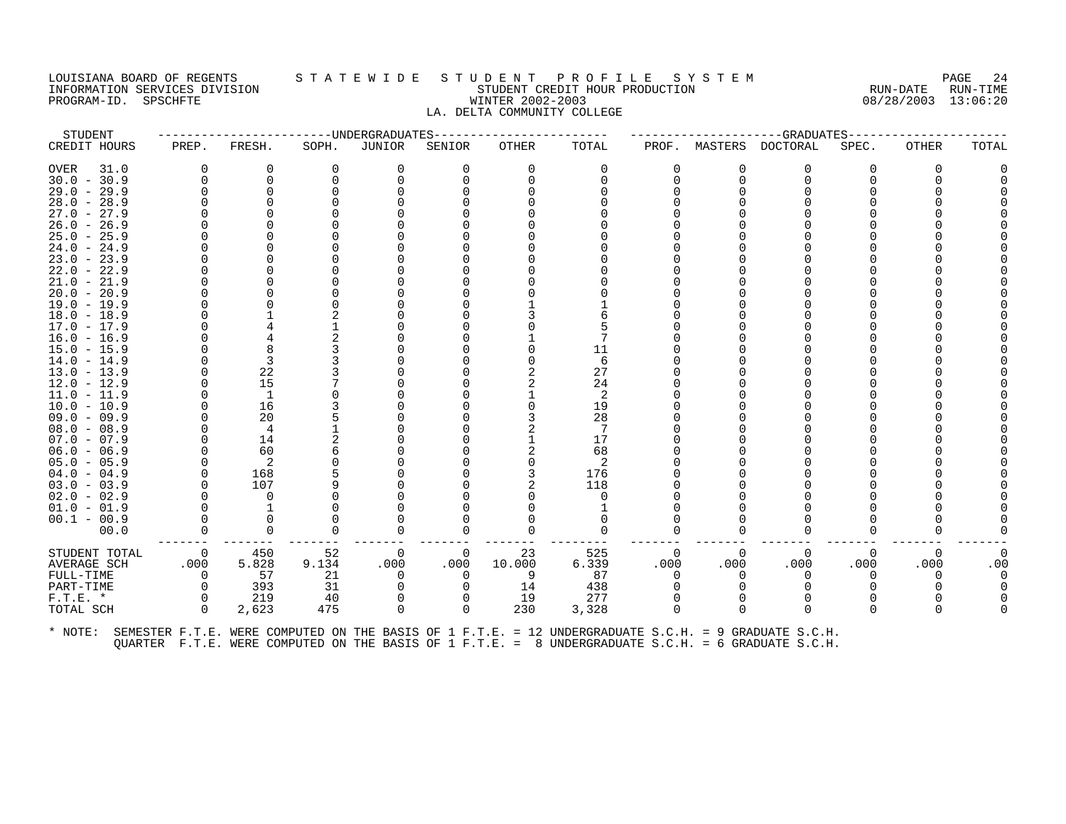LOUISIANA BOARD OF REGENTS — STATEWIDE STUDENT PROFILE SYSTEM
INFORMATION SERVICES DIVISION — STUDENT CREDIT HOUR PRODUCTION — RUN-DATE 08/28/2003 RUN-TIME 13:06:20
PROGRAM-ID. SPSCHFTE — WINTER 2002-2003
LA. DELTA COMMUNITY COLLEGE

| STUDENT | UNDERGRADUATES | | | | | | | GRADUATES | | | | | |
|---|---|---|---|---|---|---|---|---|---|---|---|---|---|
| CREDIT HOURS | PREP. | FRESH. | SOPH. | JUNIOR | SENIOR | OTHER | TOTAL | PROF. | MASTERS | DOCTORAL | SPEC. | OTHER | TOTAL |
| OVER 31.0 | 0 | 0 | 0 | 0 | 0 | 0 | 0 | 0 | 0 | 0 | 0 | 0 | 0 |
| 30.0 - 30.9 | 0 | 0 | 0 | 0 | 0 | 0 | 0 | 0 | 0 | 0 | 0 | 0 | 0 |
| 29.0 - 29.9 | 0 | 0 | 0 | 0 | 0 | 0 | 0 | 0 | 0 | 0 | 0 | 0 | 0 |
| 28.0 - 28.9 | 0 | 0 | 0 | 0 | 0 | 0 | 0 | 0 | 0 | 0 | 0 | 0 | 0 |
| 27.0 - 27.9 | 0 | 0 | 0 | 0 | 0 | 0 | 0 | 0 | 0 | 0 | 0 | 0 | 0 |
| 26.0 - 26.9 | 0 | 0 | 0 | 0 | 0 | 0 | 0 | 0 | 0 | 0 | 0 | 0 | 0 |
| 25.0 - 25.9 | 0 | 0 | 0 | 0 | 0 | 0 | 0 | 0 | 0 | 0 | 0 | 0 | 0 |
| 24.0 - 24.9 | 0 | 0 | 0 | 0 | 0 | 0 | 0 | 0 | 0 | 0 | 0 | 0 | 0 |
| 23.0 - 23.9 | 0 | 0 | 0 | 0 | 0 | 0 | 0 | 0 | 0 | 0 | 0 | 0 | 0 |
| 22.0 - 22.9 | 0 | 0 | 0 | 0 | 0 | 0 | 0 | 0 | 0 | 0 | 0 | 0 | 0 |
| 21.0 - 21.9 | 0 | 0 | 0 | 0 | 0 | 0 | 0 | 0 | 0 | 0 | 0 | 0 | 0 |
| 20.0 - 20.9 | 0 | 0 | 0 | 0 | 0 | 0 | 0 | 0 | 0 | 0 | 0 | 0 | 0 |
| 19.0 - 19.9 | 0 | 0 | 0 | 0 | 0 | 1 | 1 | 0 | 0 | 0 | 0 | 0 | 0 |
| 18.0 - 18.9 | 0 | 1 | 2 | 0 | 0 | 3 | 6 | 0 | 0 | 0 | 0 | 0 | 0 |
| 17.0 - 17.9 | 0 | 4 | 1 | 0 | 0 | 0 | 5 | 0 | 0 | 0 | 0 | 0 | 0 |
| 16.0 - 16.9 | 0 | 4 | 2 | 0 | 0 | 1 | 7 | 0 | 0 | 0 | 0 | 0 | 0 |
| 15.0 - 15.9 | 0 | 8 | 3 | 0 | 0 | 0 | 11 | 0 | 0 | 0 | 0 | 0 | 0 |
| 14.0 - 14.9 | 0 | 3 | 3 | 0 | 0 | 0 | 6 | 0 | 0 | 0 | 0 | 0 | 0 |
| 13.0 - 13.9 | 0 | 22 | 3 | 0 | 0 | 2 | 27 | 0 | 0 | 0 | 0 | 0 | 0 |
| 12.0 - 12.9 | 0 | 15 | 7 | 0 | 0 | 2 | 24 | 0 | 0 | 0 | 0 | 0 | 0 |
| 11.0 - 11.9 | 0 | 1 | 0 | 0 | 0 | 1 | 2 | 0 | 0 | 0 | 0 | 0 | 0 |
| 10.0 - 10.9 | 0 | 16 | 3 | 0 | 0 | 0 | 19 | 0 | 0 | 0 | 0 | 0 | 0 |
| 09.0 - 09.9 | 0 | 20 | 5 | 0 | 0 | 3 | 28 | 0 | 0 | 0 | 0 | 0 | 0 |
| 08.0 - 08.9 | 0 | 4 | 1 | 0 | 0 | 2 | 7 | 0 | 0 | 0 | 0 | 0 | 0 |
| 07.0 - 07.9 | 0 | 14 | 2 | 0 | 0 | 1 | 17 | 0 | 0 | 0 | 0 | 0 | 0 |
| 06.0 - 06.9 | 0 | 60 | 6 | 0 | 0 | 2 | 68 | 0 | 0 | 0 | 0 | 0 | 0 |
| 05.0 - 05.9 | 0 | 2 | 0 | 0 | 0 | 0 | 2 | 0 | 0 | 0 | 0 | 0 | 0 |
| 04.0 - 04.9 | 0 | 168 | 5 | 0 | 0 | 3 | 176 | 0 | 0 | 0 | 0 | 0 | 0 |
| 03.0 - 03.9 | 0 | 107 | 9 | 0 | 0 | 2 | 118 | 0 | 0 | 0 | 0 | 0 | 0 |
| 02.0 - 02.9 | 0 | 0 | 0 | 0 | 0 | 0 | 0 | 0 | 0 | 0 | 0 | 0 | 0 |
| 01.0 - 01.9 | 0 | 1 | 0 | 0 | 0 | 0 | 1 | 0 | 0 | 0 | 0 | 0 | 0 |
| 00.1 - 00.9 | 0 | 0 | 0 | 0 | 0 | 0 | 0 | 0 | 0 | 0 | 0 | 0 | 0 |
| 00.0 | 0 | 0 | 0 | 0 | 0 | 0 | 0 | 0 | 0 | 0 | 0 | 0 | 0 |
| STUDENT TOTAL | 0 | 450 | 52 | 0 | 0 | 23 | 525 | 0 | 0 | 0 | 0 | 0 | 0 |
| AVERAGE SCH | .000 | 5.828 | 9.134 | .000 | .000 | 10.000 | 6.339 | .000 | .000 | .000 | .000 | .000 | .00 |
| FULL-TIME | 0 | 57 | 21 | 0 | 0 | 9 | 87 | 0 | 0 | 0 | 0 | 0 | 0 |
| PART-TIME | 0 | 393 | 31 | 0 | 0 | 14 | 438 | 0 | 0 | 0 | 0 | 0 | 0 |
| F.T.E. * | 0 | 219 | 40 | 0 | 0 | 19 | 277 | 0 | 0 | 0 | 0 | 0 | 0 |
| TOTAL SCH | 0 | 2,623 | 475 | 0 | 0 | 230 | 3,328 | 0 | 0 | 0 | 0 | 0 | 0 |

\* NOTE: SEMESTER F.T.E. WERE COMPUTED ON THE BASIS OF 1 F.T.E. = 12 UNDERGRADUATE S.C.H. = 9 GRADUATE S.C.H.
QUARTER F.T.E. WERE COMPUTED ON THE BASIS OF 1 F.T.E. = 8 UNDERGRADUATE S.C.H. = 6 GRADUATE S.C.H.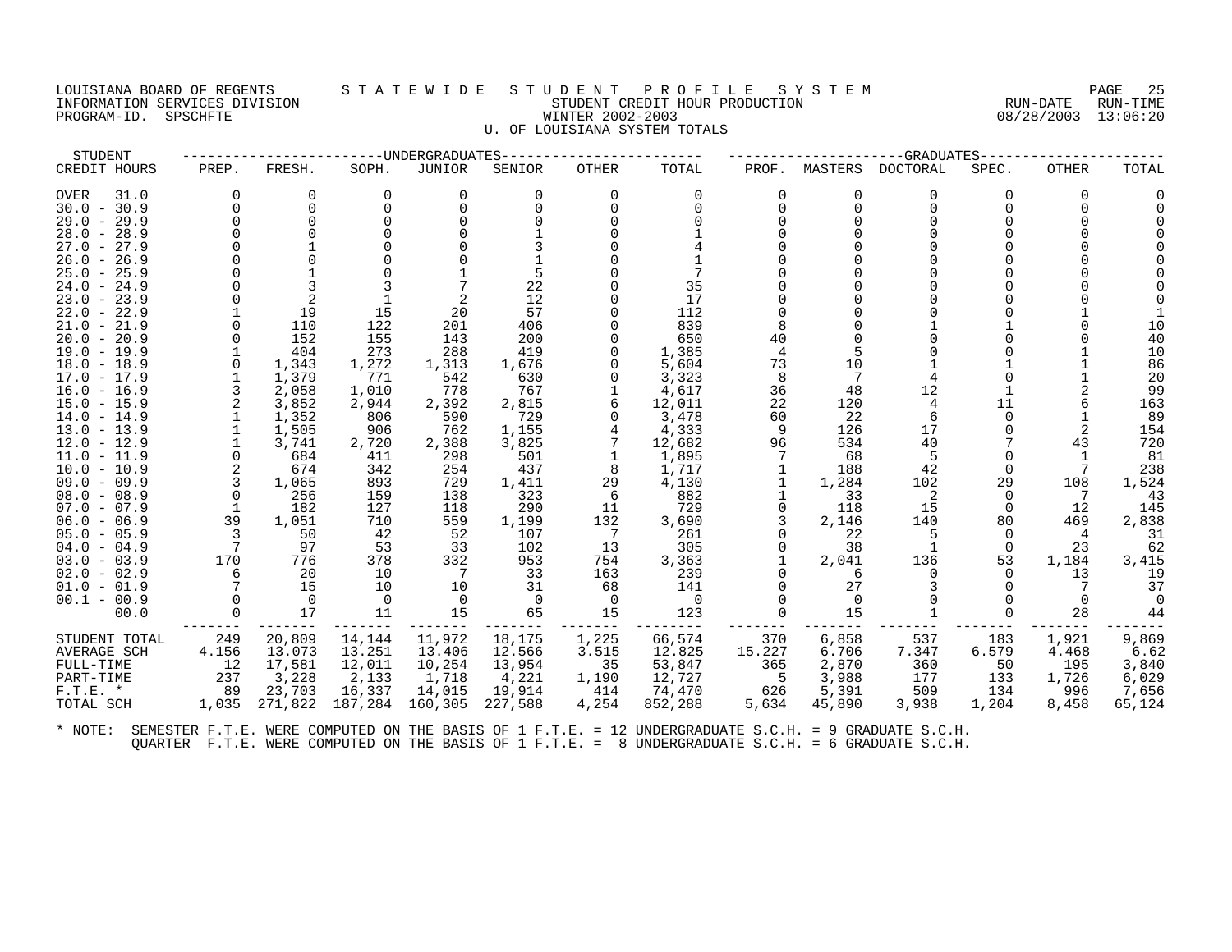LOUISIANA BOARD OF REGENTS — STATEWIDE STUDENT PROFILE SYSTEM
INFORMATION SERVICES DIVISION — STUDENT CREDIT HOUR PRODUCTION — RUN-DATE 08/28/2003 RUN-TIME 13:06:20
PROGRAM-ID. SPSCHFTE — WINTER 2002-2003

# U. OF LOUISIANA SYSTEM TOTALS

| STUDENT CREDIT HOURS | UNDERGRADUATES PREP. | FRESH. | SOPH. | JUNIOR | SENIOR | OTHER | TOTAL | GRADUATES PROF. | MASTERS | DOCTORAL | SPEC. | OTHER | TOTAL |
|---|---|---|---|---|---|---|---|---|---|---|---|---|---|
| OVER 31.0 | 0 | 0 | 0 | 0 | 0 | 0 | 0 | 0 | 0 | 0 | 0 | 0 | 0 |
| 30.0 - 30.9 | 0 | 0 | 0 | 0 | 0 | 0 | 0 | 0 | 0 | 0 | 0 | 0 | 0 |
| 29.0 - 29.9 | 0 | 0 | 0 | 0 | 0 | 0 | 0 | 0 | 0 | 0 | 0 | 0 | 0 |
| 28.0 - 28.9 | 0 | 0 | 0 | 0 | 1 | 0 | 1 | 0 | 0 | 0 | 0 | 0 | 0 |
| 27.0 - 27.9 | 0 | 1 | 0 | 0 | 3 | 0 | 4 | 0 | 0 | 0 | 0 | 0 | 0 |
| 26.0 - 26.9 | 0 | 0 | 0 | 0 | 1 | 0 | 1 | 0 | 0 | 0 | 0 | 0 | 0 |
| 25.0 - 25.9 | 0 | 1 | 0 | 1 | 5 | 0 | 7 | 0 | 0 | 0 | 0 | 0 | 0 |
| 24.0 - 24.9 | 0 | 3 | 3 | 7 | 22 | 0 | 35 | 0 | 0 | 0 | 0 | 0 | 0 |
| 23.0 - 23.9 | 0 | 2 | 1 | 2 | 12 | 0 | 17 | 0 | 0 | 0 | 0 | 0 | 0 |
| 22.0 - 22.9 | 1 | 19 | 15 | 20 | 57 | 0 | 112 | 0 | 0 | 0 | 0 | 1 | 1 |
| 21.0 - 21.9 | 0 | 110 | 122 | 201 | 406 | 0 | 839 | 8 | 0 | 1 | 1 | 0 | 10 |
| 20.0 - 20.9 | 0 | 152 | 155 | 143 | 200 | 0 | 650 | 40 | 0 | 0 | 0 | 0 | 40 |
| 19.0 - 19.9 | 1 | 404 | 273 | 288 | 419 | 0 | 1,385 | 4 | 5 | 0 | 0 | 1 | 10 |
| 18.0 - 18.9 | 0 | 1,343 | 1,272 | 1,313 | 1,676 | 0 | 5,604 | 73 | 10 | 1 | 1 | 1 | 86 |
| 17.0 - 17.9 | 1 | 1,379 | 771 | 542 | 630 | 0 | 3,323 | 8 | 7 | 4 | 0 | 1 | 20 |
| 16.0 - 16.9 | 3 | 2,058 | 1,010 | 778 | 767 | 1 | 4,617 | 36 | 48 | 12 | 1 | 2 | 99 |
| 15.0 - 15.9 | 2 | 3,852 | 2,944 | 2,392 | 2,815 | 6 | 12,011 | 22 | 120 | 4 | 11 | 6 | 163 |
| 14.0 - 14.9 | 1 | 1,352 | 806 | 590 | 729 | 0 | 3,478 | 60 | 22 | 6 | 0 | 1 | 89 |
| 13.0 - 13.9 | 1 | 1,505 | 906 | 762 | 1,155 | 4 | 4,333 | 9 | 126 | 17 | 0 | 2 | 154 |
| 12.0 - 12.9 | 1 | 3,741 | 2,720 | 2,388 | 3,825 | 7 | 12,682 | 96 | 534 | 40 | 7 | 43 | 720 |
| 11.0 - 11.9 | 0 | 684 | 411 | 298 | 501 | 1 | 1,895 | 7 | 68 | 5 | 0 | 1 | 81 |
| 10.0 - 10.9 | 2 | 674 | 342 | 254 | 437 | 8 | 1,717 | 1 | 188 | 42 | 0 | 7 | 238 |
| 09.0 - 09.9 | 3 | 1,065 | 893 | 729 | 1,411 | 29 | 4,130 | 1 | 1,284 | 102 | 29 | 108 | 1,524 |
| 08.0 - 08.9 | 0 | 256 | 159 | 138 | 323 | 6 | 882 | 1 | 33 | 2 | 0 | 7 | 43 |
| 07.0 - 07.9 | 1 | 182 | 127 | 118 | 290 | 11 | 729 | 0 | 118 | 15 | 0 | 12 | 145 |
| 06.0 - 06.9 | 39 | 1,051 | 710 | 559 | 1,199 | 132 | 3,690 | 3 | 2,146 | 140 | 80 | 469 | 2,838 |
| 05.0 - 05.9 | 3 | 50 | 42 | 52 | 107 | 7 | 261 | 0 | 22 | 5 | 0 | 4 | 31 |
| 04.0 - 04.9 | 7 | 97 | 53 | 33 | 102 | 13 | 305 | 0 | 38 | 1 | 0 | 23 | 62 |
| 03.0 - 03.9 | 170 | 776 | 378 | 332 | 953 | 754 | 3,363 | 1 | 2,041 | 136 | 53 | 1,184 | 3,415 |
| 02.0 - 02.9 | 6 | 20 | 10 | 7 | 33 | 163 | 239 | 0 | 6 | 0 | 0 | 13 | 19 |
| 01.0 - 01.9 | 7 | 15 | 10 | 10 | 31 | 68 | 141 | 0 | 27 | 3 | 0 | 7 | 37 |
| 00.1 - 00.9 | 0 | 0 | 0 | 0 | 0 | 0 | 0 | 0 | 0 | 0 | 0 | 0 | 0 |
| 00.0 | 0 | 17 | 11 | 15 | 65 | 15 | 123 | 0 | 15 | 1 | 0 | 28 | 44 |
| STUDENT TOTAL | 249 | 20,809 | 14,144 | 11,972 | 18,175 | 1,225 | 66,574 | 370 | 6,858 | 537 | 183 | 1,921 | 9,869 |
| AVERAGE SCH | 4.156 | 13.073 | 13.251 | 13.406 | 12.566 | 3.515 | 12.825 | 15.227 | 6.706 | 7.347 | 6.579 | 4.468 | 6.62 |
| FULL-TIME | 12 | 17,581 | 12,011 | 10,254 | 13,954 | 35 | 53,847 | 365 | 2,870 | 360 | 50 | 195 | 3,840 |
| PART-TIME | 237 | 3,228 | 2,133 | 1,718 | 4,221 | 1,190 | 12,727 | 5 | 3,988 | 177 | 133 | 1,726 | 6,029 |
| F.T.E. * | 89 | 23,703 | 16,337 | 14,015 | 19,914 | 414 | 74,470 | 626 | 5,391 | 509 | 134 | 996 | 7,656 |
| TOTAL SCH | 1,035 | 271,822 | 187,284 | 160,305 | 227,588 | 4,254 | 852,288 | 5,634 | 45,890 | 3,938 | 1,204 | 8,458 | 65,124 |

\* NOTE: SEMESTER F.T.E. WERE COMPUTED ON THE BASIS OF 1 F.T.E. = 12 UNDERGRADUATE S.C.H. = 9 GRADUATE S.C.H.
QUARTER F.T.E. WERE COMPUTED ON THE BASIS OF 1 F.T.E. = 8 UNDERGRADUATE S.C.H. = 6 GRADUATE S.C.H.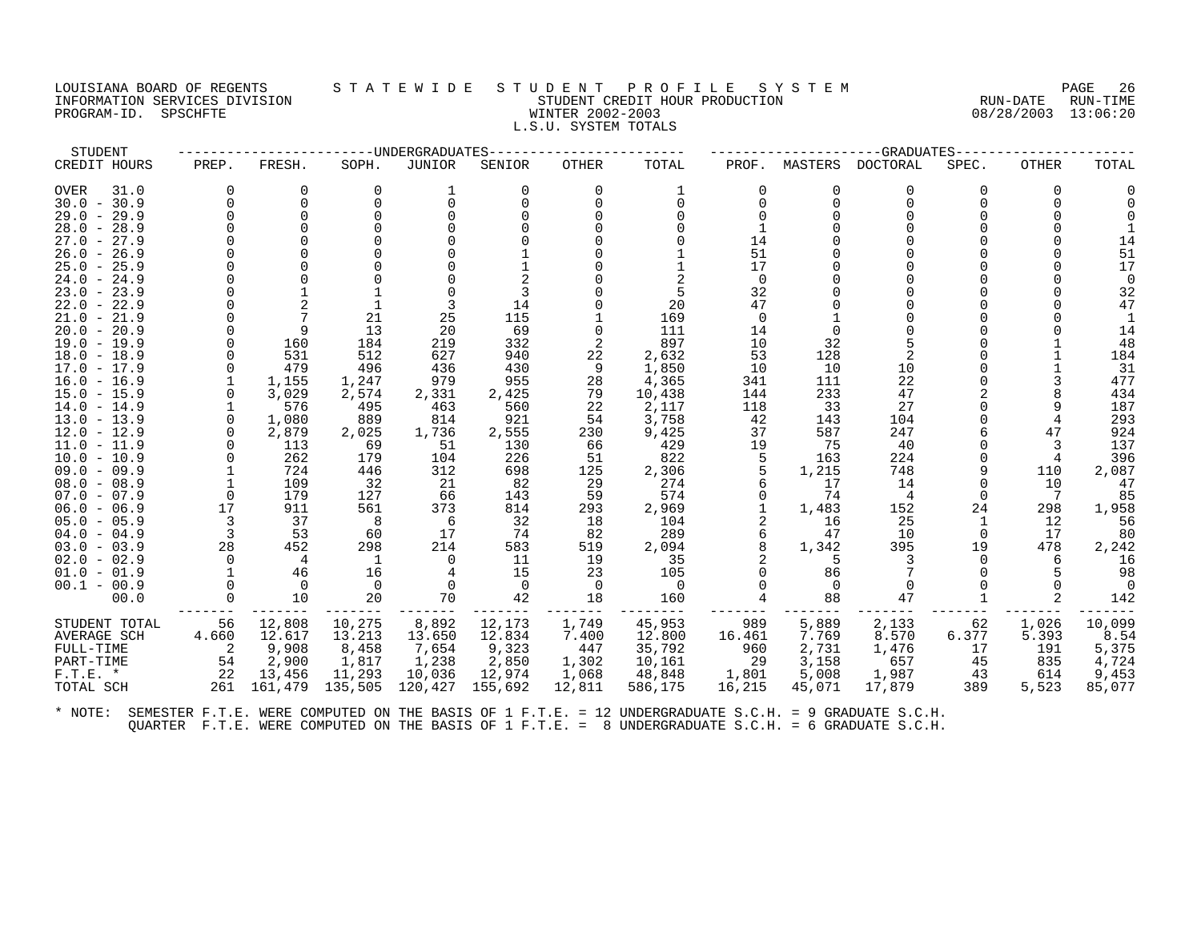LOUISIANA BOARD OF REGENTS — STATEWIDE STUDENT PROFILE SYSTEM
INFORMATION SERVICES DIVISION — STUDENT CREDIT HOUR PRODUCTION — RUN-DATE 08/28/2003 RUN-TIME 13:06:20
PROGRAM-ID. SPSCHFTE — WINTER 2002-2003

L.S.U. SYSTEM TOTALS

| STUDENT CREDIT HOURS | UNDERGRADUATES PREP. | FRESH. | SOPH. | JUNIOR | SENIOR | OTHER | TOTAL | GRADUATES PROF. | MASTERS | DOCTORAL | SPEC. | OTHER | TOTAL |
|---|---|---|---|---|---|---|---|---|---|---|---|---|---|
| OVER 31.0 | 0 | 0 | 0 | 1 | 0 | 0 | 1 | 0 | 0 | 0 | 0 | 0 | 0 |
| 30.0 - 30.9 | 0 | 0 | 0 | 0 | 0 | 0 | 0 | 0 | 0 | 0 | 0 | 0 | 0 |
| 29.0 - 29.9 | 0 | 0 | 0 | 0 | 0 | 0 | 0 | 0 | 0 | 0 | 0 | 0 | 0 |
| 28.0 - 28.9 | 0 | 0 | 0 | 0 | 0 | 0 | 0 | 1 | 0 | 0 | 0 | 0 | 1 |
| 27.0 - 27.9 | 0 | 0 | 0 | 0 | 0 | 0 | 0 | 14 | 0 | 0 | 0 | 0 | 14 |
| 26.0 - 26.9 | 0 | 0 | 0 | 0 | 1 | 0 | 1 | 51 | 0 | 0 | 0 | 0 | 51 |
| 25.0 - 25.9 | 0 | 0 | 0 | 0 | 1 | 0 | 1 | 17 | 0 | 0 | 0 | 0 | 17 |
| 24.0 - 24.9 | 0 | 0 | 0 | 0 | 2 | 0 | 2 | 0 | 0 | 0 | 0 | 0 | 0 |
| 23.0 - 23.9 | 0 | 1 | 1 | 0 | 3 | 0 | 5 | 32 | 0 | 0 | 0 | 0 | 32 |
| 22.0 - 22.9 | 0 | 2 | 1 | 3 | 14 | 0 | 20 | 47 | 0 | 0 | 0 | 0 | 47 |
| 21.0 - 21.9 | 0 | 7 | 21 | 25 | 115 | 1 | 169 | 0 | 1 | 0 | 0 | 0 | 1 |
| 20.0 - 20.9 | 0 | 9 | 13 | 20 | 69 | 0 | 111 | 14 | 0 | 0 | 0 | 0 | 14 |
| 19.0 - 19.9 | 0 | 160 | 184 | 219 | 332 | 2 | 897 | 10 | 32 | 5 | 0 | 1 | 48 |
| 18.0 - 18.9 | 0 | 531 | 512 | 627 | 940 | 22 | 2,632 | 53 | 128 | 2 | 0 | 1 | 184 |
| 17.0 - 17.9 | 0 | 479 | 496 | 436 | 430 | 9 | 1,850 | 10 | 10 | 10 | 0 | 1 | 31 |
| 16.0 - 16.9 | 1 | 1,155 | 1,247 | 979 | 955 | 28 | 4,365 | 341 | 111 | 22 | 0 | 3 | 477 |
| 15.0 - 15.9 | 0 | 3,029 | 2,574 | 2,331 | 2,425 | 79 | 10,438 | 144 | 233 | 47 | 2 | 8 | 434 |
| 14.0 - 14.9 | 1 | 576 | 495 | 463 | 560 | 22 | 2,117 | 118 | 33 | 27 | 0 | 9 | 187 |
| 13.0 - 13.9 | 0 | 1,080 | 889 | 814 | 921 | 54 | 3,758 | 42 | 143 | 104 | 0 | 4 | 293 |
| 12.0 - 12.9 | 0 | 2,879 | 2,025 | 1,736 | 2,555 | 230 | 9,425 | 37 | 587 | 247 | 6 | 47 | 924 |
| 11.0 - 11.9 | 0 | 113 | 69 | 51 | 130 | 66 | 429 | 19 | 75 | 40 | 0 | 3 | 137 |
| 10.0 - 10.9 | 0 | 262 | 179 | 104 | 226 | 51 | 822 | 5 | 163 | 224 | 0 | 4 | 396 |
| 09.0 - 09.9 | 1 | 724 | 446 | 312 | 698 | 125 | 2,306 | 5 | 1,215 | 748 | 9 | 110 | 2,087 |
| 08.0 - 08.9 | 1 | 109 | 32 | 21 | 82 | 29 | 274 | 6 | 17 | 14 | 0 | 10 | 47 |
| 07.0 - 07.9 | 0 | 179 | 127 | 66 | 143 | 59 | 574 | 0 | 74 | 4 | 0 | 7 | 85 |
| 06.0 - 06.9 | 17 | 911 | 561 | 373 | 814 | 293 | 2,969 | 1 | 1,483 | 152 | 24 | 298 | 1,958 |
| 05.0 - 05.9 | 3 | 37 | 8 | 6 | 32 | 18 | 104 | 2 | 16 | 25 | 1 | 12 | 56 |
| 04.0 - 04.9 | 3 | 53 | 60 | 17 | 74 | 82 | 289 | 6 | 47 | 10 | 0 | 17 | 80 |
| 03.0 - 03.9 | 28 | 452 | 298 | 214 | 583 | 519 | 2,094 | 8 | 1,342 | 395 | 19 | 478 | 2,242 |
| 02.0 - 02.9 | 0 | 4 | 1 | 0 | 11 | 19 | 35 | 2 | 5 | 3 | 0 | 6 | 16 |
| 01.0 - 01.9 | 1 | 46 | 16 | 4 | 15 | 23 | 105 | 0 | 86 | 7 | 0 | 5 | 98 |
| 00.1 - 00.9 | 0 | 0 | 0 | 0 | 0 | 0 | 0 | 0 | 0 | 0 | 0 | 0 | 0 |
| 00.0 | 0 | 10 | 20 | 70 | 42 | 18 | 160 | 4 | 88 | 47 | 1 | 2 | 142 |
| STUDENT TOTAL | 56 | 12,808 | 10,275 | 8,892 | 12,173 | 1,749 | 45,953 | 989 | 5,889 | 2,133 | 62 | 1,026 | 10,099 |
| AVERAGE SCH | 4.660 | 12.617 | 13.213 | 13.650 | 12.834 | 7.400 | 12.800 | 16.461 | 7.769 | 8.570 | 6.377 | 5.393 | 8.54 |
| FULL-TIME | 2 | 9,908 | 8,458 | 7,654 | 9,323 | 447 | 35,792 | 960 | 2,731 | 1,476 | 17 | 191 | 5,375 |
| PART-TIME | 54 | 2,900 | 1,817 | 1,238 | 2,850 | 1,302 | 10,161 | 29 | 3,158 | 657 | 45 | 835 | 4,724 |
| F.T.E. * | 22 | 13,456 | 11,293 | 10,036 | 12,974 | 1,068 | 48,848 | 1,801 | 5,008 | 1,987 | 43 | 614 | 9,453 |
| TOTAL SCH | 261 | 161,479 | 135,505 | 120,427 | 155,692 | 12,811 | 586,175 | 16,215 | 45,071 | 17,879 | 389 | 5,523 | 85,077 |

* NOTE: SEMESTER F.T.E. WERE COMPUTED ON THE BASIS OF 1 F.T.E. = 12 UNDERGRADUATE S.C.H. = 9 GRADUATE S.C.H.
QUARTER F.T.E. WERE COMPUTED ON THE BASIS OF 1 F.T.E. = 8 UNDERGRADUATE S.C.H. = 6 GRADUATE S.C.H.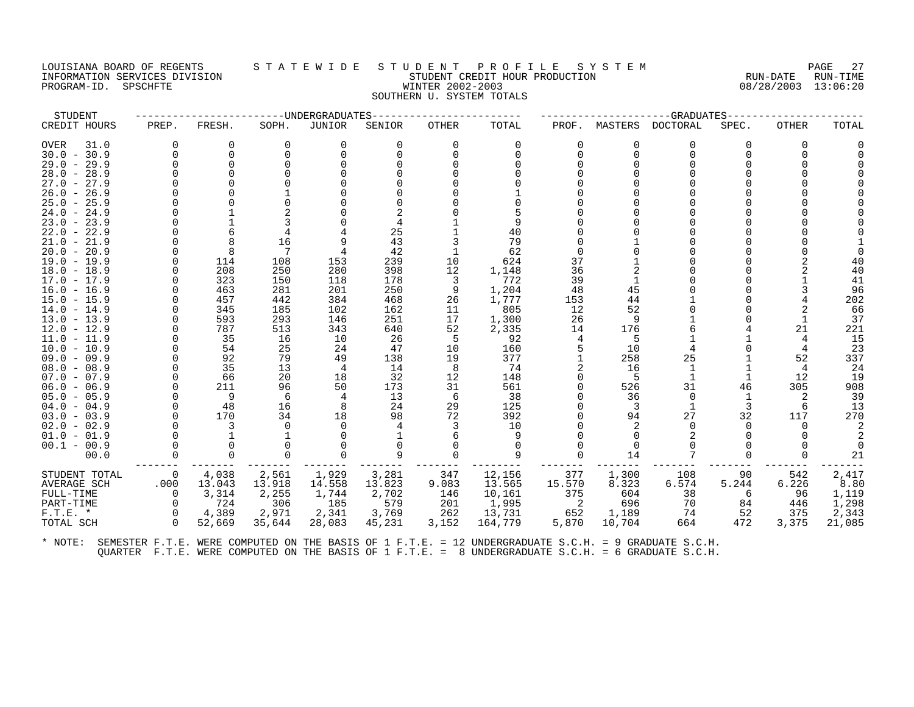LOUISIANA BOARD OF REGENTS — STATEWIDE STUDENT PROFILE SYSTEM
INFORMATION SERVICES DIVISION — STUDENT CREDIT HOUR PRODUCTION — RUN-DATE 08/28/2003 RUN-TIME 13:06:20
PROGRAM-ID. SPSCHFTE — WINTER 2002-2003

SOUTHERN U. SYSTEM TOTALS

| STUDENT CREDIT HOURS | UNDERGRADUATES PREP. | FRESH. | SOPH. | JUNIOR | SENIOR | OTHER | TOTAL | GRADUATES PROF. | MASTERS | DOCTORAL | SPEC. | OTHER | TOTAL |
|---|---|---|---|---|---|---|---|---|---|---|---|---|---|
| OVER 31.0 | 0 | 0 | 0 | 0 | 0 | 0 | 0 | 0 | 0 | 0 | 0 | 0 | 0 |
| 30.0 - 30.9 | 0 | 0 | 0 | 0 | 0 | 0 | 0 | 0 | 0 | 0 | 0 | 0 | 0 |
| 29.0 - 29.9 | 0 | 0 | 0 | 0 | 0 | 0 | 0 | 0 | 0 | 0 | 0 | 0 | 0 |
| 28.0 - 28.9 | 0 | 0 | 0 | 0 | 0 | 0 | 0 | 0 | 0 | 0 | 0 | 0 | 0 |
| 27.0 - 27.9 | 0 | 0 | 0 | 0 | 0 | 0 | 0 | 0 | 0 | 0 | 0 | 0 | 0 |
| 26.0 - 26.9 | 0 | 0 | 1 | 0 | 0 | 0 | 1 | 0 | 0 | 0 | 0 | 0 | 0 |
| 25.0 - 25.9 | 0 | 0 | 0 | 0 | 0 | 0 | 0 | 0 | 0 | 0 | 0 | 0 | 0 |
| 24.0 - 24.9 | 0 | 1 | 2 | 0 | 2 | 0 | 5 | 0 | 0 | 0 | 0 | 0 | 0 |
| 23.0 - 23.9 | 0 | 1 | 3 | 0 | 4 | 1 | 9 | 0 | 0 | 0 | 0 | 0 | 0 |
| 22.0 - 22.9 | 0 | 6 | 4 | 4 | 25 | 1 | 40 | 0 | 0 | 0 | 0 | 0 | 0 |
| 21.0 - 21.9 | 0 | 8 | 16 | 9 | 43 | 3 | 79 | 0 | 1 | 0 | 0 | 0 | 1 |
| 20.0 - 20.9 | 0 | 8 | 7 | 4 | 42 | 1 | 62 | 0 | 0 | 0 | 0 | 0 | 0 |
| 19.0 - 19.9 | 0 | 114 | 108 | 153 | 239 | 10 | 624 | 37 | 1 | 0 | 0 | 2 | 40 |
| 18.0 - 18.9 | 0 | 208 | 250 | 280 | 398 | 12 | 1,148 | 36 | 2 | 0 | 0 | 2 | 40 |
| 17.0 - 17.9 | 0 | 323 | 150 | 118 | 178 | 3 | 772 | 39 | 1 | 0 | 0 | 1 | 41 |
| 16.0 - 16.9 | 0 | 463 | 281 | 201 | 250 | 9 | 1,204 | 48 | 45 | 0 | 0 | 3 | 96 |
| 15.0 - 15.9 | 0 | 457 | 442 | 384 | 468 | 26 | 1,777 | 153 | 44 | 1 | 0 | 4 | 202 |
| 14.0 - 14.9 | 0 | 345 | 185 | 102 | 162 | 11 | 805 | 12 | 52 | 0 | 0 | 2 | 66 |
| 13.0 - 13.9 | 0 | 593 | 293 | 146 | 251 | 17 | 1,300 | 26 | 9 | 1 | 0 | 1 | 37 |
| 12.0 - 12.9 | 0 | 787 | 513 | 343 | 640 | 52 | 2,335 | 14 | 176 | 6 | 4 | 21 | 221 |
| 11.0 - 11.9 | 0 | 35 | 16 | 10 | 26 | 5 | 92 | 4 | 5 | 1 | 1 | 4 | 15 |
| 10.0 - 10.9 | 0 | 54 | 25 | 24 | 47 | 10 | 160 | 5 | 10 | 4 | 0 | 4 | 23 |
| 09.0 - 09.9 | 0 | 92 | 79 | 49 | 138 | 19 | 377 | 1 | 258 | 25 | 1 | 52 | 337 |
| 08.0 - 08.9 | 0 | 35 | 13 | 4 | 14 | 8 | 74 | 2 | 16 | 1 | 1 | 4 | 24 |
| 07.0 - 07.9 | 0 | 66 | 20 | 18 | 32 | 12 | 148 | 0 | 5 | 1 | 1 | 12 | 19 |
| 06.0 - 06.9 | 0 | 211 | 96 | 50 | 173 | 31 | 561 | 0 | 526 | 31 | 46 | 305 | 908 |
| 05.0 - 05.9 | 0 | 9 | 6 | 4 | 13 | 6 | 38 | 0 | 36 | 0 | 1 | 2 | 39 |
| 04.0 - 04.9 | 0 | 48 | 16 | 8 | 24 | 29 | 125 | 0 | 3 | 1 | 3 | 6 | 13 |
| 03.0 - 03.9 | 0 | 170 | 34 | 18 | 98 | 72 | 392 | 0 | 94 | 27 | 32 | 117 | 270 |
| 02.0 - 02.9 | 0 | 3 | 0 | 0 | 4 | 3 | 10 | 0 | 2 | 0 | 0 | 0 | 2 |
| 01.0 - 01.9 | 0 | 1 | 1 | 0 | 1 | 6 | 9 | 0 | 0 | 2 | 0 | 0 | 2 |
| 00.1 - 00.9 | 0 | 0 | 0 | 0 | 0 | 0 | 0 | 0 | 0 | 0 | 0 | 0 | 0 |
| 00.0 | 0 | 0 | 0 | 0 | 9 | 0 | 9 | 0 | 14 | 7 | 0 | 0 | 21 |
| STUDENT TOTAL | 0 | 4,038 | 2,561 | 1,929 | 3,281 | 347 | 12,156 | 377 | 1,300 | 108 | 90 | 542 | 2,417 |
| AVERAGE SCH | .000 | 13.043 | 13.918 | 14.558 | 13.823 | 9.083 | 13.565 | 15.570 | 8.323 | 6.574 | 5.244 | 6.226 | 8.80 |
| FULL-TIME | 0 | 3,314 | 2,255 | 1,744 | 2,702 | 146 | 10,161 | 375 | 604 | 38 | 6 | 96 | 1,119 |
| PART-TIME | 0 | 724 | 306 | 185 | 579 | 201 | 1,995 | 2 | 696 | 70 | 84 | 446 | 1,298 |
| F.T.E. * | 0 | 4,389 | 2,971 | 2,341 | 3,769 | 262 | 13,731 | 652 | 1,189 | 74 | 52 | 375 | 2,343 |
| TOTAL SCH | 0 | 52,669 | 35,644 | 28,083 | 45,231 | 3,152 | 164,779 | 5,870 | 10,704 | 664 | 472 | 3,375 | 21,085 |

* NOTE: SEMESTER F.T.E. WERE COMPUTED ON THE BASIS OF 1 F.T.E. = 12 UNDERGRADUATE S.C.H. = 9 GRADUATE S.C.H.
QUARTER F.T.E. WERE COMPUTED ON THE BASIS OF 1 F.T.E. = 8 UNDERGRADUATE S.C.H. = 6 GRADUATE S.C.H.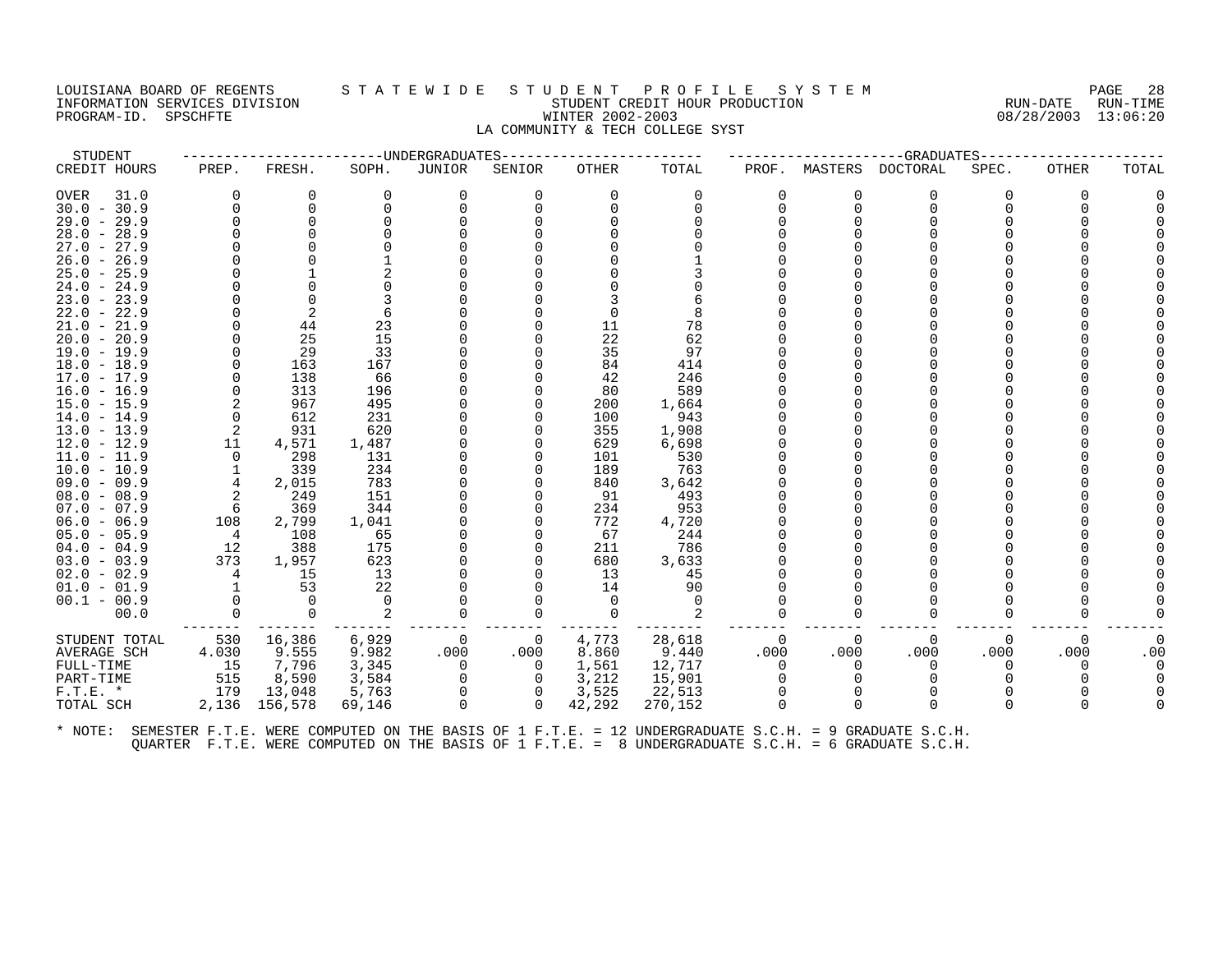LOUISIANA BOARD OF REGENTS — STATEWIDE STUDENT PROFILE SYSTEM
INFORMATION SERVICES DIVISION — STUDENT CREDIT HOUR PRODUCTION — RUN-DATE 08/28/2003 RUN-TIME 13:06:20
PROGRAM-ID. SPSCHFTE — WINTER 2002-2003
LA COMMUNITY & TECH COLLEGE SYST

| STUDENT | UNDERGRADUATES | | | | | | | GRADUATES | | | | | | |
|---|---|---|---|---|---|---|---|---|---|---|---|---|---|---|
| CREDIT HOURS | PREP. | FRESH. | SOPH. | JUNIOR | SENIOR | OTHER | TOTAL | PROF. | MASTERS | DOCTORAL | SPEC. | OTHER | TOTAL |
| OVER 31.0 | 0 | 0 | 0 | 0 | 0 | 0 | 0 | 0 | 0 | 0 | 0 | 0 | 0 |
| 30.0 - 30.9 | 0 | 0 | 0 | 0 | 0 | 0 | 0 | 0 | 0 | 0 | 0 | 0 | 0 |
| 29.0 - 29.9 | 0 | 0 | 0 | 0 | 0 | 0 | 0 | 0 | 0 | 0 | 0 | 0 | 0 |
| 28.0 - 28.9 | 0 | 0 | 0 | 0 | 0 | 0 | 0 | 0 | 0 | 0 | 0 | 0 | 0 |
| 27.0 - 27.9 | 0 | 0 | 0 | 0 | 0 | 0 | 0 | 0 | 0 | 0 | 0 | 0 | 0 |
| 26.0 - 26.9 | 0 | 0 | 1 | 0 | 0 | 0 | 1 | 0 | 0 | 0 | 0 | 0 | 0 |
| 25.0 - 25.9 | 0 | 1 | 2 | 0 | 0 | 0 | 3 | 0 | 0 | 0 | 0 | 0 | 0 |
| 24.0 - 24.9 | 0 | 0 | 0 | 0 | 0 | 0 | 0 | 0 | 0 | 0 | 0 | 0 | 0 |
| 23.0 - 23.9 | 0 | 0 | 3 | 0 | 0 | 3 | 6 | 0 | 0 | 0 | 0 | 0 | 0 |
| 22.0 - 22.9 | 0 | 2 | 6 | 0 | 0 | 0 | 8 | 0 | 0 | 0 | 0 | 0 | 0 |
| 21.0 - 21.9 | 0 | 44 | 23 | 0 | 0 | 11 | 78 | 0 | 0 | 0 | 0 | 0 | 0 |
| 20.0 - 20.9 | 0 | 25 | 15 | 0 | 0 | 22 | 62 | 0 | 0 | 0 | 0 | 0 | 0 |
| 19.0 - 19.9 | 0 | 29 | 33 | 0 | 0 | 35 | 97 | 0 | 0 | 0 | 0 | 0 | 0 |
| 18.0 - 18.9 | 0 | 163 | 167 | 0 | 0 | 84 | 414 | 0 | 0 | 0 | 0 | 0 | 0 |
| 17.0 - 17.9 | 0 | 138 | 66 | 0 | 0 | 42 | 246 | 0 | 0 | 0 | 0 | 0 | 0 |
| 16.0 - 16.9 | 0 | 313 | 196 | 0 | 0 | 80 | 589 | 0 | 0 | 0 | 0 | 0 | 0 |
| 15.0 - 15.9 | 2 | 967 | 495 | 0 | 0 | 200 | 1,664 | 0 | 0 | 0 | 0 | 0 | 0 |
| 14.0 - 14.9 | 0 | 612 | 231 | 0 | 0 | 100 | 943 | 0 | 0 | 0 | 0 | 0 | 0 |
| 13.0 - 13.9 | 2 | 931 | 620 | 0 | 0 | 355 | 1,908 | 0 | 0 | 0 | 0 | 0 | 0 |
| 12.0 - 12.9 | 11 | 4,571 | 1,487 | 0 | 0 | 629 | 6,698 | 0 | 0 | 0 | 0 | 0 | 0 |
| 11.0 - 11.9 | 0 | 298 | 131 | 0 | 0 | 101 | 530 | 0 | 0 | 0 | 0 | 0 | 0 |
| 10.0 - 10.9 | 1 | 339 | 234 | 0 | 0 | 189 | 763 | 0 | 0 | 0 | 0 | 0 | 0 |
| 09.0 - 09.9 | 4 | 2,015 | 783 | 0 | 0 | 840 | 3,642 | 0 | 0 | 0 | 0 | 0 | 0 |
| 08.0 - 08.9 | 2 | 249 | 151 | 0 | 0 | 91 | 493 | 0 | 0 | 0 | 0 | 0 | 0 |
| 07.0 - 07.9 | 6 | 369 | 344 | 0 | 0 | 234 | 953 | 0 | 0 | 0 | 0 | 0 | 0 |
| 06.0 - 06.9 | 108 | 2,799 | 1,041 | 0 | 0 | 772 | 4,720 | 0 | 0 | 0 | 0 | 0 | 0 |
| 05.0 - 05.9 | 4 | 108 | 65 | 0 | 0 | 67 | 244 | 0 | 0 | 0 | 0 | 0 | 0 |
| 04.0 - 04.9 | 12 | 388 | 175 | 0 | 0 | 211 | 786 | 0 | 0 | 0 | 0 | 0 | 0 |
| 03.0 - 03.9 | 373 | 1,957 | 623 | 0 | 0 | 680 | 3,633 | 0 | 0 | 0 | 0 | 0 | 0 |
| 02.0 - 02.9 | 4 | 15 | 13 | 0 | 0 | 13 | 45 | 0 | 0 | 0 | 0 | 0 | 0 |
| 01.0 - 01.9 | 1 | 53 | 22 | 0 | 0 | 14 | 90 | 0 | 0 | 0 | 0 | 0 | 0 |
| 00.1 - 00.9 | 0 | 0 | 0 | 0 | 0 | 0 | 0 | 0 | 0 | 0 | 0 | 0 | 0 |
| 00.0 | 0 | 0 | 2 | 0 | 0 | 0 | 2 | 0 | 0 | 0 | 0 | 0 | 0 |
| STUDENT TOTAL | 530 | 16,386 | 6,929 | 0 | 0 | 4,773 | 28,618 | 0 | 0 | 0 | 0 | 0 | 0 |
| AVERAGE SCH | 4.030 | 9.555 | 9.982 | .000 | .000 | 8.860 | 9.440 | .000 | .000 | .000 | .000 | .000 | .00 |
| FULL-TIME | 15 | 7,796 | 3,345 | 0 | 0 | 1,561 | 12,717 | 0 | 0 | 0 | 0 | 0 | 0 |
| PART-TIME | 515 | 8,590 | 3,584 | 0 | 0 | 3,212 | 15,901 | 0 | 0 | 0 | 0 | 0 | 0 |
| F.T.E. * | 179 | 13,048 | 5,763 | 0 | 0 | 3,525 | 22,513 | 0 | 0 | 0 | 0 | 0 | 0 |
| TOTAL SCH | 2,136 | 156,578 | 69,146 | 0 | 0 | 42,292 | 270,152 | 0 | 0 | 0 | 0 | 0 | 0 |

* NOTE: SEMESTER F.T.E. WERE COMPUTED ON THE BASIS OF 1 F.T.E. = 12 UNDERGRADUATE S.C.H. = 9 GRADUATE S.C.H.
QUARTER F.T.E. WERE COMPUTED ON THE BASIS OF 1 F.T.E. = 8 UNDERGRADUATE S.C.H. = 6 GRADUATE S.C.H.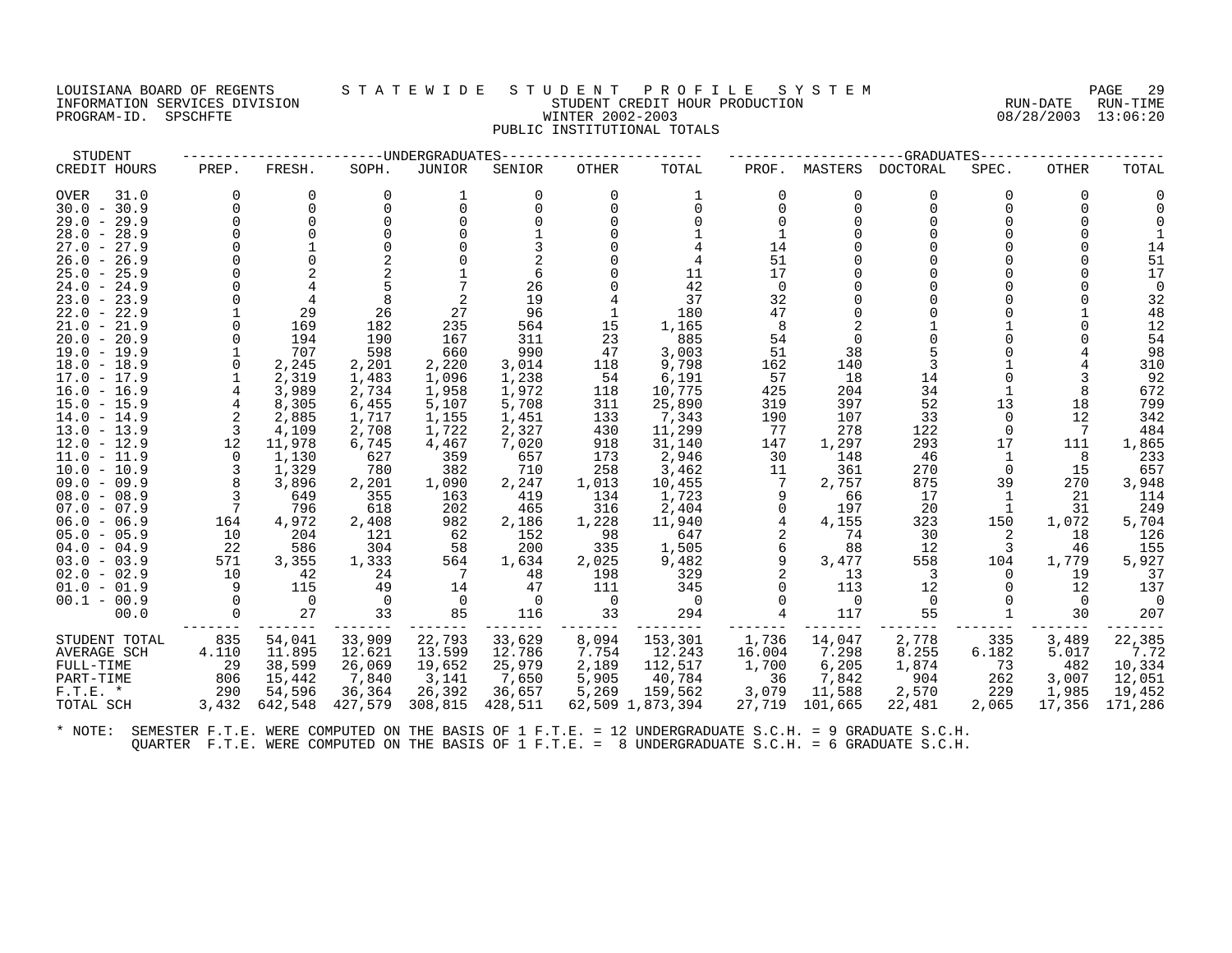LOUISIANA BOARD OF REGENTS — STATEWIDE STUDENT PROFILE SYSTEM

INFORMATION SERVICES DIVISION — STUDENT CREDIT HOUR PRODUCTION — RUN-DATE 08/28/2003 RUN-TIME 13:06:20

PROGRAM-ID. SPSCHFTE — WINTER 2002-2003

PUBLIC INSTITUTIONAL TOTALS

| STUDENT CREDIT HOURS | UNDERGRADUATES PREP. | FRESH. | SOPH. | JUNIOR | SENIOR | OTHER | TOTAL | GRADUATES PROF. | MASTERS | DOCTORAL | SPEC. | OTHER | TOTAL |
|---|---|---|---|---|---|---|---|---|---|---|---|---|---|
| OVER 31.0 | 0 | 0 | 0 | 1 | 0 | 0 | 1 | 0 | 0 | 0 | 0 | 0 | 0 |
| 30.0 - 30.9 | 0 | 0 | 0 | 0 | 0 | 0 | 0 | 0 | 0 | 0 | 0 | 0 | 0 |
| 29.0 - 29.9 | 0 | 0 | 0 | 0 | 0 | 0 | 0 | 0 | 0 | 0 | 0 | 0 | 0 |
| 28.0 - 28.9 | 0 | 0 | 0 | 0 | 1 | 0 | 1 | 1 | 0 | 0 | 0 | 0 | 1 |
| 27.0 - 27.9 | 0 | 1 | 0 | 0 | 3 | 0 | 4 | 14 | 0 | 0 | 0 | 0 | 14 |
| 26.0 - 26.9 | 0 | 0 | 2 | 0 | 2 | 0 | 4 | 51 | 0 | 0 | 0 | 0 | 51 |
| 25.0 - 25.9 | 0 | 2 | 2 | 1 | 6 | 0 | 11 | 17 | 0 | 0 | 0 | 0 | 17 |
| 24.0 - 24.9 | 0 | 4 | 5 | 7 | 26 | 0 | 42 | 0 | 0 | 0 | 0 | 0 | 0 |
| 23.0 - 23.9 | 0 | 4 | 8 | 2 | 19 | 4 | 37 | 32 | 0 | 0 | 0 | 0 | 32 |
| 22.0 - 22.9 | 1 | 29 | 26 | 27 | 96 | 1 | 180 | 47 | 0 | 0 | 0 | 1 | 48 |
| 21.0 - 21.9 | 0 | 169 | 182 | 235 | 564 | 15 | 1,165 | 8 | 2 | 1 | 1 | 0 | 12 |
| 20.0 - 20.9 | 0 | 194 | 190 | 167 | 311 | 23 | 885 | 54 | 0 | 0 | 0 | 0 | 54 |
| 19.0 - 19.9 | 1 | 707 | 598 | 660 | 990 | 47 | 3,003 | 51 | 38 | 5 | 0 | 4 | 98 |
| 18.0 - 18.9 | 0 | 2,245 | 2,201 | 2,220 | 3,014 | 118 | 9,798 | 162 | 140 | 3 | 1 | 4 | 310 |
| 17.0 - 17.9 | 1 | 2,319 | 1,483 | 1,096 | 1,238 | 54 | 6,191 | 57 | 18 | 14 | 0 | 3 | 92 |
| 16.0 - 16.9 | 4 | 3,989 | 2,734 | 1,958 | 1,972 | 118 | 10,775 | 425 | 204 | 34 | 1 | 8 | 672 |
| 15.0 - 15.9 | 4 | 8,305 | 6,455 | 5,107 | 5,708 | 311 | 25,890 | 319 | 397 | 52 | 13 | 18 | 799 |
| 14.0 - 14.9 | 2 | 2,885 | 1,717 | 1,155 | 1,451 | 133 | 7,343 | 190 | 107 | 33 | 0 | 12 | 342 |
| 13.0 - 13.9 | 3 | 4,109 | 2,708 | 1,722 | 2,327 | 430 | 11,299 | 77 | 278 | 122 | 0 | 7 | 484 |
| 12.0 - 12.9 | 12 | 11,978 | 6,745 | 4,467 | 7,020 | 918 | 31,140 | 147 | 1,297 | 293 | 17 | 111 | 1,865 |
| 11.0 - 11.9 | 0 | 1,130 | 627 | 359 | 657 | 173 | 2,946 | 30 | 148 | 46 | 1 | 8 | 233 |
| 10.0 - 10.9 | 3 | 1,329 | 780 | 382 | 710 | 258 | 3,462 | 11 | 361 | 270 | 0 | 15 | 657 |
| 09.0 - 09.9 | 8 | 3,896 | 2,201 | 1,090 | 2,247 | 1,013 | 10,455 | 7 | 2,757 | 875 | 39 | 270 | 3,948 |
| 08.0 - 08.9 | 3 | 649 | 355 | 163 | 419 | 134 | 1,723 | 9 | 66 | 17 | 1 | 21 | 114 |
| 07.0 - 07.9 | 7 | 796 | 618 | 202 | 465 | 316 | 2,404 | 0 | 197 | 20 | 1 | 31 | 249 |
| 06.0 - 06.9 | 164 | 4,972 | 2,408 | 982 | 2,186 | 1,228 | 11,940 | 4 | 4,155 | 323 | 150 | 1,072 | 5,704 |
| 05.0 - 05.9 | 10 | 204 | 121 | 62 | 152 | 98 | 647 | 2 | 74 | 30 | 2 | 18 | 126 |
| 04.0 - 04.9 | 22 | 586 | 304 | 58 | 200 | 335 | 1,505 | 6 | 88 | 12 | 3 | 46 | 155 |
| 03.0 - 03.9 | 571 | 3,355 | 1,333 | 564 | 1,634 | 2,025 | 9,482 | 9 | 3,477 | 558 | 104 | 1,779 | 5,927 |
| 02.0 - 02.9 | 10 | 42 | 24 | 7 | 48 | 198 | 329 | 2 | 13 | 3 | 0 | 19 | 37 |
| 01.0 - 01.9 | 9 | 115 | 49 | 14 | 47 | 111 | 345 | 0 | 113 | 12 | 0 | 12 | 137 |
| 00.1 - 00.9 | 0 | 0 | 0 | 0 | 0 | 0 | 0 | 0 | 0 | 0 | 0 | 0 | 0 |
| 00.0 | 0 | 27 | 33 | 85 | 116 | 33 | 294 | 4 | 117 | 55 | 1 | 30 | 207 |
| STUDENT TOTAL | 835 | 54,041 | 33,909 | 22,793 | 33,629 | 8,094 | 153,301 | 1,736 | 14,047 | 2,778 | 335 | 3,489 | 22,385 |
| AVERAGE SCH | 4.110 | 11.895 | 12.621 | 13.599 | 12.786 | 7.754 | 12.243 | 16.004 | 7.298 | 8.255 | 6.182 | 5.017 | 7.72 |
| FULL-TIME | 29 | 38,599 | 26,069 | 19,652 | 25,979 | 2,189 | 112,517 | 1,700 | 6,205 | 1,874 | 73 | 482 | 10,334 |
| PART-TIME | 806 | 15,442 | 7,840 | 3,141 | 7,650 | 5,905 | 40,784 | 36 | 7,842 | 904 | 262 | 3,007 | 12,051 |
| F.T.E. * | 290 | 54,596 | 36,364 | 26,392 | 36,657 | 5,269 | 159,562 | 3,079 | 11,588 | 2,570 | 229 | 1,985 | 19,452 |
| TOTAL SCH | 3,432 | 642,548 | 427,579 | 308,815 | 428,511 | 62,509 | 1,873,394 | 27,719 | 101,665 | 22,481 | 2,065 | 17,356 | 171,286 |

\* NOTE: SEMESTER F.T.E. WERE COMPUTED ON THE BASIS OF 1 F.T.E. = 12 UNDERGRADUATE S.C.H. = 9 GRADUATE S.C.H.
QUARTER F.T.E. WERE COMPUTED ON THE BASIS OF 1 F.T.E. = 8 UNDERGRADUATE S.C.H. = 6 GRADUATE S.C.H.